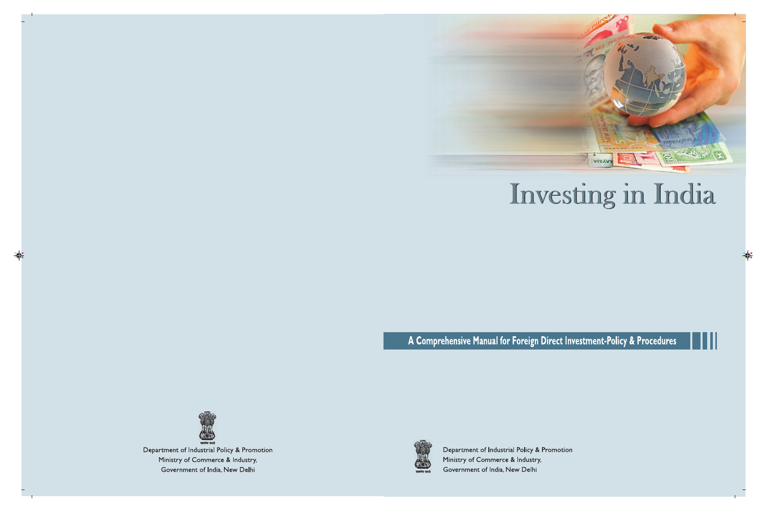# Investing in India

## A Comprehensive Manual for Foreign Direct Investment-Policy & Procedures

Department of Industrial Policy & Promotion
Ministry of Commerce & Industry,
Government of India, New Delhi

Department of Industrial Policy & Promotion
Ministry of Commerce & Industry,
Government of India, New Delhi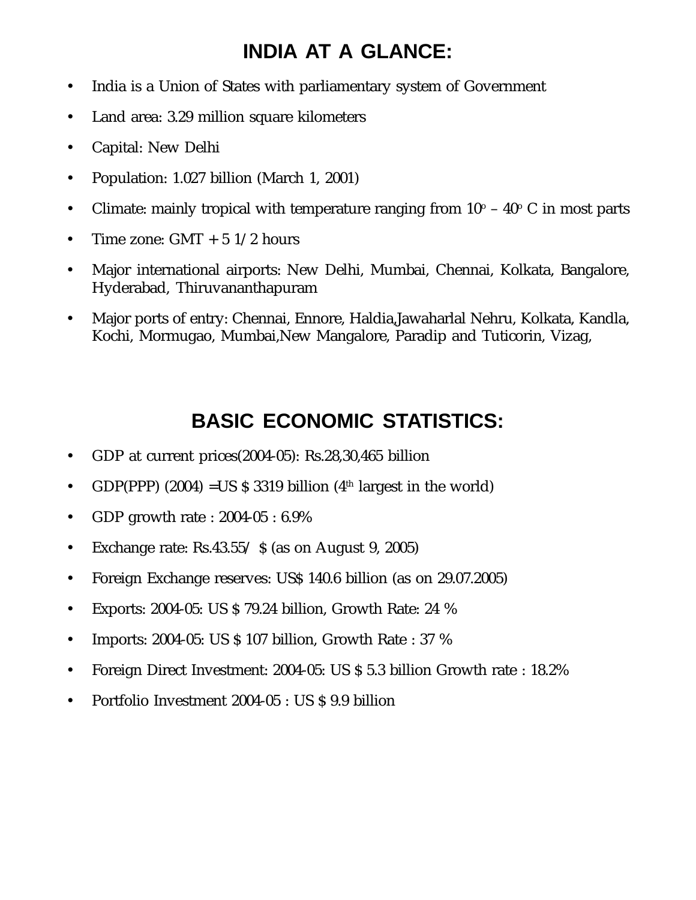# INDIA AT A GLANCE:

- India is a Union of States with parliamentary system of Government
- Land area: 3.29 million square kilometers
- Capital: New Delhi
- Population: 1.027 billion (March 1, 2001)
- Climate: mainly tropical with temperature ranging from $10^{o}$ – $40^{o}$ C in most parts
- Time zone: GMT + 5 1/2 hours
- Major international airports: New Delhi, Mumbai, Chennai, Kolkata, Bangalore, Hyderabad, Thiruvananthapuram
- Major ports of entry: Chennai, Ennore, Haldia,Jawaharlal Nehru, Kolkata, Kandla, Kochi, Mormugao, Mumbai,New Mangalore, Paradip and Tuticorin, Vizag,

# BASIC ECONOMIC STATISTICS:

- GDP at current prices(2004-05): Rs.28,30,465 billion
- GDP(PPP) (2004) =US $ 3319 billion ($4^{th}$ largest in the world)
- GDP growth rate : 2004-05 : 6.9%
- Exchange rate: Rs.43.55/ $ (as on August 9, 2005)
- Foreign Exchange reserves: US$ 140.6 billion (as on 29.07.2005)
- Exports: 2004-05: US $ 79.24 billion, Growth Rate: 24 %
- Imports: 2004-05: US $ 107 billion, Growth Rate : 37 %
- Foreign Direct Investment: 2004-05: US $ 5.3 billion Growth rate : 18.2%
- Portfolio Investment 2004-05 : US $ 9.9 billion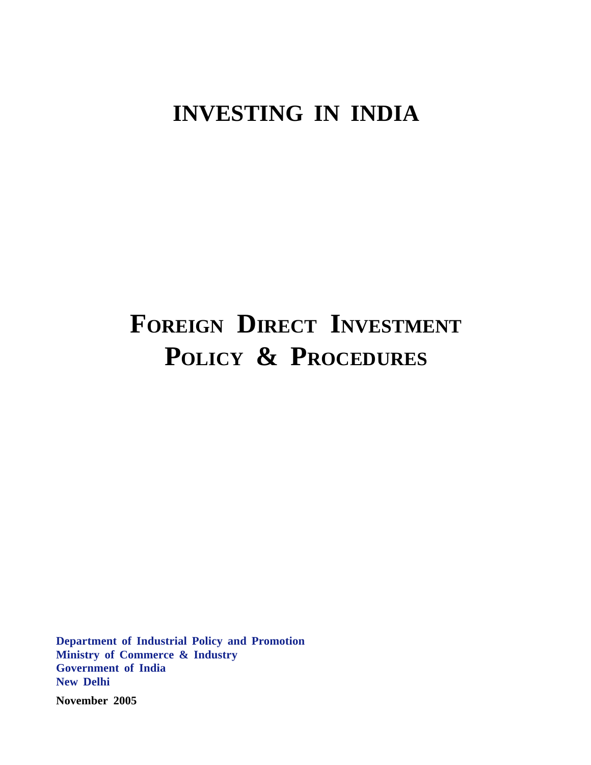# INVESTING IN INDIA

# FOREIGN DIRECT INVESTMENT POLICY & PROCEDURES

**Department of Industrial Policy and Promotion**
**Ministry of Commerce & Industry**
**Government of India**
**New Delhi**

**November 2005**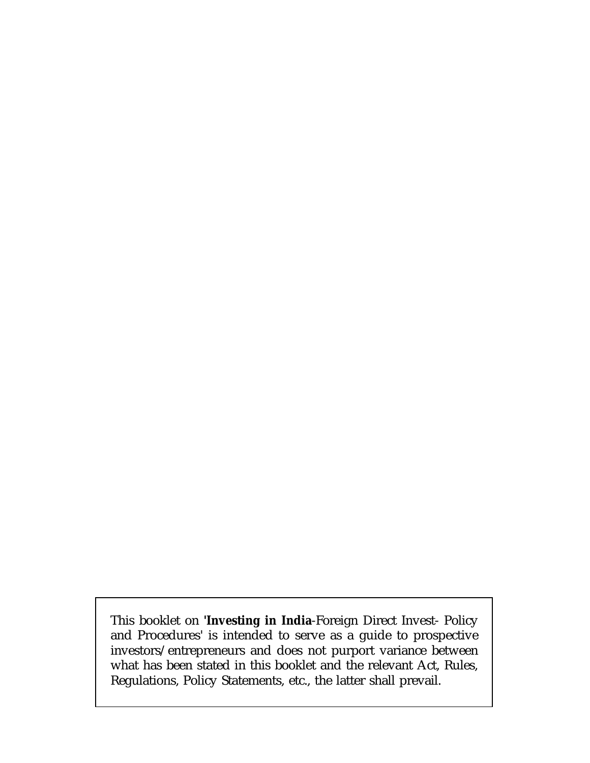This booklet on **'Investing in India**-Foreign Direct Invest- Policy and Procedures' is intended to serve as a guide to prospective investors/entrepreneurs and does not purport variance between what has been stated in this booklet and the relevant Act, Rules, Regulations, Policy Statements, etc., the latter shall prevail.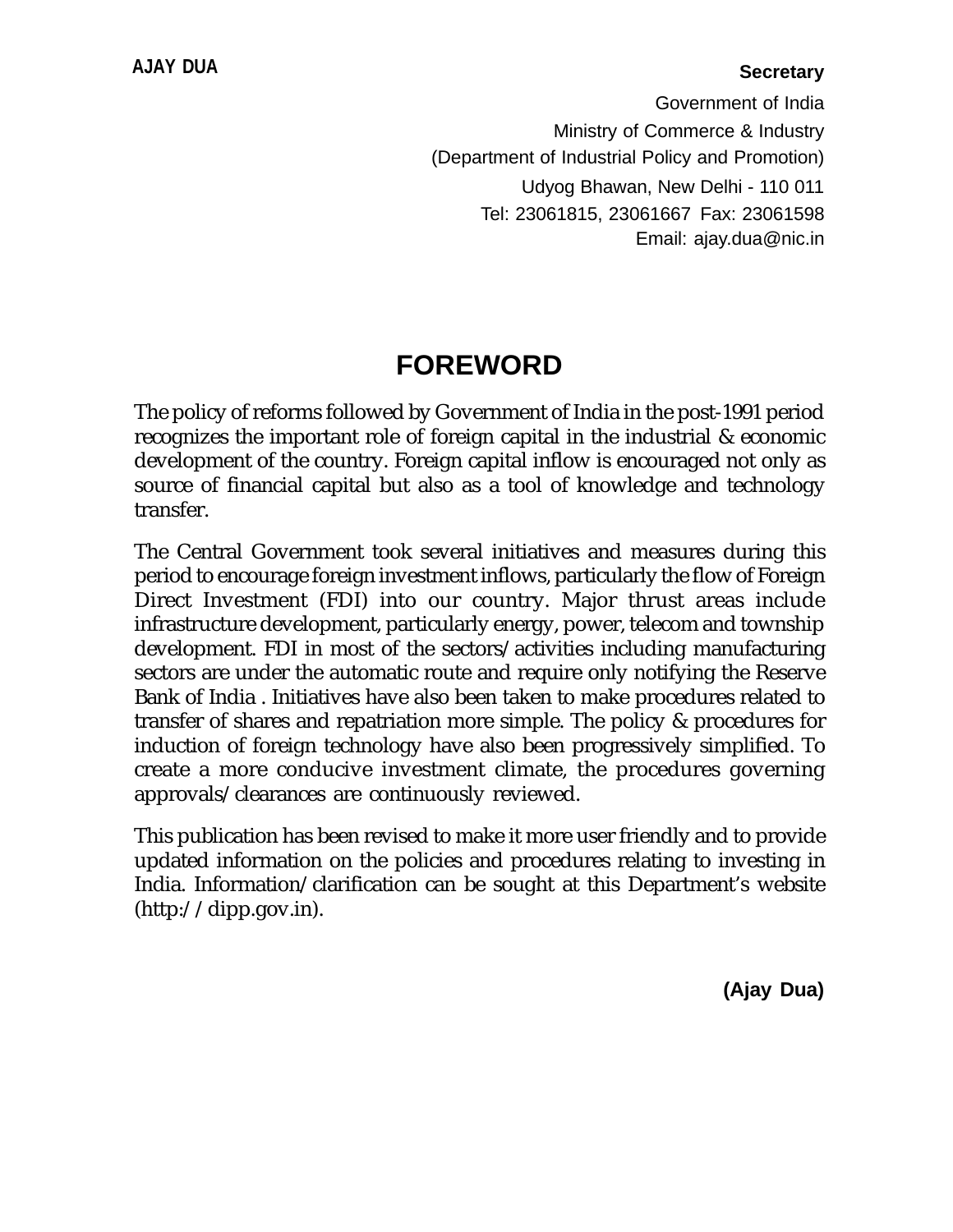**AJAY DUA**

**Secretary**

Government of India
Ministry of Commerce & Industry
(Department of Industrial Policy and Promotion)
Udyog Bhawan, New Delhi - 110 011
Tel: 23061815, 23061667 Fax: 23061598
Email: ajay.dua@nic.in

# FOREWORD

The policy of reforms followed by Government of India in the post-1991 period recognizes the important role of foreign capital in the industrial & economic development of the country. Foreign capital inflow is encouraged not only as source of financial capital but also as a tool of knowledge and technology transfer.

The Central Government took several initiatives and measures during this period to encourage foreign investment inflows, particularly the flow of Foreign Direct Investment (FDI) into our country. Major thrust areas include infrastructure development, particularly energy, power, telecom and township development. FDI in most of the sectors/activities including manufacturing sectors are under the automatic route and require only notifying the Reserve Bank of India . Initiatives have also been taken to make procedures related to transfer of shares and repatriation more simple. The policy & procedures for induction of foreign technology have also been progressively simplified. To create a more conducive investment climate, the procedures governing approvals/clearances are continuously reviewed.

This publication has been revised to make it more user friendly and to provide updated information on the policies and procedures relating to investing in India. Information/clarification can be sought at this Department's website (http://dipp.gov.in).

**(Ajay Dua)**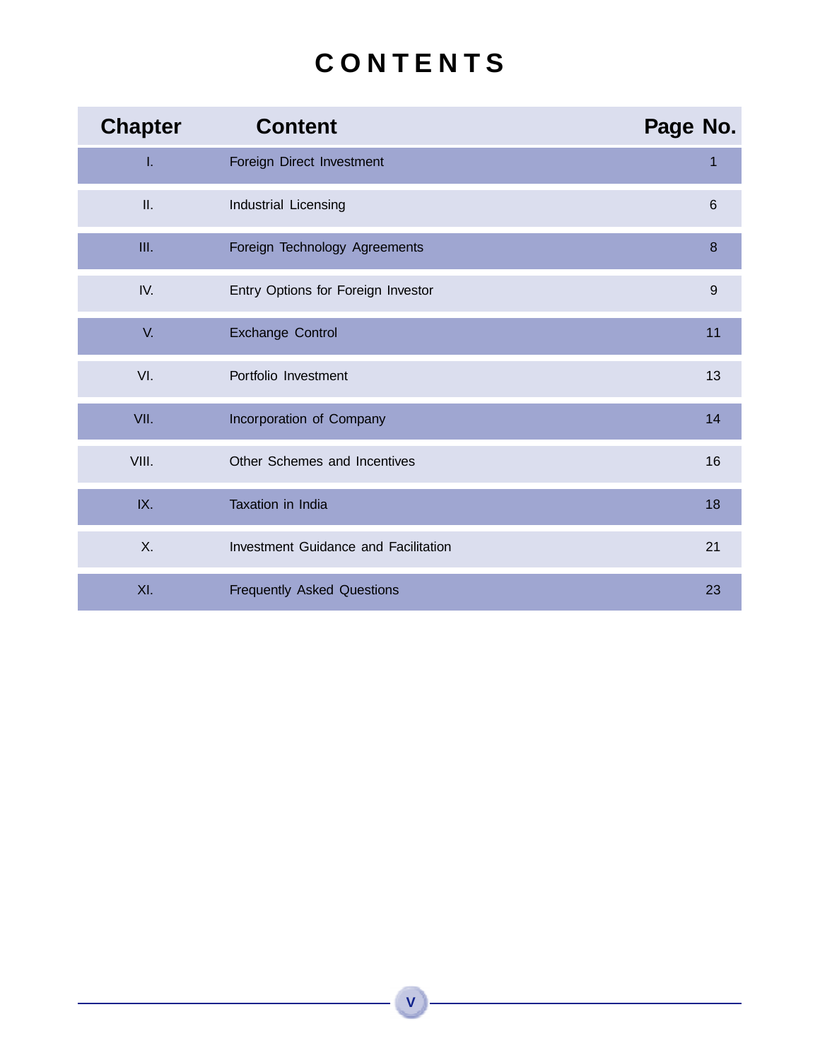# CONTENTS

| Chapter | Content | Page No. |
| --- | --- | --- |
| I. | Foreign Direct Investment | 1 |
| II. | Industrial Licensing | 6 |
| III. | Foreign Technology Agreements | 8 |
| IV. | Entry Options for Foreign Investor | 9 |
| V. | Exchange Control | 11 |
| VI. | Portfolio Investment | 13 |
| VII. | Incorporation of Company | 14 |
| VIII. | Other Schemes and Incentives | 16 |
| IX. | Taxation in India | 18 |
| X. | Investment Guidance and Facilitation | 21 |
| XI. | Frequently Asked Questions | 23 |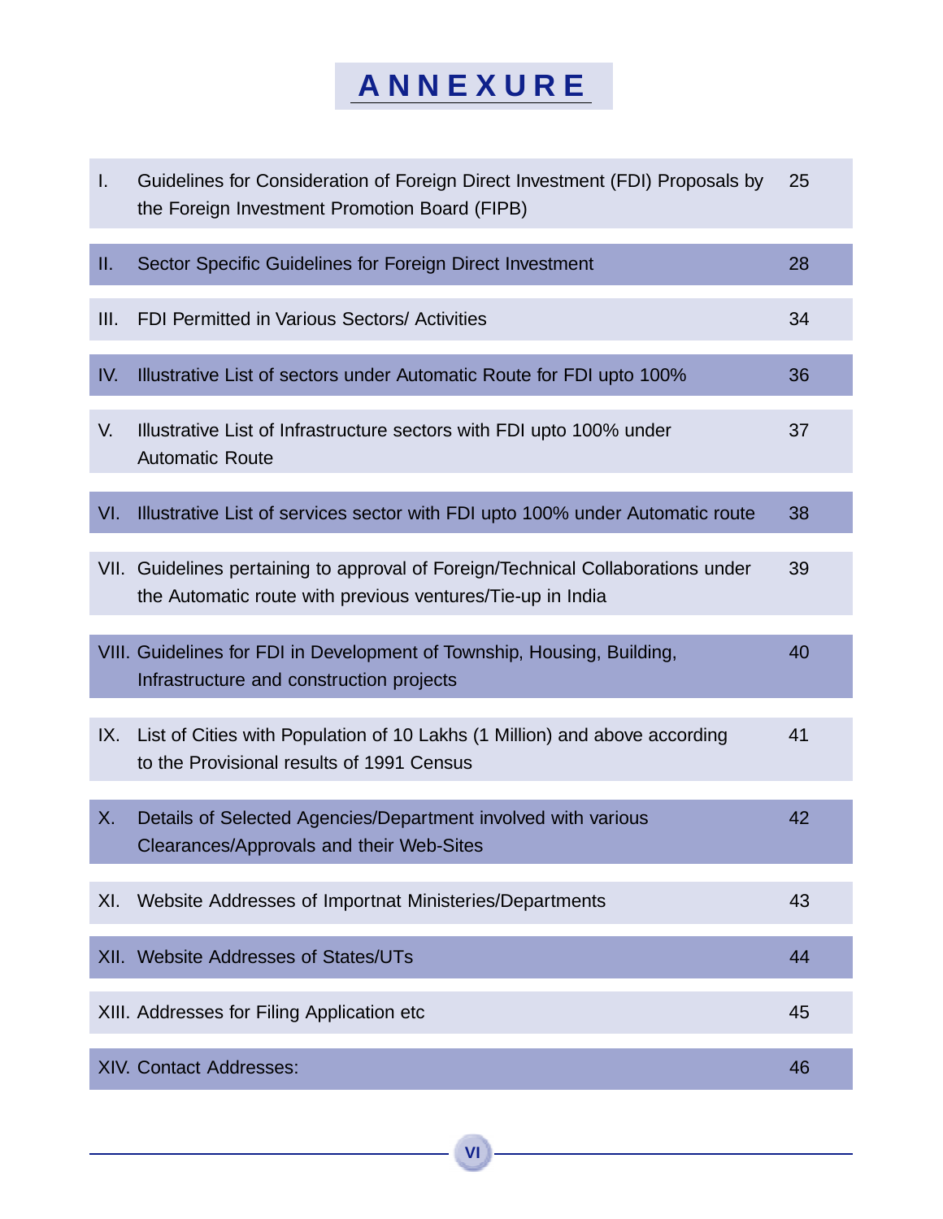# ANNEXURE

| | | |
|---|---|---|
| I. | Guidelines for Consideration of Foreign Direct Investment (FDI) Proposals by the Foreign Investment Promotion Board (FIPB) | 25 |
| II. | Sector Specific Guidelines for Foreign Direct Investment | 28 |
| III. | FDI Permitted in Various Sectors/ Activities | 34 |
| IV. | Illustrative List of sectors under Automatic Route for FDI upto 100% | 36 |
| V. | Illustrative List of Infrastructure sectors with FDI upto 100% under Automatic Route | 37 |
| VI. | Illustrative List of services sector with FDI upto 100% under Automatic route | 38 |
| VII. | Guidelines pertaining to approval of Foreign/Technical Collaborations under the Automatic route with previous ventures/Tie-up in India | 39 |
| VIII. | Guidelines for FDI in Development of Township, Housing, Building, Infrastructure and construction projects | 40 |
| IX. | List of Cities with Population of 10 Lakhs (1 Million) and above according to the Provisional results of 1991 Census | 41 |
| X. | Details of Selected Agencies/Department involved with various Clearances/Approvals and their Web-Sites | 42 |
| XI. | Website Addresses of Importnat Ministeries/Departments | 43 |
| XII. | Website Addresses of States/UTs | 44 |
| XIII. | Addresses for Filing Application etc | 45 |
| XIV. | Contact Addresses: | 46 |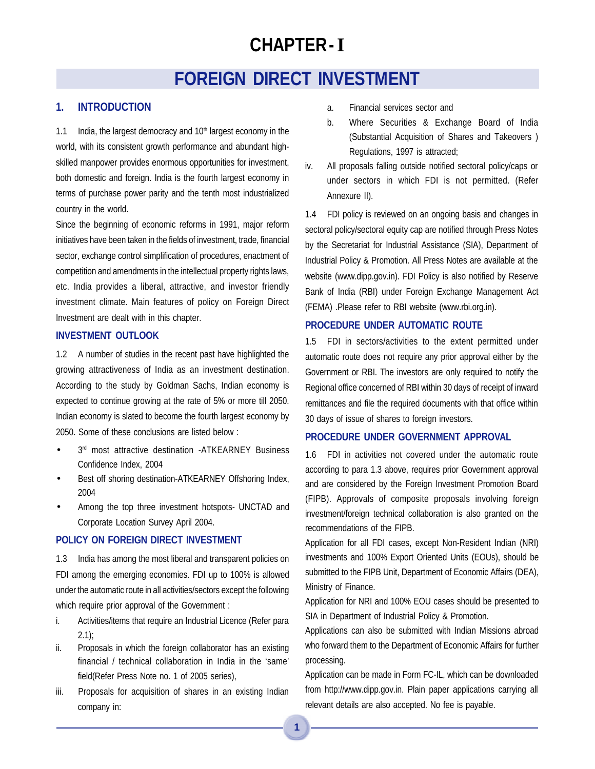# CHAPTER - I

## FOREIGN DIRECT INVESTMENT

### 1. INTRODUCTION

1.1 India, the largest democracy and 10th largest economy in the world, with its consistent growth performance and abundant high-skilled manpower provides enormous opportunities for investment, both domestic and foreign. India is the fourth largest economy in terms of purchase power parity and the tenth most industrialized country in the world.

Since the beginning of economic reforms in 1991, major reform initiatives have been taken in the fields of investment, trade, financial sector, exchange control simplification of procedures, enactment of competition and amendments in the intellectual property rights laws, etc. India provides a liberal, attractive, and investor friendly investment climate. Main features of policy on Foreign Direct Investment are dealt with in this chapter.

### INVESTMENT OUTLOOK

1.2 A number of studies in the recent past have highlighted the growing attractiveness of India as an investment destination. According to the study by Goldman Sachs, Indian economy is expected to continue growing at the rate of 5% or more till 2050. Indian economy is slated to become the fourth largest economy by 2050. Some of these conclusions are listed below :

- 3rd most attractive destination -ATKEARNEY Business Confidence Index, 2004
- Best off shoring destination-ATKEARNEY Offshoring Index, 2004
- Among the top three investment hotspots- UNCTAD and Corporate Location Survey April 2004.

### POLICY ON FOREIGN DIRECT INVESTMENT

1.3 India has among the most liberal and transparent policies on FDI among the emerging economies. FDI up to 100% is allowed under the automatic route in all activities/sectors except the following which require prior approval of the Government :

i. Activities/items that require an Industrial Licence (Refer para 2.1);

ii. Proposals in which the foreign collaborator has an existing financial / technical collaboration in India in the 'same' field(Refer Press Note no. 1 of 2005 series),

iii. Proposals for acquisition of shares in an existing Indian company in:

   a. Financial services sector and

   b. Where Securities & Exchange Board of India (Substantial Acquisition of Shares and Takeovers ) Regulations, 1997 is attracted;

iv. All proposals falling outside notified sectoral policy/caps or under sectors in which FDI is not permitted. (Refer Annexure II).

1.4 FDI policy is reviewed on an ongoing basis and changes in sectoral policy/sectoral equity cap are notified through Press Notes by the Secretariat for Industrial Assistance (SIA), Department of Industrial Policy & Promotion. All Press Notes are available at the website (www.dipp.gov.in). FDI Policy is also notified by Reserve Bank of India (RBI) under Foreign Exchange Management Act (FEMA) .Please refer to RBI website (www.rbi.org.in).

### PROCEDURE UNDER AUTOMATIC ROUTE

1.5 FDI in sectors/activities to the extent permitted under automatic route does not require any prior approval either by the Government or RBI. The investors are only required to notify the Regional office concerned of RBI within 30 days of receipt of inward remittances and file the required documents with that office within 30 days of issue of shares to foreign investors.

### PROCEDURE UNDER GOVERNMENT APPROVAL

1.6 FDI in activities not covered under the automatic route according to para 1.3 above, requires prior Government approval and are considered by the Foreign Investment Promotion Board (FIPB). Approvals of composite proposals involving foreign investment/foreign technical collaboration is also granted on the recommendations of the FIPB.

Application for all FDI cases, except Non-Resident Indian (NRI) investments and 100% Export Oriented Units (EOUs), should be submitted to the FIPB Unit, Department of Economic Affairs (DEA), Ministry of Finance.

Application for NRI and 100% EOU cases should be presented to SIA in Department of Industrial Policy & Promotion.

Applications can also be submitted with Indian Missions abroad who forward them to the Department of Economic Affairs for further processing.

Application can be made in Form FC-IL, which can be downloaded from http://www.dipp.gov.in. Plain paper applications carrying all relevant details are also accepted. No fee is payable.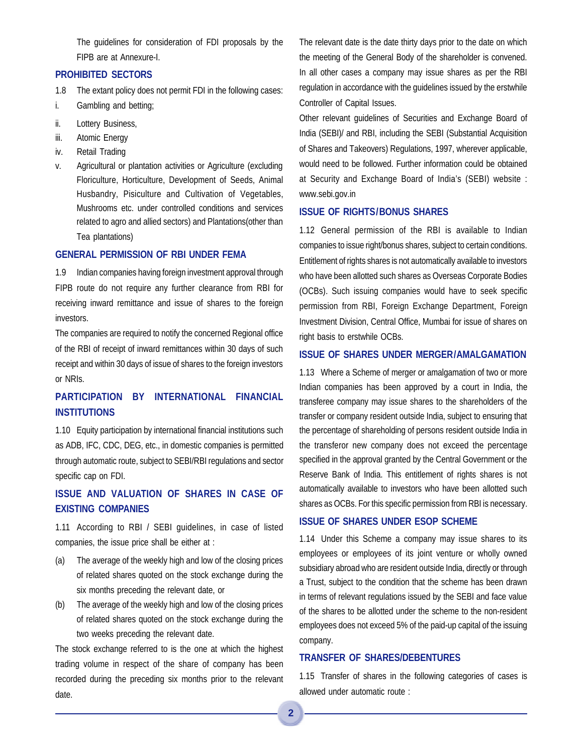The guidelines for consideration of FDI proposals by the FIPB are at Annexure-I.

## PROHIBITED SECTORS

1.8 The extant policy does not permit FDI in the following cases:

i. Gambling and betting;

ii. Lottery Business,

iii. Atomic Energy

iv. Retail Trading

v. Agricultural or plantation activities or Agriculture (excluding Floriculture, Horticulture, Development of Seeds, Animal Husbandry, Pisiculture and Cultivation of Vegetables, Mushrooms etc. under controlled conditions and services related to agro and allied sectors) and Plantations(other than Tea plantations)

## GENERAL PERMISSION OF RBI UNDER FEMA

1.9 Indian companies having foreign investment approval through FIPB route do not require any further clearance from RBI for receiving inward remittance and issue of shares to the foreign investors.

The companies are required to notify the concerned Regional office of the RBI of receipt of inward remittances within 30 days of such receipt and within 30 days of issue of shares to the foreign investors or NRIs.

## PARTICIPATION BY INTERNATIONAL FINANCIAL INSTITUTIONS

1.10 Equity participation by international financial institutions such as ADB, IFC, CDC, DEG, etc., in domestic companies is permitted through automatic route, subject to SEBI/RBI regulations and sector specific cap on FDI.

## ISSUE AND VALUATION OF SHARES IN CASE OF EXISTING COMPANIES

1.11 According to RBI / SEBI guidelines, in case of listed companies, the issue price shall be either at :

(a) The average of the weekly high and low of the closing prices of related shares quoted on the stock exchange during the six months preceding the relevant date, or

(b) The average of the weekly high and low of the closing prices of related shares quoted on the stock exchange during the two weeks preceding the relevant date.

The stock exchange referred to is the one at which the highest trading volume in respect of the share of company has been recorded during the preceding six months prior to the relevant date.

The relevant date is the date thirty days prior to the date on which the meeting of the General Body of the shareholder is convened. In all other cases a company may issue shares as per the RBI regulation in accordance with the guidelines issued by the erstwhile Controller of Capital Issues.

Other relevant guidelines of Securities and Exchange Board of India (SEBI)/ and RBI, including the SEBI (Substantial Acquisition of Shares and Takeovers) Regulations, 1997, wherever applicable, would need to be followed. Further information could be obtained at Security and Exchange Board of India's (SEBI) website : www.sebi.gov.in

## ISSUE OF RIGHTS/BONUS SHARES

1.12 General permission of the RBI is available to Indian companies to issue right/bonus shares, subject to certain conditions. Entitlement of rights shares is not automatically available to investors who have been allotted such shares as Overseas Corporate Bodies (OCBs). Such issuing companies would have to seek specific permission from RBI, Foreign Exchange Department, Foreign Investment Division, Central Office, Mumbai for issue of shares on right basis to erstwhile OCBs.

## ISSUE OF SHARES UNDER MERGER/AMALGAMATION

1.13 Where a Scheme of merger or amalgamation of two or more Indian companies has been approved by a court in India, the transferee company may issue shares to the shareholders of the transfer or company resident outside India, subject to ensuring that the percentage of shareholding of persons resident outside India in the transferor new company does not exceed the percentage specified in the approval granted by the Central Government or the Reserve Bank of India. This entitlement of rights shares is not automatically available to investors who have been allotted such shares as OCBs. For this specific permission from RBI is necessary.

## ISSUE OF SHARES UNDER ESOP SCHEME

1.14 Under this Scheme a company may issue shares to its employees or employees of its joint venture or wholly owned subsidiary abroad who are resident outside India, directly or through a Trust, subject to the condition that the scheme has been drawn in terms of relevant regulations issued by the SEBI and face value of the shares to be allotted under the scheme to the non-resident employees does not exceed 5% of the paid-up capital of the issuing company.

## TRANSFER OF SHARES/DEBENTURES

1.15 Transfer of shares in the following categories of cases is allowed under automatic route :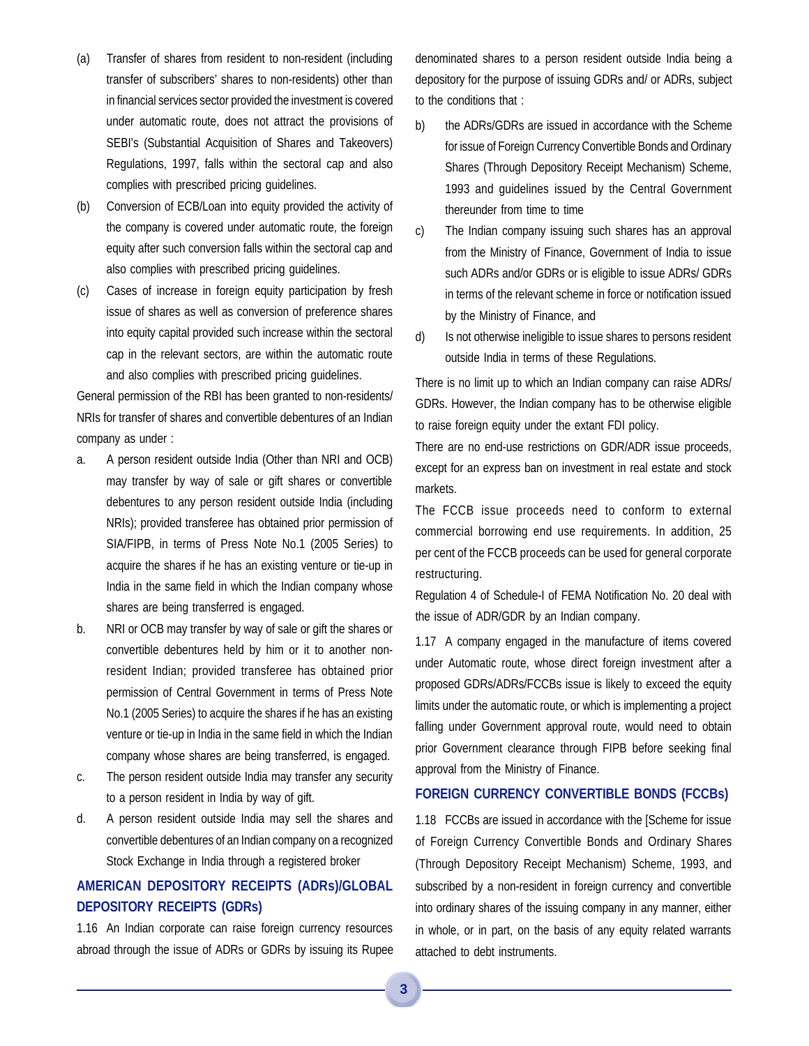(a) Transfer of shares from resident to non-resident (including transfer of subscribers' shares to non-residents) other than in financial services sector provided the investment is covered under automatic route, does not attract the provisions of SEBI's (Substantial Acquisition of Shares and Takeovers) Regulations, 1997, falls within the sectoral cap and also complies with prescribed pricing guidelines.

(b) Conversion of ECB/Loan into equity provided the activity of the company is covered under automatic route, the foreign equity after such conversion falls within the sectoral cap and also complies with prescribed pricing guidelines.

(c) Cases of increase in foreign equity participation by fresh issue of shares as well as conversion of preference shares into equity capital provided such increase within the sectoral cap in the relevant sectors, are within the automatic route and also complies with prescribed pricing guidelines.

General permission of the RBI has been granted to non-residents/ NRIs for transfer of shares and convertible debentures of an Indian company as under :

a. A person resident outside India (Other than NRI and OCB) may transfer by way of sale or gift shares or convertible debentures to any person resident outside India (including NRIs); provided transferee has obtained prior permission of SIA/FIPB, in terms of Press Note No.1 (2005 Series) to acquire the shares if he has an existing venture or tie-up in India in the same field in which the Indian company whose shares are being transferred is engaged.

b. NRI or OCB may transfer by way of sale or gift the shares or convertible debentures held by him or it to another non-resident Indian; provided transferee has obtained prior permission of Central Government in terms of Press Note No.1 (2005 Series) to acquire the shares if he has an existing venture or tie-up in India in the same field in which the Indian company whose shares are being transferred, is engaged.

c. The person resident outside India may transfer any security to a person resident in India by way of gift.

d. A person resident outside India may sell the shares and convertible debentures of an Indian company on a recognized Stock Exchange in India through a registered broker

## AMERICAN DEPOSITORY RECEIPTS (ADRs)/GLOBAL DEPOSITORY RECEIPTS (GDRs)

1.16 An Indian corporate can raise foreign currency resources abroad through the issue of ADRs or GDRs by issuing its Rupee denominated shares to a person resident outside India being a depository for the purpose of issuing GDRs and/ or ADRs, subject to the conditions that :

b) the ADRs/GDRs are issued in accordance with the Scheme for issue of Foreign Currency Convertible Bonds and Ordinary Shares (Through Depository Receipt Mechanism) Scheme, 1993 and guidelines issued by the Central Government thereunder from time to time

c) The Indian company issuing such shares has an approval from the Ministry of Finance, Government of India to issue such ADRs and/or GDRs or is eligible to issue ADRs/ GDRs in terms of the relevant scheme in force or notification issued by the Ministry of Finance, and

d) Is not otherwise ineligible to issue shares to persons resident outside India in terms of these Regulations.

There is no limit up to which an Indian company can raise ADRs/ GDRs. However, the Indian company has to be otherwise eligible to raise foreign equity under the extant FDI policy.

There are no end-use restrictions on GDR/ADR issue proceeds, except for an express ban on investment in real estate and stock markets.

The FCCB issue proceeds need to conform to external commercial borrowing end use requirements. In addition, 25 per cent of the FCCB proceeds can be used for general corporate restructuring.

Regulation 4 of Schedule-I of FEMA Notification No. 20 deal with the issue of ADR/GDR by an Indian company.

1.17 A company engaged in the manufacture of items covered under Automatic route, whose direct foreign investment after a proposed GDRs/ADRs/FCCBs issue is likely to exceed the equity limits under the automatic route, or which is implementing a project falling under Government approval route, would need to obtain prior Government clearance through FIPB before seeking final approval from the Ministry of Finance.

## FOREIGN CURRENCY CONVERTIBLE BONDS (FCCBs)

1.18 FCCBs are issued in accordance with the [Scheme for issue of Foreign Currency Convertible Bonds and Ordinary Shares (Through Depository Receipt Mechanism) Scheme, 1993, and subscribed by a non-resident in foreign currency and convertible into ordinary shares of the issuing company in any manner, either in whole, or in part, on the basis of any equity related warrants attached to debt instruments.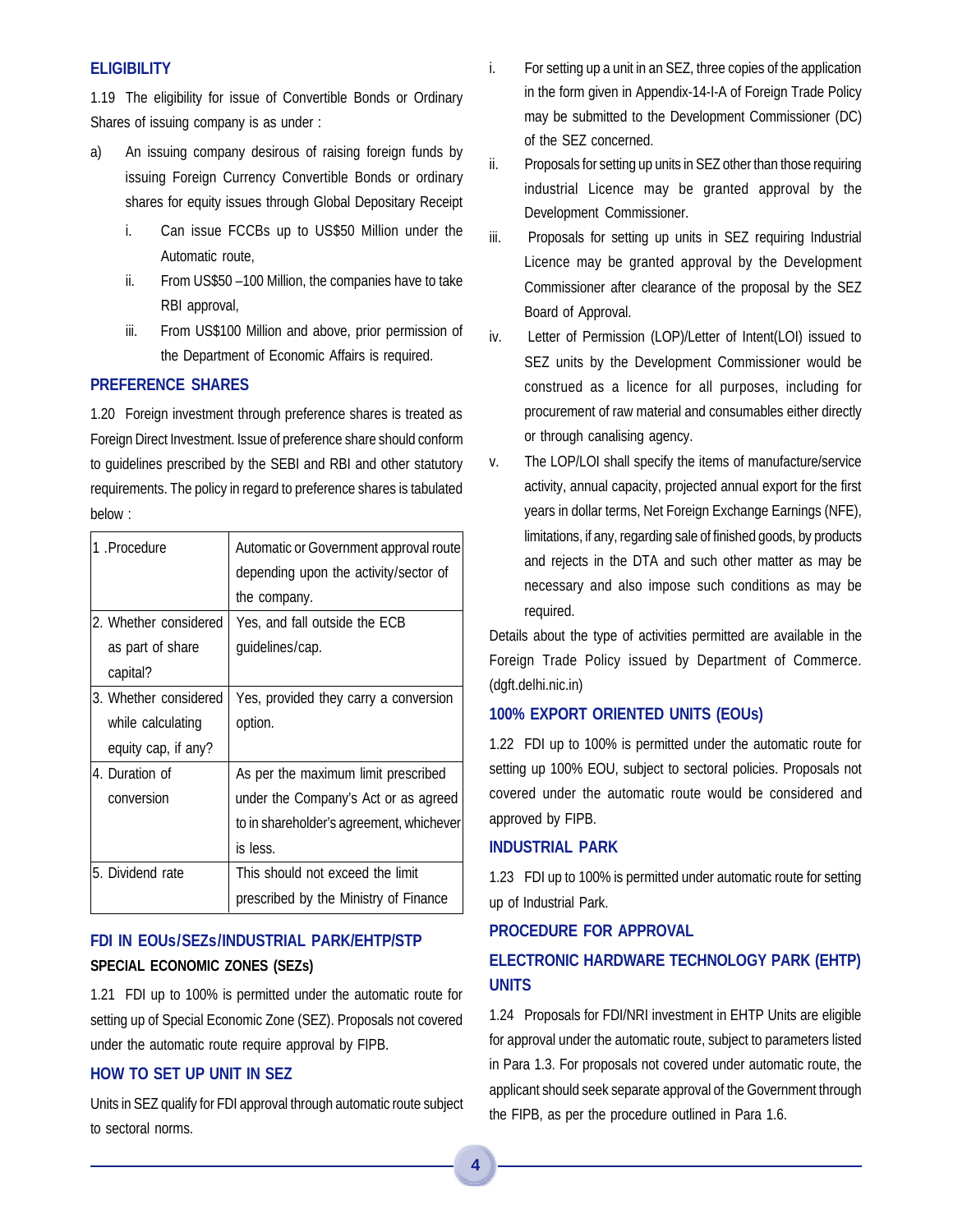## ELIGIBILITY

1.19 The eligibility for issue of Convertible Bonds or Ordinary Shares of issuing company is as under :

a) An issuing company desirous of raising foreign funds by issuing Foreign Currency Convertible Bonds or ordinary shares for equity issues through Global Depositary Receipt

   i. Can issue FCCBs up to US$50 Million under the Automatic route,

   ii. From US$50 –100 Million, the companies have to take RBI approval,

   iii. From US$100 Million and above, prior permission of the Department of Economic Affairs is required.

## PREFERENCE SHARES

1.20 Foreign investment through preference shares is treated as Foreign Direct Investment. Issue of preference share should conform to guidelines prescribed by the SEBI and RBI and other statutory requirements. The policy in regard to preference shares is tabulated below :

| | |
|---|---|
| 1 .Procedure | Automatic or Government approval route depending upon the activity/sector of the company. |
| 2. Whether considered as part of share capital? | Yes, and fall outside the ECB guidelines/cap. |
| 3. Whether considered while calculating equity cap, if any? | Yes, provided they carry a conversion option. |
| 4. Duration of conversion | As per the maximum limit prescribed under the Company's Act or as agreed to in shareholder's agreement, whichever is less. |
| 5. Dividend rate | This should not exceed the limit prescribed by the Ministry of Finance |

## FDI IN EOUs/SEZs/INDUSTRIAL PARK/EHTP/STP

### SPECIAL ECONOMIC ZONES (SEZs)

1.21 FDI up to 100% is permitted under the automatic route for setting up of Special Economic Zone (SEZ). Proposals not covered under the automatic route require approval by FIPB.

## HOW TO SET UP UNIT IN SEZ

Units in SEZ qualify for FDI approval through automatic route subject to sectoral norms.

i. For setting up a unit in an SEZ, three copies of the application in the form given in Appendix-14-I-A of Foreign Trade Policy may be submitted to the Development Commissioner (DC) of the SEZ concerned.

ii. Proposals for setting up units in SEZ other than those requiring industrial Licence may be granted approval by the Development Commissioner.

iii. Proposals for setting up units in SEZ requiring Industrial Licence may be granted approval by the Development Commissioner after clearance of the proposal by the SEZ Board of Approval.

iv. Letter of Permission (LOP)/Letter of Intent(LOI) issued to SEZ units by the Development Commissioner would be construed as a licence for all purposes, including for procurement of raw material and consumables either directly or through canalising agency.

v. The LOP/LOI shall specify the items of manufacture/service activity, annual capacity, projected annual export for the first years in dollar terms, Net Foreign Exchange Earnings (NFE), limitations, if any, regarding sale of finished goods, by products and rejects in the DTA and such other matter as may be necessary and also impose such conditions as may be required.

Details about the type of activities permitted are available in the Foreign Trade Policy issued by Department of Commerce. (dgft.delhi.nic.in)

## 100% EXPORT ORIENTED UNITS (EOUs)

1.22 FDI up to 100% is permitted under the automatic route for setting up 100% EOU, subject to sectoral policies. Proposals not covered under the automatic route would be considered and approved by FIPB.

## INDUSTRIAL PARK

1.23 FDI up to 100% is permitted under automatic route for setting up of Industrial Park.

## PROCEDURE FOR APPROVAL

## ELECTRONIC HARDWARE TECHNOLOGY PARK (EHTP) UNITS

1.24 Proposals for FDI/NRI investment in EHTP Units are eligible for approval under the automatic route, subject to parameters listed in Para 1.3. For proposals not covered under automatic route, the applicant should seek separate approval of the Government through the FIPB, as per the procedure outlined in Para 1.6.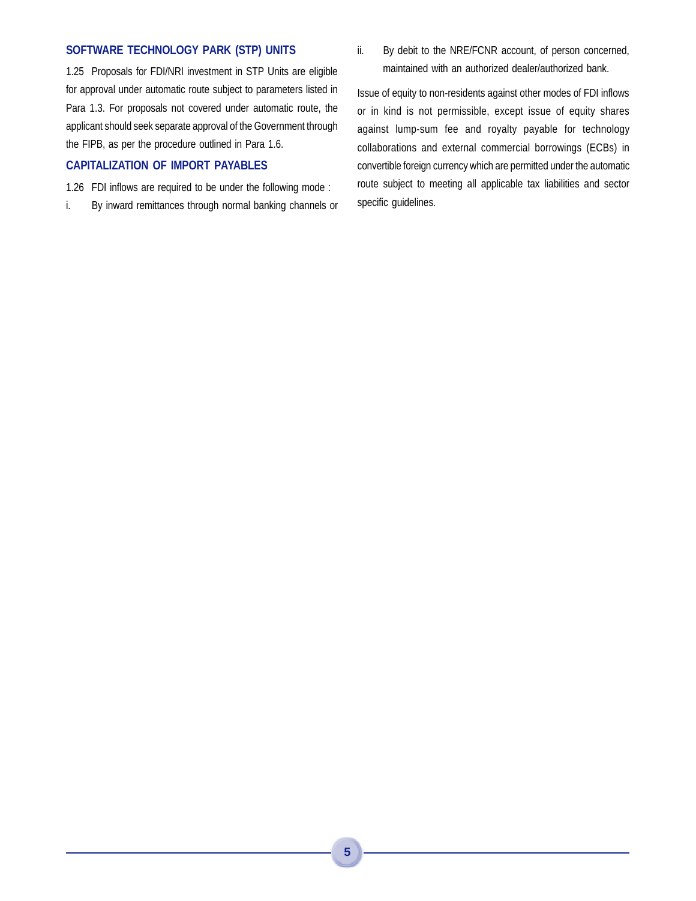### SOFTWARE TECHNOLOGY PARK (STP) UNITS

1.25 Proposals for FDI/NRI investment in STP Units are eligible for approval under automatic route subject to parameters listed in Para 1.3. For proposals not covered under automatic route, the applicant should seek separate approval of the Government through the FIPB, as per the procedure outlined in Para 1.6.

### CAPITALIZATION OF IMPORT PAYABLES

1.26 FDI inflows are required to be under the following mode :

i. By inward remittances through normal banking channels or

ii. By debit to the NRE/FCNR account, of person concerned, maintained with an authorized dealer/authorized bank.

Issue of equity to non-residents against other modes of FDI inflows or in kind is not permissible, except issue of equity shares against lump-sum fee and royalty payable for technology collaborations and external commercial borrowings (ECBs) in convertible foreign currency which are permitted under the automatic route subject to meeting all applicable tax liabilities and sector specific guidelines.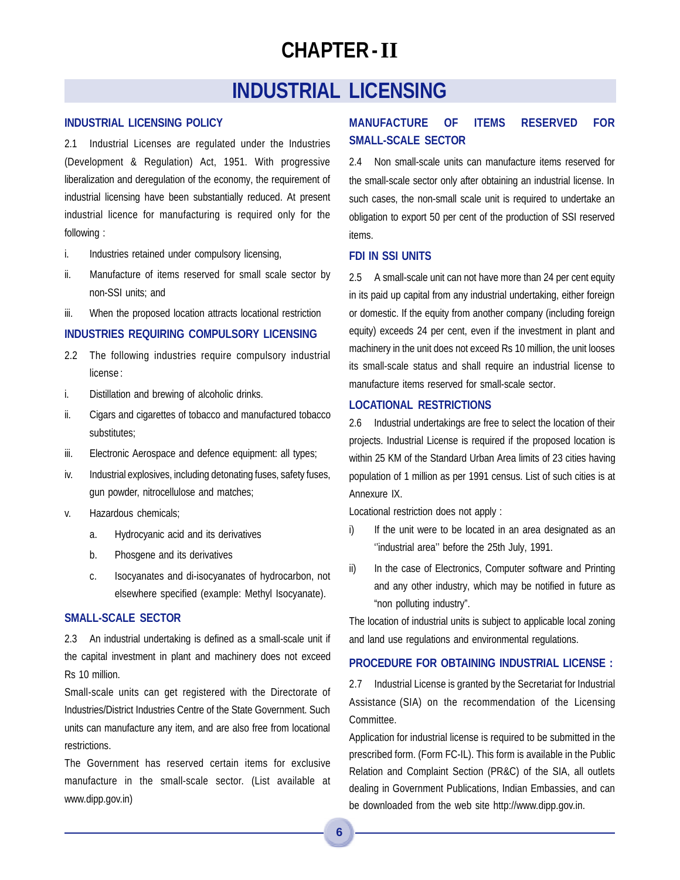# CHAPTER - II

## INDUSTRIAL LICENSING

### INDUSTRIAL LICENSING POLICY

2.1 Industrial Licenses are regulated under the Industries (Development & Regulation) Act, 1951. With progressive liberalization and deregulation of the economy, the requirement of industrial licensing have been substantially reduced. At present industrial licence for manufacturing is required only for the following :

- i. Industries retained under compulsory licensing,
- ii. Manufacture of items reserved for small scale sector by non-SSI units; and
- iii. When the proposed location attracts locational restriction

### INDUSTRIES REQUIRING COMPULSORY LICENSING

2.2 The following industries require compulsory industrial license :

- i. Distillation and brewing of alcoholic drinks.
- ii. Cigars and cigarettes of tobacco and manufactured tobacco substitutes;
- iii. Electronic Aerospace and defence equipment: all types;
- iv. Industrial explosives, including detonating fuses, safety fuses, gun powder, nitrocellulose and matches;
- v. Hazardous chemicals;
  - a. Hydrocyanic acid and its derivatives
  - b. Phosgene and its derivatives
  - c. Isocyanates and di-isocyanates of hydrocarbon, not elsewhere specified (example: Methyl Isocyanate).

### SMALL-SCALE SECTOR

2.3 An industrial undertaking is defined as a small-scale unit if the capital investment in plant and machinery does not exceed Rs 10 million.

Small-scale units can get registered with the Directorate of Industries/District Industries Centre of the State Government. Such units can manufacture any item, and are also free from locational restrictions.

The Government has reserved certain items for exclusive manufacture in the small-scale sector. (List available at www.dipp.gov.in)

### MANUFACTURE OF ITEMS RESERVED FOR SMALL-SCALE SECTOR

2.4 Non small-scale units can manufacture items reserved for the small-scale sector only after obtaining an industrial license. In such cases, the non-small scale unit is required to undertake an obligation to export 50 per cent of the production of SSI reserved items.

### FDI IN SSI UNITS

2.5 A small-scale unit can not have more than 24 per cent equity in its paid up capital from any industrial undertaking, either foreign or domestic. If the equity from another company (including foreign equity) exceeds 24 per cent, even if the investment in plant and machinery in the unit does not exceed Rs 10 million, the unit looses its small-scale status and shall require an industrial license to manufacture items reserved for small-scale sector.

### LOCATIONAL RESTRICTIONS

2.6 Industrial undertakings are free to select the location of their projects. Industrial License is required if the proposed location is within 25 KM of the Standard Urban Area limits of 23 cities having population of 1 million as per 1991 census. List of such cities is at Annexure IX.

Locational restriction does not apply :

- i) If the unit were to be located in an area designated as an ''industrial area'' before the 25th July, 1991.
- ii) In the case of Electronics, Computer software and Printing and any other industry, which may be notified in future as "non polluting industry".

The location of industrial units is subject to applicable local zoning and land use regulations and environmental regulations.

### PROCEDURE FOR OBTAINING INDUSTRIAL LICENSE :

2.7 Industrial License is granted by the Secretariat for Industrial Assistance (SIA) on the recommendation of the Licensing Committee.

Application for industrial license is required to be submitted in the prescribed form. (Form FC-IL). This form is available in the Public Relation and Complaint Section (PR&C) of the SIA, all outlets dealing in Government Publications, Indian Embassies, and can be downloaded from the web site http://www.dipp.gov.in.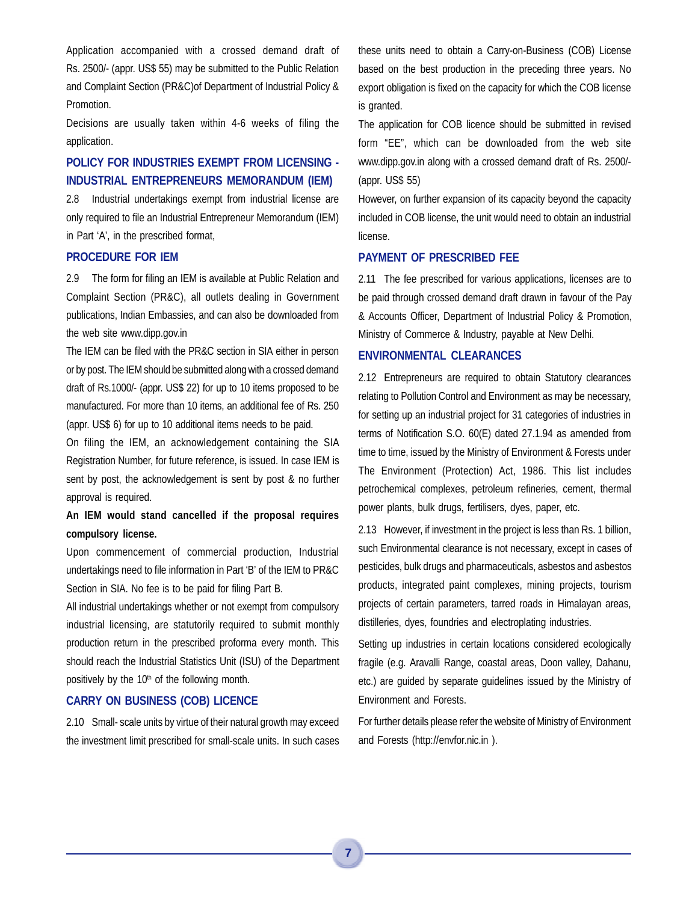Application accompanied with a crossed demand draft of Rs. 2500/- (appr. US$ 55) may be submitted to the Public Relation and Complaint Section (PR&C)of Department of Industrial Policy & Promotion.

Decisions are usually taken within 4-6 weeks of filing the application.

## POLICY FOR INDUSTRIES EXEMPT FROM LICENSING - INDUSTRIAL ENTREPRENEURS MEMORANDUM (IEM)

2.8 Industrial undertakings exempt from industrial license are only required to file an Industrial Entrepreneur Memorandum (IEM) in Part 'A', in the prescribed format,

## PROCEDURE FOR IEM

2.9 The form for filing an IEM is available at Public Relation and Complaint Section (PR&C), all outlets dealing in Government publications, Indian Embassies, and can also be downloaded from the web site www.dipp.gov.in

The IEM can be filed with the PR&C section in SIA either in person or by post. The IEM should be submitted along with a crossed demand draft of Rs.1000/- (appr. US$ 22) for up to 10 items proposed to be manufactured. For more than 10 items, an additional fee of Rs. 250 (appr. US$ 6) for up to 10 additional items needs to be paid.

On filing the IEM, an acknowledgement containing the SIA Registration Number, for future reference, is issued. In case IEM is sent by post, the acknowledgement is sent by post & no further approval is required.

**An IEM would stand cancelled if the proposal requires compulsory license.**

Upon commencement of commercial production, Industrial undertakings need to file information in Part 'B' of the IEM to PR&C Section in SIA. No fee is to be paid for filing Part B.

All industrial undertakings whether or not exempt from compulsory industrial licensing, are statutorily required to submit monthly production return in the prescribed proforma every month. This should reach the Industrial Statistics Unit (ISU) of the Department positively by the 10th of the following month.

## CARRY ON BUSINESS (COB) LICENCE

2.10 Small- scale units by virtue of their natural growth may exceed the investment limit prescribed for small-scale units. In such cases these units need to obtain a Carry-on-Business (COB) License based on the best production in the preceding three years. No export obligation is fixed on the capacity for which the COB license is granted.

The application for COB licence should be submitted in revised form "EE", which can be downloaded from the web site www.dipp.gov.in along with a crossed demand draft of Rs. 2500/- (appr. US$ 55)

However, on further expansion of its capacity beyond the capacity included in COB license, the unit would need to obtain an industrial license.

## PAYMENT OF PRESCRIBED FEE

2.11 The fee prescribed for various applications, licenses are to be paid through crossed demand draft drawn in favour of the Pay & Accounts Officer, Department of Industrial Policy & Promotion, Ministry of Commerce & Industry, payable at New Delhi.

## ENVIRONMENTAL CLEARANCES

2.12 Entrepreneurs are required to obtain Statutory clearances relating to Pollution Control and Environment as may be necessary, for setting up an industrial project for 31 categories of industries in terms of Notification S.O. 60(E) dated 27.1.94 as amended from time to time, issued by the Ministry of Environment & Forests under The Environment (Protection) Act, 1986. This list includes petrochemical complexes, petroleum refineries, cement, thermal power plants, bulk drugs, fertilisers, dyes, paper, etc.

2.13 However, if investment in the project is less than Rs. 1 billion, such Environmental clearance is not necessary, except in cases of pesticides, bulk drugs and pharmaceuticals, asbestos and asbestos products, integrated paint complexes, mining projects, tourism projects of certain parameters, tarred roads in Himalayan areas, distilleries, dyes, foundries and electroplating industries.

Setting up industries in certain locations considered ecologically fragile (e.g. Aravalli Range, coastal areas, Doon valley, Dahanu, etc.) are guided by separate guidelines issued by the Ministry of Environment and Forests.

For further details please refer the website of Ministry of Environment and Forests (http://envfor.nic.in ).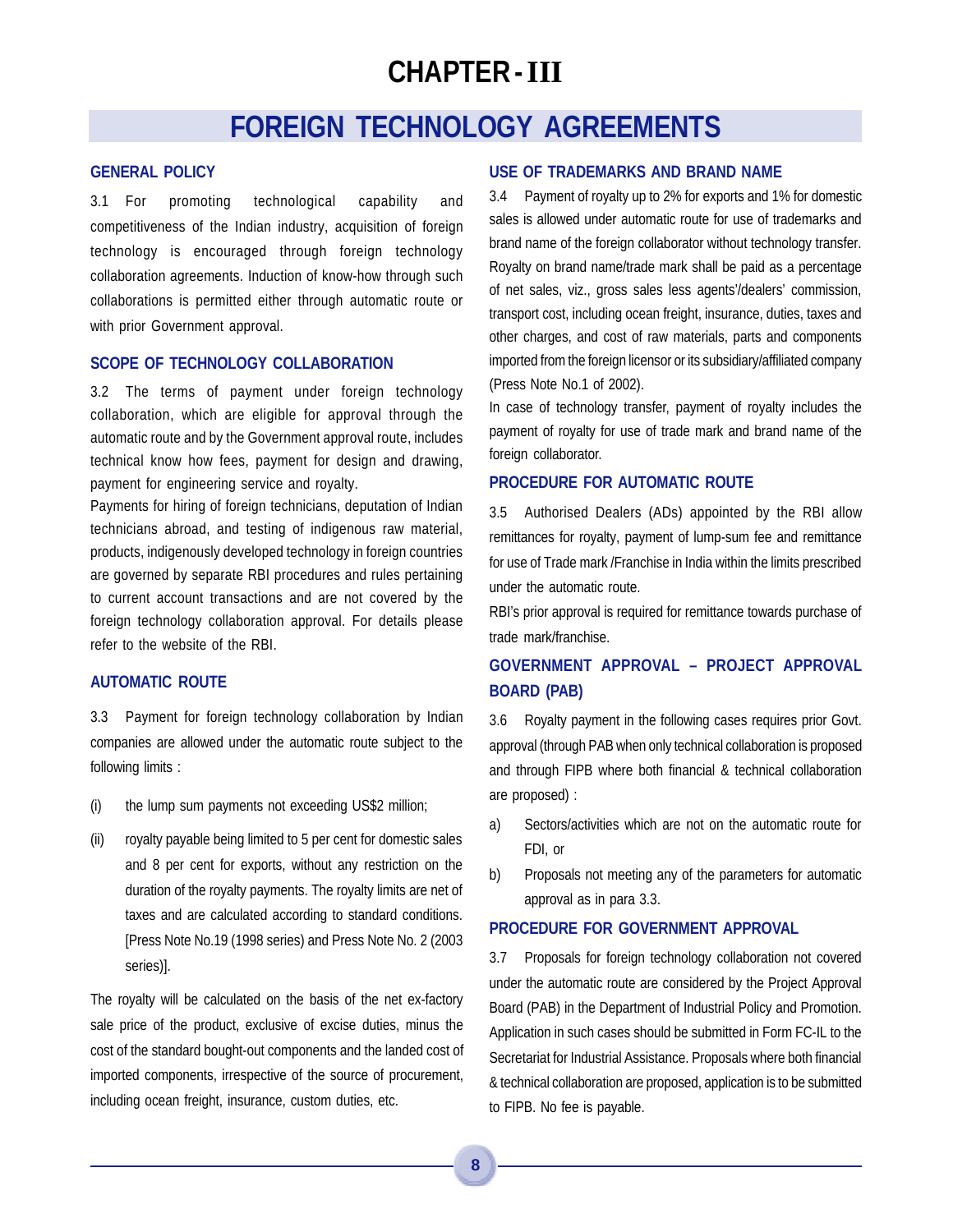# CHAPTER - III

## FOREIGN TECHNOLOGY AGREEMENTS

### GENERAL POLICY

3.1 For promoting technological capability and competitiveness of the Indian industry, acquisition of foreign technology is encouraged through foreign technology collaboration agreements. Induction of know-how through such collaborations is permitted either through automatic route or with prior Government approval.

### SCOPE OF TECHNOLOGY COLLABORATION

3.2 The terms of payment under foreign technology collaboration, which are eligible for approval through the automatic route and by the Government approval route, includes technical know how fees, payment for design and drawing, payment for engineering service and royalty.

Payments for hiring of foreign technicians, deputation of Indian technicians abroad, and testing of indigenous raw material, products, indigenously developed technology in foreign countries are governed by separate RBI procedures and rules pertaining to current account transactions and are not covered by the foreign technology collaboration approval. For details please refer to the website of the RBI.

### AUTOMATIC ROUTE

3.3 Payment for foreign technology collaboration by Indian companies are allowed under the automatic route subject to the following limits :

(i) the lump sum payments not exceeding US$2 million;

(ii) royalty payable being limited to 5 per cent for domestic sales and 8 per cent for exports, without any restriction on the duration of the royalty payments. The royalty limits are net of taxes and are calculated according to standard conditions. [Press Note No.19 (1998 series) and Press Note No. 2 (2003 series)].

The royalty will be calculated on the basis of the net ex-factory sale price of the product, exclusive of excise duties, minus the cost of the standard bought-out components and the landed cost of imported components, irrespective of the source of procurement, including ocean freight, insurance, custom duties, etc.

### USE OF TRADEMARKS AND BRAND NAME

3.4 Payment of royalty up to 2% for exports and 1% for domestic sales is allowed under automatic route for use of trademarks and brand name of the foreign collaborator without technology transfer. Royalty on brand name/trade mark shall be paid as a percentage of net sales, viz., gross sales less agents'/dealers' commission, transport cost, including ocean freight, insurance, duties, taxes and other charges, and cost of raw materials, parts and components imported from the foreign licensor or its subsidiary/affiliated company (Press Note No.1 of 2002).

In case of technology transfer, payment of royalty includes the payment of royalty for use of trade mark and brand name of the foreign collaborator.

### PROCEDURE FOR AUTOMATIC ROUTE

3.5 Authorised Dealers (ADs) appointed by the RBI allow remittances for royalty, payment of lump-sum fee and remittance for use of Trade mark /Franchise in India within the limits prescribed under the automatic route.

RBI's prior approval is required for remittance towards purchase of trade mark/franchise.

### GOVERNMENT APPROVAL – PROJECT APPROVAL BOARD (PAB)

3.6 Royalty payment in the following cases requires prior Govt. approval (through PAB when only technical collaboration is proposed and through FIPB where both financial & technical collaboration are proposed) :

a) Sectors/activities which are not on the automatic route for FDI, or

b) Proposals not meeting any of the parameters for automatic approval as in para 3.3.

### PROCEDURE FOR GOVERNMENT APPROVAL

3.7 Proposals for foreign technology collaboration not covered under the automatic route are considered by the Project Approval Board (PAB) in the Department of Industrial Policy and Promotion. Application in such cases should be submitted in Form FC-IL to the Secretariat for Industrial Assistance. Proposals where both financial & technical collaboration are proposed, application is to be submitted to FIPB. No fee is payable.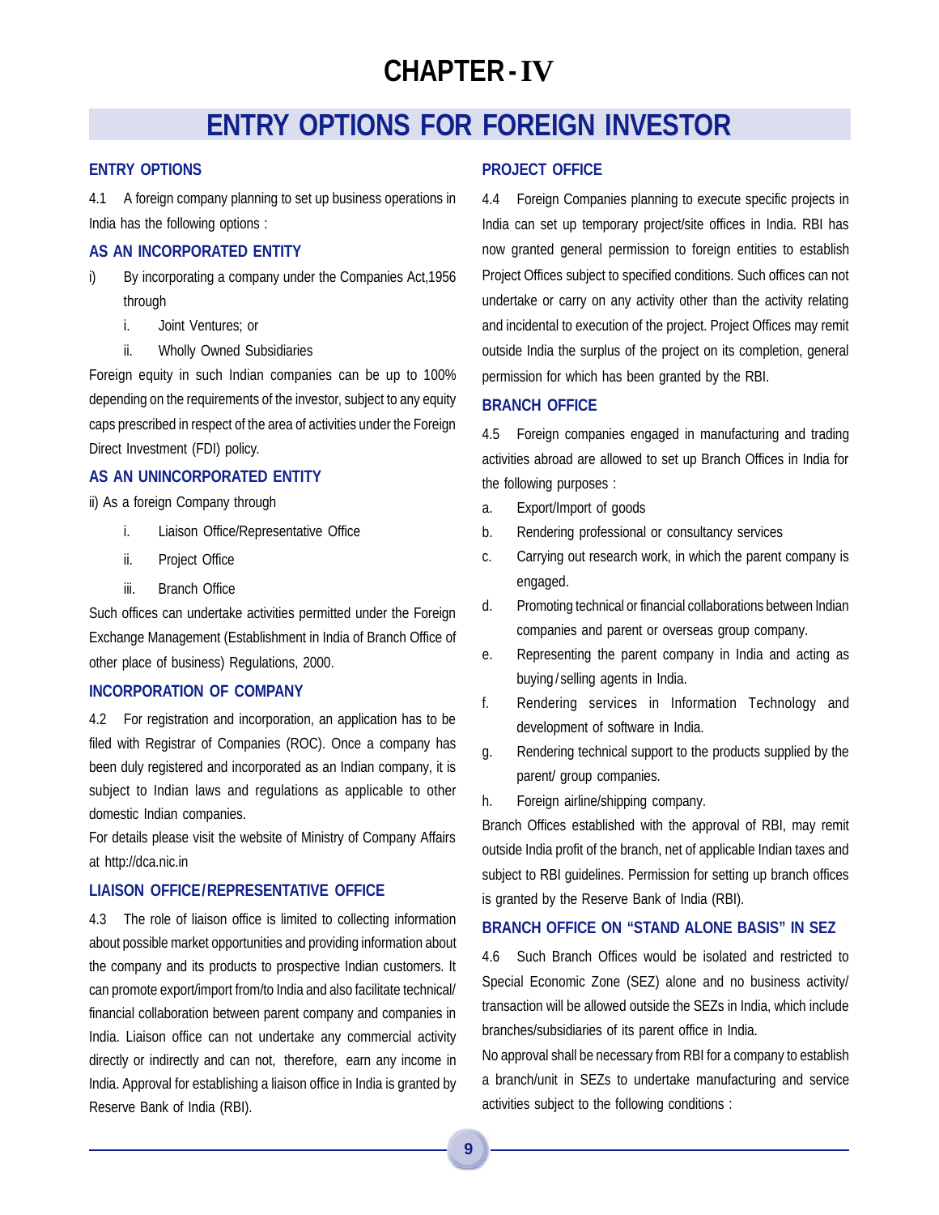# CHAPTER - IV

## ENTRY OPTIONS FOR FOREIGN INVESTOR

### ENTRY OPTIONS

4.1 A foreign company planning to set up business operations in India has the following options :

### AS AN INCORPORATED ENTITY

i) By incorporating a company under the Companies Act,1956 through

   i. Joint Ventures; or

   ii. Wholly Owned Subsidiaries

Foreign equity in such Indian companies can be up to 100% depending on the requirements of the investor, subject to any equity caps prescribed in respect of the area of activities under the Foreign Direct Investment (FDI) policy.

### AS AN UNINCORPORATED ENTITY

ii) As a foreign Company through

   i. Liaison Office/Representative Office

   ii. Project Office

   iii. Branch Office

Such offices can undertake activities permitted under the Foreign Exchange Management (Establishment in India of Branch Office of other place of business) Regulations, 2000.

### INCORPORATION OF COMPANY

4.2 For registration and incorporation, an application has to be filed with Registrar of Companies (ROC). Once a company has been duly registered and incorporated as an Indian company, it is subject to Indian laws and regulations as applicable to other domestic Indian companies.

For details please visit the website of Ministry of Company Affairs at http://dca.nic.in

### LIAISON OFFICE/REPRESENTATIVE OFFICE

4.3 The role of liaison office is limited to collecting information about possible market opportunities and providing information about the company and its products to prospective Indian customers. It can promote export/import from/to India and also facilitate technical/ financial collaboration between parent company and companies in India. Liaison office can not undertake any commercial activity directly or indirectly and can not, therefore, earn any income in India. Approval for establishing a liaison office in India is granted by Reserve Bank of India (RBI).

### PROJECT OFFICE

4.4 Foreign Companies planning to execute specific projects in India can set up temporary project/site offices in India. RBI has now granted general permission to foreign entities to establish Project Offices subject to specified conditions. Such offices can not undertake or carry on any activity other than the activity relating and incidental to execution of the project. Project Offices may remit outside India the surplus of the project on its completion, general permission for which has been granted by the RBI.

### BRANCH OFFICE

4.5 Foreign companies engaged in manufacturing and trading activities abroad are allowed to set up Branch Offices in India for the following purposes :

a. Export/Import of goods
b. Rendering professional or consultancy services
c. Carrying out research work, in which the parent company is engaged.
d. Promoting technical or financial collaborations between Indian companies and parent or overseas group company.
e. Representing the parent company in India and acting as buying/selling agents in India.
f. Rendering services in Information Technology and development of software in India.
g. Rendering technical support to the products supplied by the parent/ group companies.
h. Foreign airline/shipping company.

Branch Offices established with the approval of RBI, may remit outside India profit of the branch, net of applicable Indian taxes and subject to RBI guidelines. Permission for setting up branch offices is granted by the Reserve Bank of India (RBI).

### BRANCH OFFICE ON "STAND ALONE BASIS" IN SEZ

4.6 Such Branch Offices would be isolated and restricted to Special Economic Zone (SEZ) alone and no business activity/ transaction will be allowed outside the SEZs in India, which include branches/subsidiaries of its parent office in India.

No approval shall be necessary from RBI for a company to establish a branch/unit in SEZs to undertake manufacturing and service activities subject to the following conditions :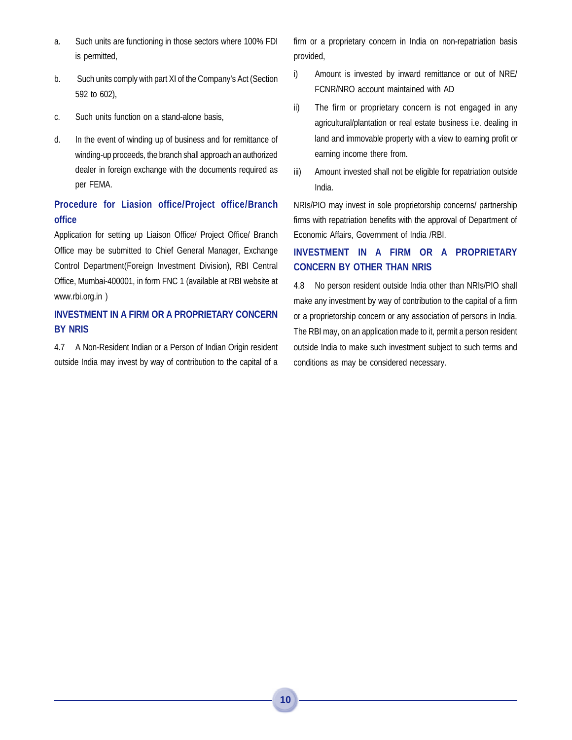a. Such units are functioning in those sectors where 100% FDI is permitted,

b. Such units comply with part XI of the Company's Act (Section 592 to 602),

c. Such units function on a stand-alone basis,

d. In the event of winding up of business and for remittance of winding-up proceeds, the branch shall approach an authorized dealer in foreign exchange with the documents required as per FEMA.

### Procedure for Liasion office/Project office/Branch office

Application for setting up Liaison Office/ Project Office/ Branch Office may be submitted to Chief General Manager, Exchange Control Department(Foreign Investment Division), RBI Central Office, Mumbai-400001, in form FNC 1 (available at RBI website at www.rbi.org.in )

### INVESTMENT IN A FIRM OR A PROPRIETARY CONCERN BY NRIS

4.7 A Non-Resident Indian or a Person of Indian Origin resident outside India may invest by way of contribution to the capital of a firm or a proprietary concern in India on non-repatriation basis provided,

i) Amount is invested by inward remittance or out of NRE/ FCNR/NRO account maintained with AD

ii) The firm or proprietary concern is not engaged in any agricultural/plantation or real estate business i.e. dealing in land and immovable property with a view to earning profit or earning income there from.

iii) Amount invested shall not be eligible for repatriation outside India.

NRIs/PIO may invest in sole proprietorship concerns/ partnership firms with repatriation benefits with the approval of Department of Economic Affairs, Government of India /RBI.

### INVESTMENT IN A FIRM OR A PROPRIETARY CONCERN BY OTHER THAN NRIS

4.8 No person resident outside India other than NRIs/PIO shall make any investment by way of contribution to the capital of a firm or a proprietorship concern or any association of persons in India. The RBI may, on an application made to it, permit a person resident outside India to make such investment subject to such terms and conditions as may be considered necessary.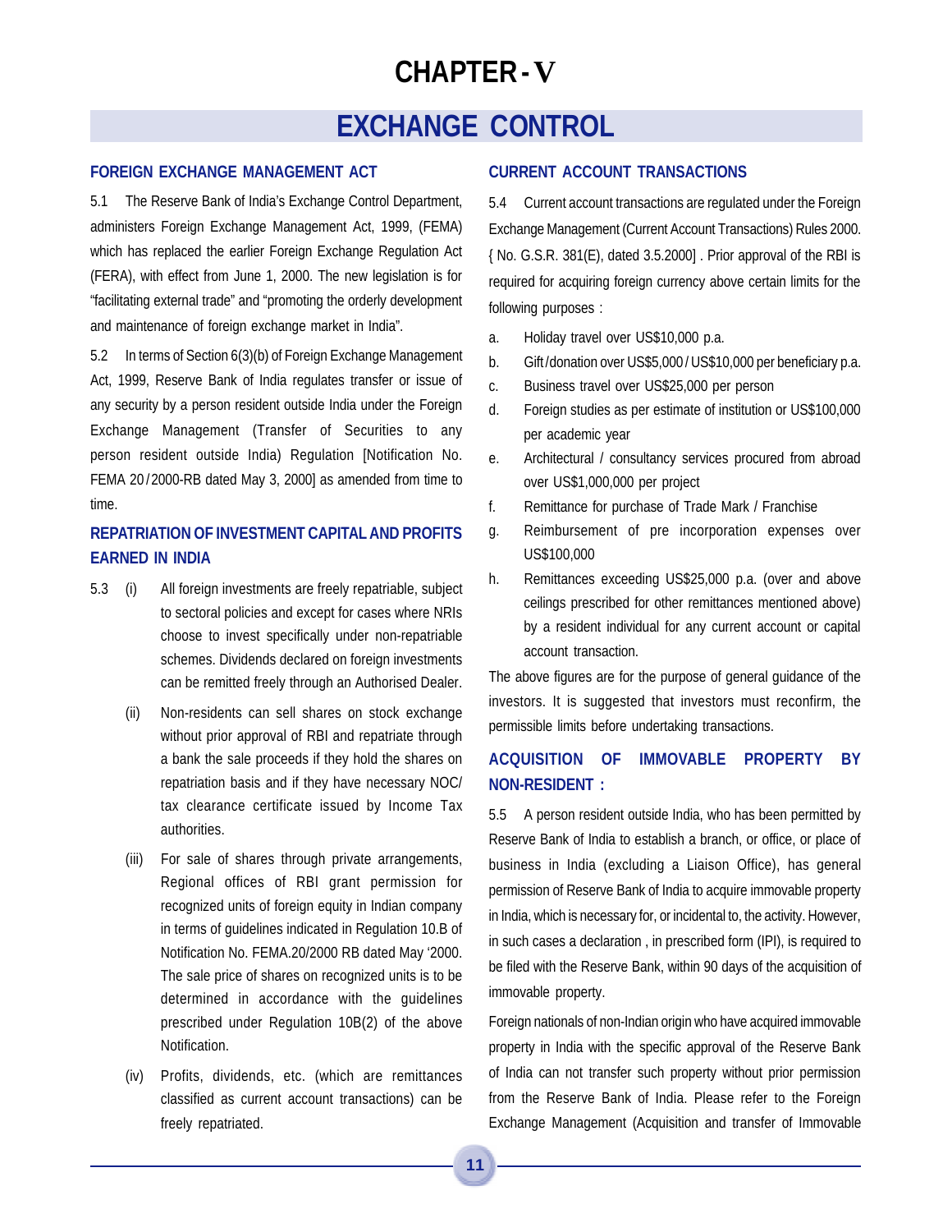# CHAPTER - V

## EXCHANGE CONTROL

### FOREIGN EXCHANGE MANAGEMENT ACT

5.1 The Reserve Bank of India's Exchange Control Department, administers Foreign Exchange Management Act, 1999, (FEMA) which has replaced the earlier Foreign Exchange Regulation Act (FERA), with effect from June 1, 2000. The new legislation is for "facilitating external trade" and "promoting the orderly development and maintenance of foreign exchange market in India".

5.2 In terms of Section 6(3)(b) of Foreign Exchange Management Act, 1999, Reserve Bank of India regulates transfer or issue of any security by a person resident outside India under the Foreign Exchange Management (Transfer of Securities to any person resident outside India) Regulation [Notification No. FEMA 20/2000-RB dated May 3, 2000] as amended from time to time.

### REPATRIATION OF INVESTMENT CAPITAL AND PROFITS EARNED IN INDIA

5.3 (i) All foreign investments are freely repatriable, subject to sectoral policies and except for cases where NRIs choose to invest specifically under non-repatriable schemes. Dividends declared on foreign investments can be remitted freely through an Authorised Dealer.

(ii) Non-residents can sell shares on stock exchange without prior approval of RBI and repatriate through a bank the sale proceeds if they hold the shares on repatriation basis and if they have necessary NOC/ tax clearance certificate issued by Income Tax authorities.

(iii) For sale of shares through private arrangements, Regional offices of RBI grant permission for recognized units of foreign equity in Indian company in terms of guidelines indicated in Regulation 10.B of Notification No. FEMA.20/2000 RB dated May '2000. The sale price of shares on recognized units is to be determined in accordance with the guidelines prescribed under Regulation 10B(2) of the above Notification.

(iv) Profits, dividends, etc. (which are remittances classified as current account transactions) can be freely repatriated.

### CURRENT ACCOUNT TRANSACTIONS

5.4 Current account transactions are regulated under the Foreign Exchange Management (Current Account Transactions) Rules 2000. { No. G.S.R. 381(E), dated 3.5.2000] . Prior approval of the RBI is required for acquiring foreign currency above certain limits for the following purposes :

a. Holiday travel over US$10,000 p.a.
b. Gift/donation over US$5,000/US$10,000 per beneficiary p.a.
c. Business travel over US$25,000 per person
d. Foreign studies as per estimate of institution or US$100,000 per academic year
e. Architectural / consultancy services procured from abroad over US$1,000,000 per project
f. Remittance for purchase of Trade Mark / Franchise
g. Reimbursement of pre incorporation expenses over US$100,000
h. Remittances exceeding US$25,000 p.a. (over and above ceilings prescribed for other remittances mentioned above) by a resident individual for any current account or capital account transaction.

The above figures are for the purpose of general guidance of the investors. It is suggested that investors must reconfirm, the permissible limits before undertaking transactions.

### ACQUISITION OF IMMOVABLE PROPERTY BY NON-RESIDENT :

5.5 A person resident outside India, who has been permitted by Reserve Bank of India to establish a branch, or office, or place of business in India (excluding a Liaison Office), has general permission of Reserve Bank of India to acquire immovable property in India, which is necessary for, or incidental to, the activity. However, in such cases a declaration , in prescribed form (IPI), is required to be filed with the Reserve Bank, within 90 days of the acquisition of immovable property.

Foreign nationals of non-Indian origin who have acquired immovable property in India with the specific approval of the Reserve Bank of India can not transfer such property without prior permission from the Reserve Bank of India. Please refer to the Foreign Exchange Management (Acquisition and transfer of Immovable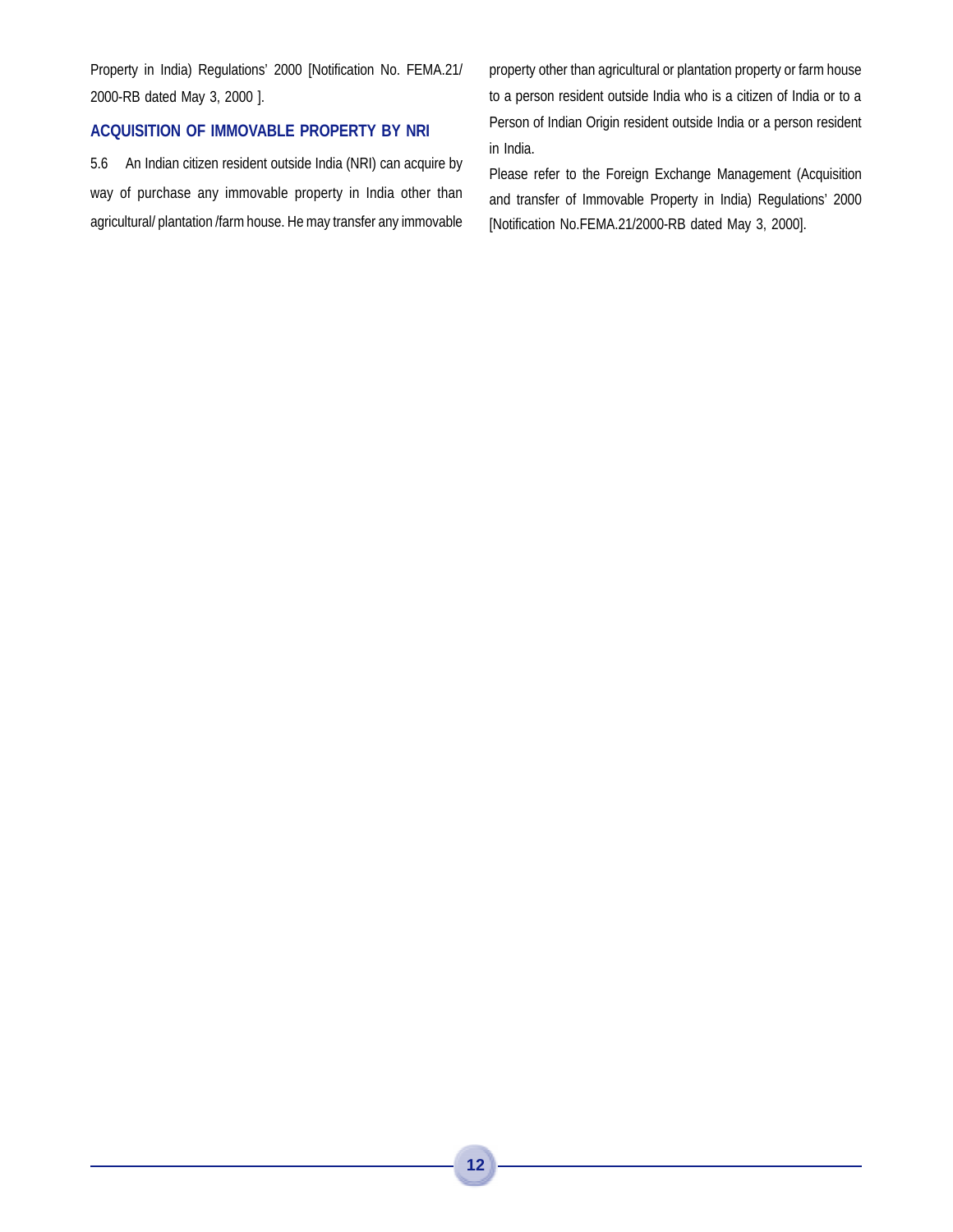Property in India) Regulations' 2000 [Notification No. FEMA.21/2000-RB dated May 3, 2000 ].

## ACQUISITION OF IMMOVABLE PROPERTY BY NRI

5.6 An Indian citizen resident outside India (NRI) can acquire by way of purchase any immovable property in India other than agricultural/ plantation /farm house. He may transfer any immovable property other than agricultural or plantation property or farm house to a person resident outside India who is a citizen of India or to a Person of Indian Origin resident outside India or a person resident in India.

Please refer to the Foreign Exchange Management (Acquisition and transfer of Immovable Property in India) Regulations' 2000 [Notification No.FEMA.21/2000-RB dated May 3, 2000].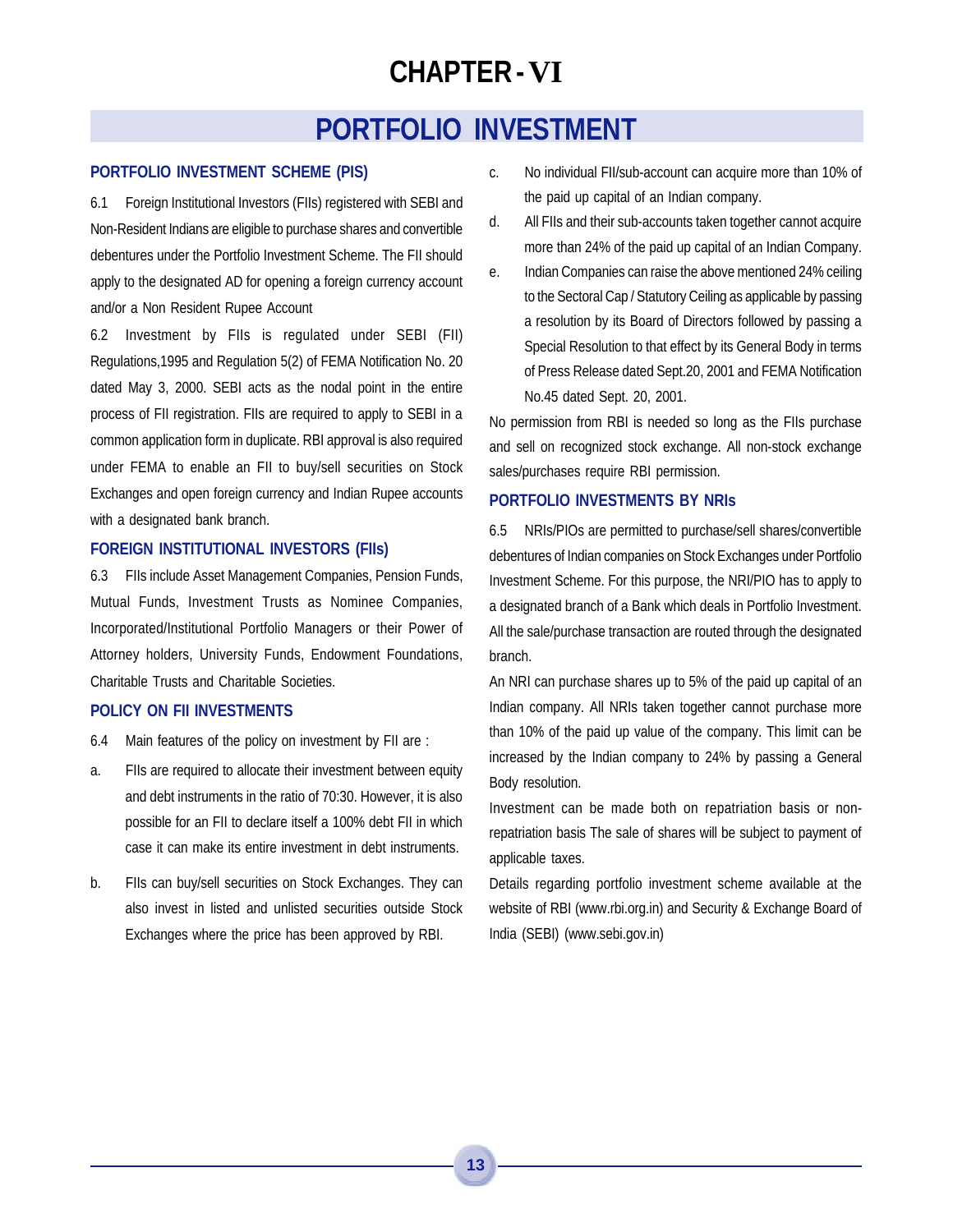# CHAPTER - VI

## PORTFOLIO INVESTMENT

### PORTFOLIO INVESTMENT SCHEME (PIS)

6.1 Foreign Institutional Investors (FIIs) registered with SEBI and Non-Resident Indians are eligible to purchase shares and convertible debentures under the Portfolio Investment Scheme. The FII should apply to the designated AD for opening a foreign currency account and/or a Non Resident Rupee Account

6.2 Investment by FIIs is regulated under SEBI (FII) Regulations,1995 and Regulation 5(2) of FEMA Notification No. 20 dated May 3, 2000. SEBI acts as the nodal point in the entire process of FII registration. FIIs are required to apply to SEBI in a common application form in duplicate. RBI approval is also required under FEMA to enable an FII to buy/sell securities on Stock Exchanges and open foreign currency and Indian Rupee accounts with a designated bank branch.

### FOREIGN INSTITUTIONAL INVESTORS (FIIs)

6.3 FIIs include Asset Management Companies, Pension Funds, Mutual Funds, Investment Trusts as Nominee Companies, Incorporated/Institutional Portfolio Managers or their Power of Attorney holders, University Funds, Endowment Foundations, Charitable Trusts and Charitable Societies.

### POLICY ON FII INVESTMENTS

6.4 Main features of the policy on investment by FII are :

a. FIIs are required to allocate their investment between equity and debt instruments in the ratio of 70:30. However, it is also possible for an FII to declare itself a 100% debt FII in which case it can make its entire investment in debt instruments.

b. FIIs can buy/sell securities on Stock Exchanges. They can also invest in listed and unlisted securities outside Stock Exchanges where the price has been approved by RBI.

c. No individual FII/sub-account can acquire more than 10% of the paid up capital of an Indian company.

d. All FIIs and their sub-accounts taken together cannot acquire more than 24% of the paid up capital of an Indian Company.

e. Indian Companies can raise the above mentioned 24% ceiling to the Sectoral Cap / Statutory Ceiling as applicable by passing a resolution by its Board of Directors followed by passing a Special Resolution to that effect by its General Body in terms of Press Release dated Sept.20, 2001 and FEMA Notification No.45 dated Sept. 20, 2001.

No permission from RBI is needed so long as the FIIs purchase and sell on recognized stock exchange. All non-stock exchange sales/purchases require RBI permission.

### PORTFOLIO INVESTMENTS BY NRIs

6.5 NRIs/PIOs are permitted to purchase/sell shares/convertible debentures of Indian companies on Stock Exchanges under Portfolio Investment Scheme. For this purpose, the NRI/PIO has to apply to a designated branch of a Bank which deals in Portfolio Investment. All the sale/purchase transaction are routed through the designated branch.

An NRI can purchase shares up to 5% of the paid up capital of an Indian company. All NRIs taken together cannot purchase more than 10% of the paid up value of the company. This limit can be increased by the Indian company to 24% by passing a General Body resolution.

Investment can be made both on repatriation basis or non-repatriation basis The sale of shares will be subject to payment of applicable taxes.

Details regarding portfolio investment scheme available at the website of RBI (www.rbi.org.in) and Security & Exchange Board of India (SEBI) (www.sebi.gov.in)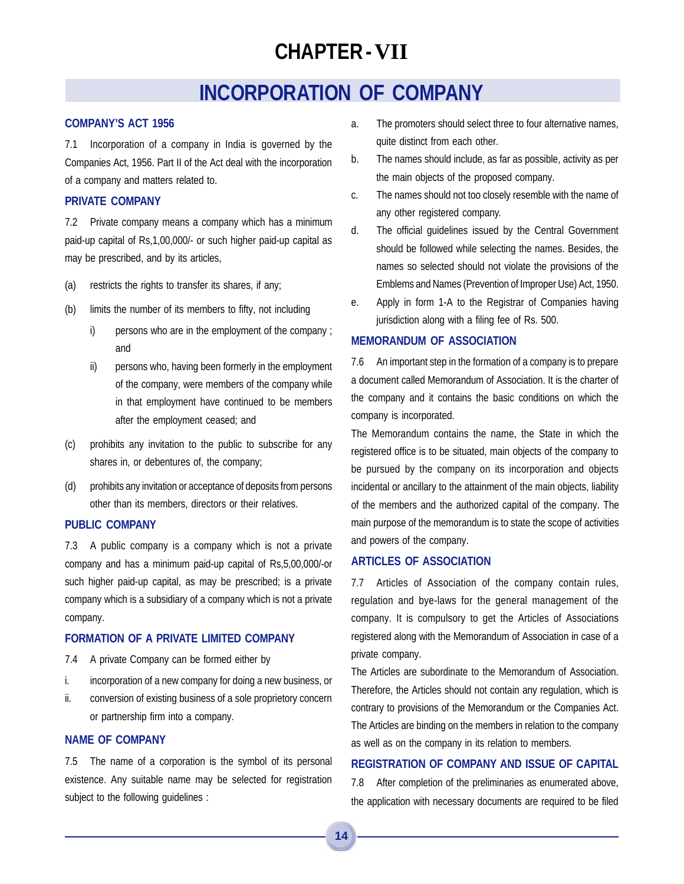# CHAPTER - VII

## INCORPORATION OF COMPANY

### COMPANY'S ACT 1956

7.1 Incorporation of a company in India is governed by the Companies Act, 1956. Part II of the Act deal with the incorporation of a company and matters related to.

### PRIVATE COMPANY

7.2 Private company means a company which has a minimum paid-up capital of Rs,1,00,000/- or such higher paid-up capital as may be prescribed, and by its articles,

(a) restricts the rights to transfer its shares, if any;

(b) limits the number of its members to fifty, not including

  i) persons who are in the employment of the company ; and

  ii) persons who, having been formerly in the employment of the company, were members of the company while in that employment have continued to be members after the employment ceased; and

(c) prohibits any invitation to the public to subscribe for any shares in, or debentures of, the company;

(d) prohibits any invitation or acceptance of deposits from persons other than its members, directors or their relatives.

### PUBLIC COMPANY

7.3 A public company is a company which is not a private company and has a minimum paid-up capital of Rs,5,00,000/-or such higher paid-up capital, as may be prescribed; is a private company which is a subsidiary of a company which is not a private company.

### FORMATION OF A PRIVATE LIMITED COMPANY

7.4 A private Company can be formed either by

i. incorporation of a new company for doing a new business, or

ii. conversion of existing business of a sole proprietory concern or partnership firm into a company.

### NAME OF COMPANY

7.5 The name of a corporation is the symbol of its personal existence. Any suitable name may be selected for registration subject to the following guidelines :

a. The promoters should select three to four alternative names, quite distinct from each other.

b. The names should include, as far as possible, activity as per the main objects of the proposed company.

c. The names should not too closely resemble with the name of any other registered company.

d. The official guidelines issued by the Central Government should be followed while selecting the names. Besides, the names so selected should not violate the provisions of the Emblems and Names (Prevention of Improper Use) Act, 1950.

e. Apply in form 1-A to the Registrar of Companies having jurisdiction along with a filing fee of Rs. 500.

### MEMORANDUM OF ASSOCIATION

7.6 An important step in the formation of a company is to prepare a document called Memorandum of Association. It is the charter of the company and it contains the basic conditions on which the company is incorporated.

The Memorandum contains the name, the State in which the registered office is to be situated, main objects of the company to be pursued by the company on its incorporation and objects incidental or ancillary to the attainment of the main objects, liability of the members and the authorized capital of the company. The main purpose of the memorandum is to state the scope of activities and powers of the company.

### ARTICLES OF ASSOCIATION

7.7 Articles of Association of the company contain rules, regulation and bye-laws for the general management of the company. It is compulsory to get the Articles of Associations registered along with the Memorandum of Association in case of a private company.

The Articles are subordinate to the Memorandum of Association. Therefore, the Articles should not contain any regulation, which is contrary to provisions of the Memorandum or the Companies Act. The Articles are binding on the members in relation to the company as well as on the company in its relation to members.

### REGISTRATION OF COMPANY AND ISSUE OF CAPITAL

7.8 After completion of the preliminaries as enumerated above, the application with necessary documents are required to be filed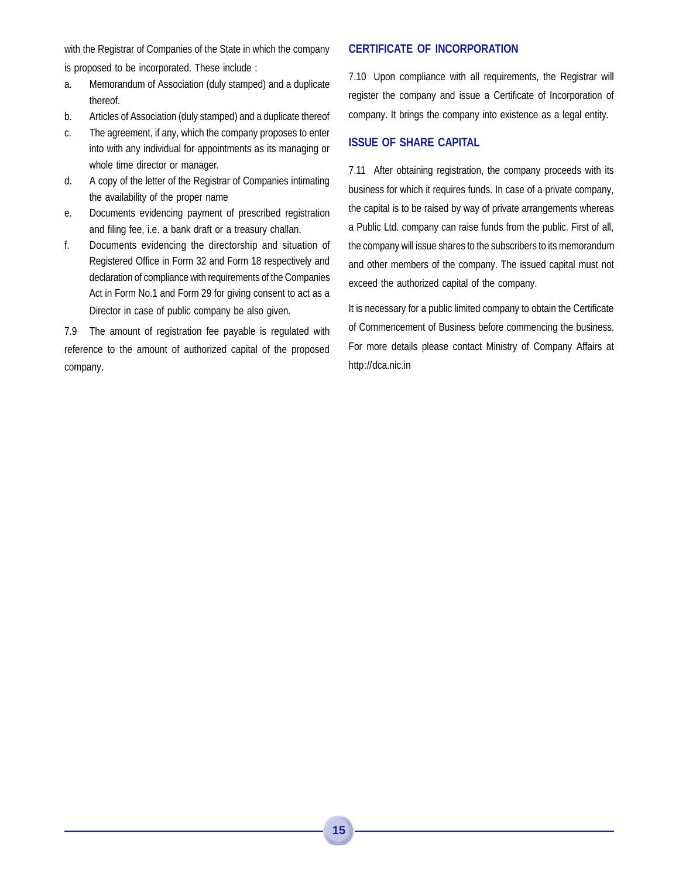with the Registrar of Companies of the State in which the company is proposed to be incorporated. These include :

a. Memorandum of Association (duly stamped) and a duplicate thereof.
b. Articles of Association (duly stamped) and a duplicate thereof
c. The agreement, if any, which the company proposes to enter into with any individual for appointments as its managing or whole time director or manager.
d. A copy of the letter of the Registrar of Companies intimating the availability of the proper name
e. Documents evidencing payment of prescribed registration and filing fee, i.e. a bank draft or a treasury challan.
f. Documents evidencing the directorship and situation of Registered Office in Form 32 and Form 18 respectively and declaration of compliance with requirements of the Companies Act in Form No.1 and Form 29 for giving consent to act as a Director in case of public company be also given.

7.9 The amount of registration fee payable is regulated with reference to the amount of authorized capital of the proposed company.

## CERTIFICATE OF INCORPORATION

7.10 Upon compliance with all requirements, the Registrar will register the company and issue a Certificate of Incorporation of company. It brings the company into existence as a legal entity.

## ISSUE OF SHARE CAPITAL

7.11 After obtaining registration, the company proceeds with its business for which it requires funds. In case of a private company, the capital is to be raised by way of private arrangements whereas a Public Ltd. company can raise funds from the public. First of all, the company will issue shares to the subscribers to its memorandum and other members of the company. The issued capital must not exceed the authorized capital of the company.

It is necessary for a public limited company to obtain the Certificate of Commencement of Business before commencing the business. For more details please contact Ministry of Company Affairs at http://dca.nic.in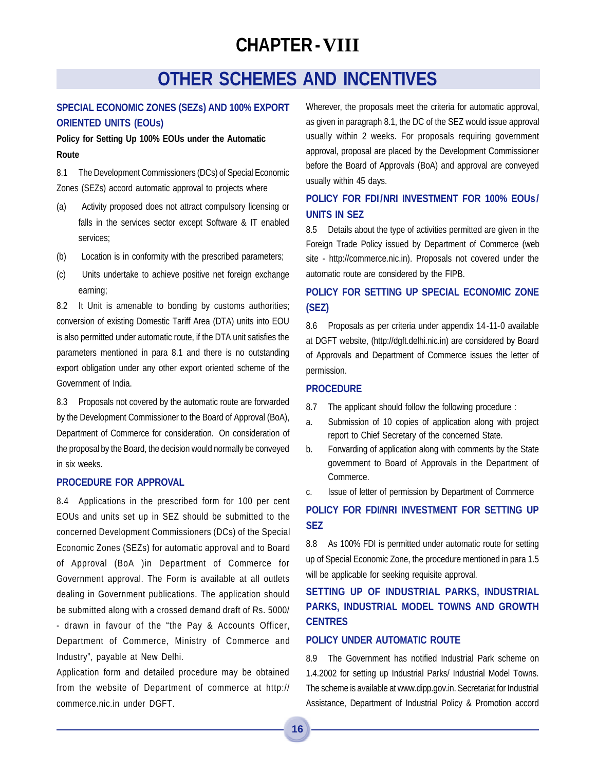# CHAPTER - VIII

## OTHER SCHEMES AND INCENTIVES

### SPECIAL ECONOMIC ZONES (SEZs) AND 100% EXPORT ORIENTED UNITS (EOUs)

**Policy for Setting Up 100% EOUs under the Automatic Route**

8.1 The Development Commissioners (DCs) of Special Economic Zones (SEZs) accord automatic approval to projects where

(a) Activity proposed does not attract compulsory licensing or falls in the services sector except Software & IT enabled services;

(b) Location is in conformity with the prescribed parameters;

(c) Units undertake to achieve positive net foreign exchange earning;

8.2 It Unit is amenable to bonding by customs authorities; conversion of existing Domestic Tariff Area (DTA) units into EOU is also permitted under automatic route, if the DTA unit satisfies the parameters mentioned in para 8.1 and there is no outstanding export obligation under any other export oriented scheme of the Government of India.

8.3 Proposals not covered by the automatic route are forwarded by the Development Commissioner to the Board of Approval (BoA), Department of Commerce for consideration. On consideration of the proposal by the Board, the decision would normally be conveyed in six weeks.

### PROCEDURE FOR APPROVAL

8.4 Applications in the prescribed form for 100 per cent EOUs and units set up in SEZ should be submitted to the concerned Development Commissioners (DCs) of the Special Economic Zones (SEZs) for automatic approval and to Board of Approval (BoA )in Department of Commerce for Government approval. The Form is available at all outlets dealing in Government publications. The application should be submitted along with a crossed demand draft of Rs. 5000/- drawn in favour of the "the Pay & Accounts Officer, Department of Commerce, Ministry of Commerce and Industry", payable at New Delhi.

Application form and detailed procedure may be obtained from the website of Department of commerce at http://commerce.nic.in under DGFT.

Wherever, the proposals meet the criteria for automatic approval, as given in paragraph 8.1, the DC of the SEZ would issue approval usually within 2 weeks. For proposals requiring government approval, proposal are placed by the Development Commissioner before the Board of Approvals (BoA) and approval are conveyed usually within 45 days.

### POLICY FOR FDI/NRI INVESTMENT FOR 100% EOUs/ UNITS IN SEZ

8.5 Details about the type of activities permitted are given in the Foreign Trade Policy issued by Department of Commerce (web site - http://commerce.nic.in). Proposals not covered under the automatic route are considered by the FIPB.

### POLICY FOR SETTING UP SPECIAL ECONOMIC ZONE (SEZ)

8.6 Proposals as per criteria under appendix 14-11-0 available at DGFT website, (http://dgft.delhi.nic.in) are considered by Board of Approvals and Department of Commerce issues the letter of permission.

### PROCEDURE

8.7 The applicant should follow the following procedure :

a. Submission of 10 copies of application along with project report to Chief Secretary of the concerned State.

b. Forwarding of application along with comments by the State government to Board of Approvals in the Department of Commerce.

c. Issue of letter of permission by Department of Commerce

### POLICY FOR FDI/NRI INVESTMENT FOR SETTING UP SEZ

8.8 As 100% FDI is permitted under automatic route for setting up of Special Economic Zone, the procedure mentioned in para 1.5 will be applicable for seeking requisite approval.

### SETTING UP OF INDUSTRIAL PARKS, INDUSTRIAL PARKS, INDUSTRIAL MODEL TOWNS AND GROWTH CENTRES

### POLICY UNDER AUTOMATIC ROUTE

8.9 The Government has notified Industrial Park scheme on 1.4.2002 for setting up Industrial Parks/ Industrial Model Towns. The scheme is available at www.dipp.gov.in. Secretariat for Industrial Assistance, Department of Industrial Policy & Promotion accord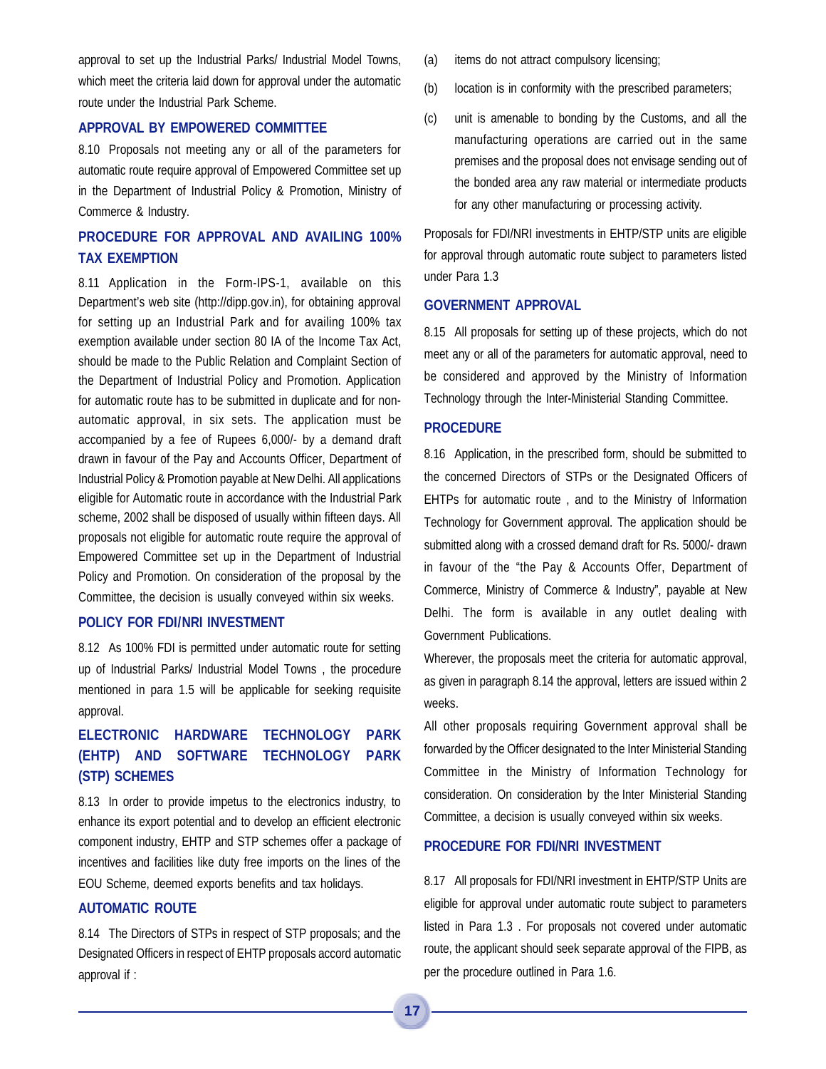approval to set up the Industrial Parks/ Industrial Model Towns, which meet the criteria laid down for approval under the automatic route under the Industrial Park Scheme.

### APPROVAL BY EMPOWERED COMMITTEE

8.10 Proposals not meeting any or all of the parameters for automatic route require approval of Empowered Committee set up in the Department of Industrial Policy & Promotion, Ministry of Commerce & Industry.

### PROCEDURE FOR APPROVAL AND AVAILING 100% TAX EXEMPTION

8.11 Application in the Form-IPS-1, available on this Department's web site (http://dipp.gov.in), for obtaining approval for setting up an Industrial Park and for availing 100% tax exemption available under section 80 IA of the Income Tax Act, should be made to the Public Relation and Complaint Section of the Department of Industrial Policy and Promotion. Application for automatic route has to be submitted in duplicate and for non-automatic approval, in six sets. The application must be accompanied by a fee of Rupees 6,000/- by a demand draft drawn in favour of the Pay and Accounts Officer, Department of Industrial Policy & Promotion payable at New Delhi. All applications eligible for Automatic route in accordance with the Industrial Park scheme, 2002 shall be disposed of usually within fifteen days. All proposals not eligible for automatic route require the approval of Empowered Committee set up in the Department of Industrial Policy and Promotion. On consideration of the proposal by the Committee, the decision is usually conveyed within six weeks.

### POLICY FOR FDI/NRI INVESTMENT

8.12 As 100% FDI is permitted under automatic route for setting up of Industrial Parks/ Industrial Model Towns , the procedure mentioned in para 1.5 will be applicable for seeking requisite approval.

### ELECTRONIC HARDWARE TECHNOLOGY PARK (EHTP) AND SOFTWARE TECHNOLOGY PARK (STP) SCHEMES

8.13 In order to provide impetus to the electronics industry, to enhance its export potential and to develop an efficient electronic component industry, EHTP and STP schemes offer a package of incentives and facilities like duty free imports on the lines of the EOU Scheme, deemed exports benefits and tax holidays.

### AUTOMATIC ROUTE

8.14 The Directors of STPs in respect of STP proposals; and the Designated Officers in respect of EHTP proposals accord automatic approval if :

(a) items do not attract compulsory licensing;

(b) location is in conformity with the prescribed parameters;

(c) unit is amenable to bonding by the Customs, and all the manufacturing operations are carried out in the same premises and the proposal does not envisage sending out of the bonded area any raw material or intermediate products for any other manufacturing or processing activity.

Proposals for FDI/NRI investments in EHTP/STP units are eligible for approval through automatic route subject to parameters listed under Para 1.3

### GOVERNMENT APPROVAL

8.15 All proposals for setting up of these projects, which do not meet any or all of the parameters for automatic approval, need to be considered and approved by the Ministry of Information Technology through the Inter-Ministerial Standing Committee.

### PROCEDURE

8.16 Application, in the prescribed form, should be submitted to the concerned Directors of STPs or the Designated Officers of EHTPs for automatic route , and to the Ministry of Information Technology for Government approval. The application should be submitted along with a crossed demand draft for Rs. 5000/- drawn in favour of the "the Pay & Accounts Offer, Department of Commerce, Ministry of Commerce & Industry", payable at New Delhi. The form is available in any outlet dealing with Government Publications.

Wherever, the proposals meet the criteria for automatic approval, as given in paragraph 8.14 the approval, letters are issued within 2 weeks.

All other proposals requiring Government approval shall be forwarded by the Officer designated to the Inter Ministerial Standing Committee in the Ministry of Information Technology for consideration. On consideration by the Inter Ministerial Standing Committee, a decision is usually conveyed within six weeks.

### PROCEDURE FOR FDI/NRI INVESTMENT

8.17 All proposals for FDI/NRI investment in EHTP/STP Units are eligible for approval under automatic route subject to parameters listed in Para 1.3 . For proposals not covered under automatic route, the applicant should seek separate approval of the FIPB, as per the procedure outlined in Para 1.6.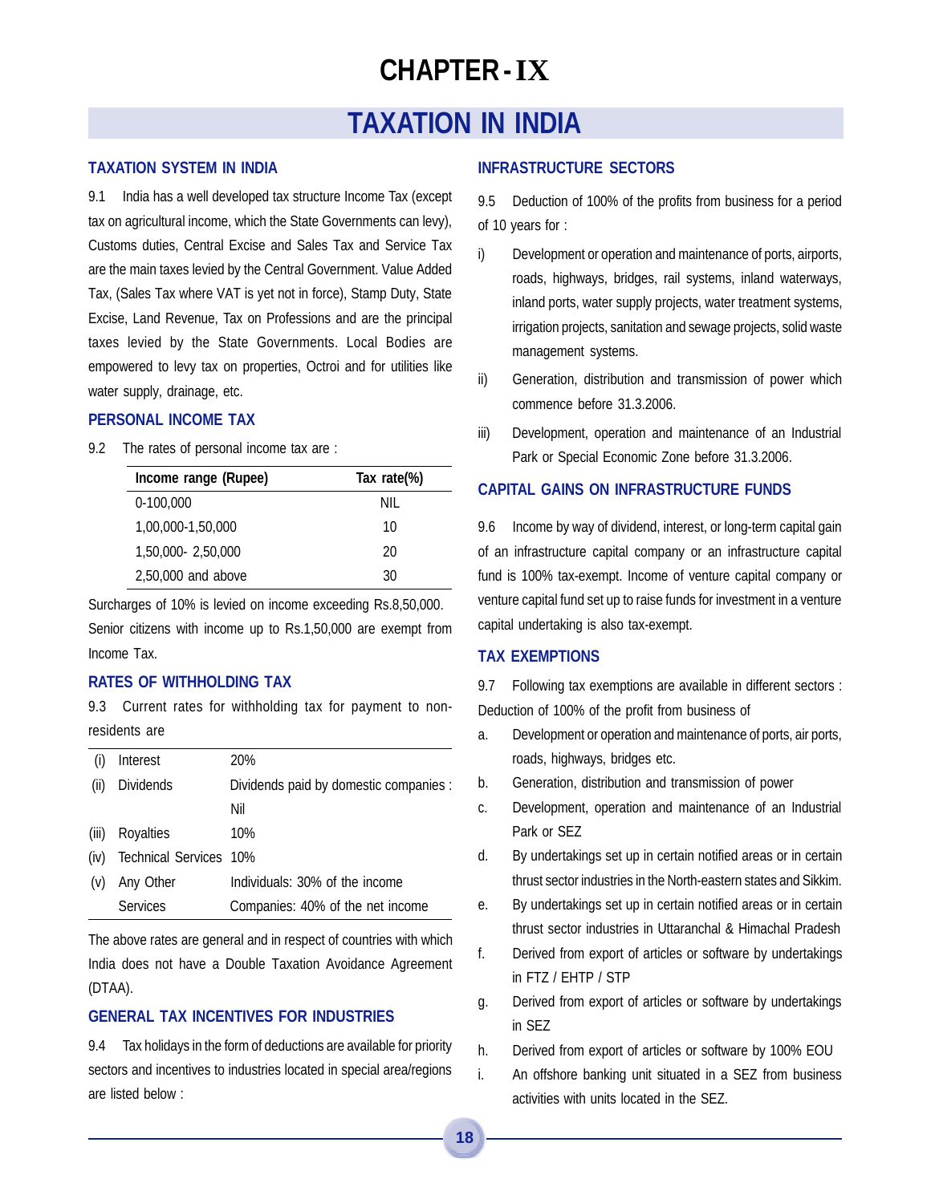# CHAPTER - IX

# TAXATION IN INDIA

## TAXATION SYSTEM IN INDIA

9.1 India has a well developed tax structure Income Tax (except tax on agricultural income, which the State Governments can levy), Customs duties, Central Excise and Sales Tax and Service Tax are the main taxes levied by the Central Government. Value Added Tax, (Sales Tax where VAT is yet not in force), Stamp Duty, State Excise, Land Revenue, Tax on Professions and are the principal taxes levied by the State Governments. Local Bodies are empowered to levy tax on properties, Octroi and for utilities like water supply, drainage, etc.

## PERSONAL INCOME TAX

9.2 The rates of personal income tax are :

| Income range (Rupee) | Tax rate(%) |
|---|---|
| 0-100,000 | NIL |
| 1,00,000-1,50,000 | 10 |
| 1,50,000- 2,50,000 | 20 |
| 2,50,000 and above | 30 |

Surcharges of 10% is levied on income exceeding Rs.8,50,000. Senior citizens with income up to Rs.1,50,000 are exempt from Income Tax.

## RATES OF WITHHOLDING TAX

9.3 Current rates for withholding tax for payment to non-residents are

| | | |
|---|---|---|
| (i) | Interest | 20% |
| (ii) | Dividends | Dividends paid by domestic companies : Nil |
| (iii) | Royalties | 10% |
| (iv) | Technical Services | 10% |
| (v) | Any Other Services | Individuals: 30% of the income<br>Companies: 40% of the net income |

The above rates are general and in respect of countries with which India does not have a Double Taxation Avoidance Agreement (DTAA).

## GENERAL TAX INCENTIVES FOR INDUSTRIES

9.4 Tax holidays in the form of deductions are available for priority sectors and incentives to industries located in special area/regions are listed below :

## INFRASTRUCTURE SECTORS

9.5 Deduction of 100% of the profits from business for a period of 10 years for :

i) Development or operation and maintenance of ports, airports, roads, highways, bridges, rail systems, inland waterways, inland ports, water supply projects, water treatment systems, irrigation projects, sanitation and sewage projects, solid waste management systems.

ii) Generation, distribution and transmission of power which commence before 31.3.2006.

iii) Development, operation and maintenance of an Industrial Park or Special Economic Zone before 31.3.2006.

## CAPITAL GAINS ON INFRASTRUCTURE FUNDS

9.6 Income by way of dividend, interest, or long-term capital gain of an infrastructure capital company or an infrastructure capital fund is 100% tax-exempt. Income of venture capital company or venture capital fund set up to raise funds for investment in a venture capital undertaking is also tax-exempt.

## TAX EXEMPTIONS

9.7 Following tax exemptions are available in different sectors : Deduction of 100% of the profit from business of

a. Development or operation and maintenance of ports, air ports, roads, highways, bridges etc.

b. Generation, distribution and transmission of power

c. Development, operation and maintenance of an Industrial Park or SEZ

d. By undertakings set up in certain notified areas or in certain thrust sector industries in the North-eastern states and Sikkim.

e. By undertakings set up in certain notified areas or in certain thrust sector industries in Uttaranchal & Himachal Pradesh

f. Derived from export of articles or software by undertakings in FTZ / EHTP / STP

g. Derived from export of articles or software by undertakings in SEZ

h. Derived from export of articles or software by 100% EOU

i. An offshore banking unit situated in a SEZ from business activities with units located in the SEZ.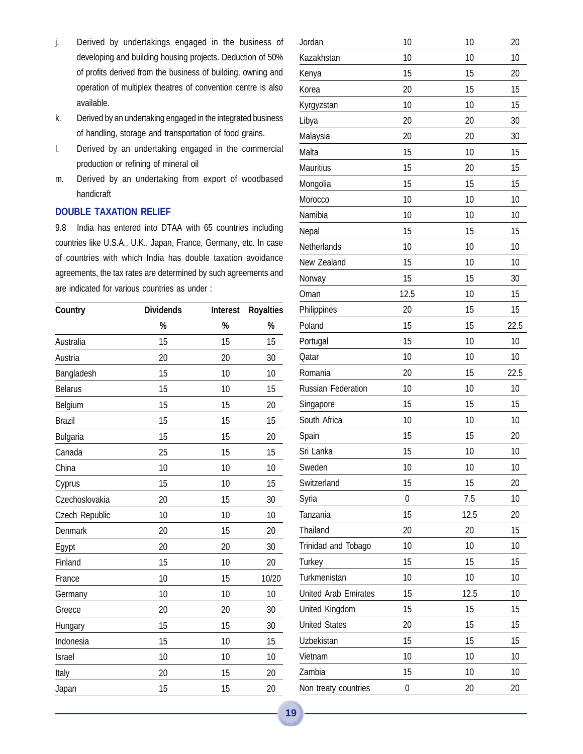j. Derived by undertakings engaged in the business of developing and building housing projects. Deduction of 50% of profits derived from the business of building, owning and operation of multiplex theatres of convention centre is also available.

k. Derived by an undertaking engaged in the integrated business of handling, storage and transportation of food grains.

l. Derived by an undertaking engaged in the commercial production or refining of mineral oil

m. Derived by an undertaking from export of woodbased handicraft

## DOUBLE TAXATION RELIEF

9.8 India has entered into DTAA with 65 countries including countries like U.S.A., U.K., Japan, France, Germany, etc. In case of countries with which India has double taxation avoidance agreements, the tax rates are determined by such agreements and are indicated for various countries as under :

| Country | Dividends % | Interest % | Royalties % |
|---|---|---|---|
| Australia | 15 | 15 | 15 |
| Austria | 20 | 20 | 30 |
| Bangladesh | 15 | 10 | 10 |
| Belarus | 15 | 10 | 15 |
| Belgium | 15 | 15 | 20 |
| Brazil | 15 | 15 | 15 |
| Bulgaria | 15 | 15 | 20 |
| Canada | 25 | 15 | 15 |
| China | 10 | 10 | 10 |
| Cyprus | 15 | 10 | 15 |
| Czechoslovakia | 20 | 15 | 30 |
| Czech Republic | 10 | 10 | 10 |
| Denmark | 20 | 15 | 20 |
| Egypt | 20 | 20 | 30 |
| Finland | 15 | 10 | 20 |
| France | 10 | 15 | 10/20 |
| Germany | 10 | 10 | 10 |
| Greece | 20 | 20 | 30 |
| Hungary | 15 | 15 | 30 |
| Indonesia | 15 | 10 | 15 |
| Israel | 10 | 10 | 10 |
| Italy | 20 | 15 | 20 |
| Japan | 15 | 15 | 20 |
| Jordan | 10 | 10 | 20 |
| Kazakhstan | 10 | 10 | 10 |
| Kenya | 15 | 15 | 20 |
| Korea | 20 | 15 | 15 |
| Kyrgyzstan | 10 | 10 | 15 |
| Libya | 20 | 20 | 30 |
| Malaysia | 20 | 20 | 30 |
| Malta | 15 | 10 | 15 |
| Mauritius | 15 | 20 | 15 |
| Mongolia | 15 | 15 | 15 |
| Morocco | 10 | 10 | 10 |
| Namibia | 10 | 10 | 10 |
| Nepal | 15 | 15 | 15 |
| Netherlands | 10 | 10 | 10 |
| New Zealand | 15 | 10 | 10 |
| Norway | 15 | 15 | 30 |
| Oman | 12.5 | 10 | 15 |
| Philippines | 20 | 15 | 15 |
| Poland | 15 | 15 | 22.5 |
| Portugal | 15 | 10 | 10 |
| Qatar | 10 | 10 | 10 |
| Romania | 20 | 15 | 22.5 |
| Russian Federation | 10 | 10 | 10 |
| Singapore | 15 | 15 | 15 |
| South Africa | 10 | 10 | 10 |
| Spain | 15 | 15 | 20 |
| Sri Lanka | 15 | 10 | 10 |
| Sweden | 10 | 10 | 10 |
| Switzerland | 15 | 15 | 20 |
| Syria | 0 | 7.5 | 10 |
| Tanzania | 15 | 12.5 | 20 |
| Thailand | 20 | 20 | 15 |
| Trinidad and Tobago | 10 | 10 | 10 |
| Turkey | 15 | 15 | 15 |
| Turkmenistan | 10 | 10 | 10 |
| United Arab Emirates | 15 | 12.5 | 10 |
| United Kingdom | 15 | 15 | 15 |
| United States | 20 | 15 | 15 |
| Uzbekistan | 15 | 15 | 15 |
| Vietnam | 10 | 10 | 10 |
| Zambia | 15 | 10 | 10 |
| Non treaty countries | 0 | 20 | 20 |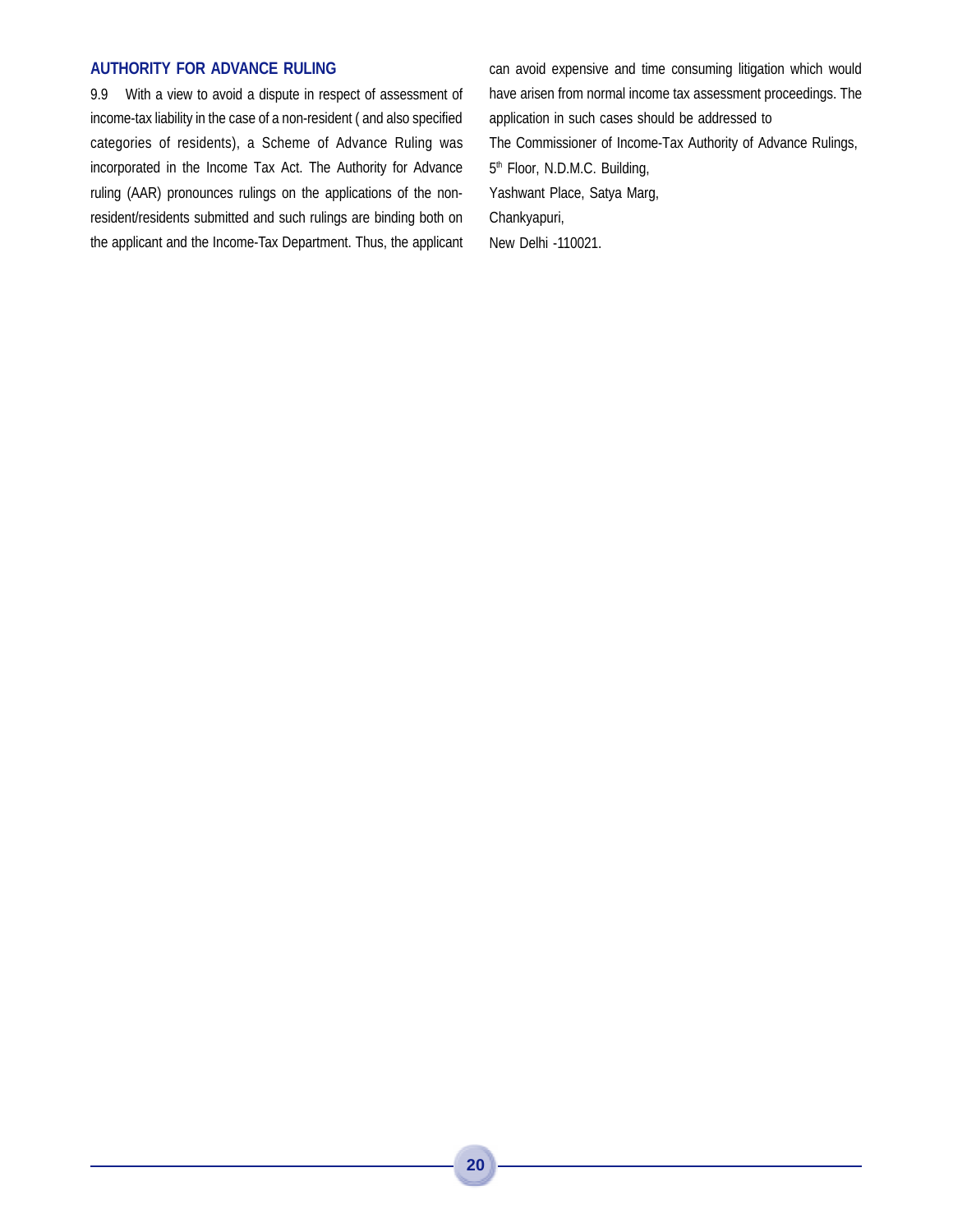## AUTHORITY FOR ADVANCE RULING

9.9 With a view to avoid a dispute in respect of assessment of income-tax liability in the case of a non-resident ( and also specified categories of residents), a Scheme of Advance Ruling was incorporated in the Income Tax Act. The Authority for Advance ruling (AAR) pronounces rulings on the applications of the non-resident/residents submitted and such rulings are binding both on the applicant and the Income-Tax Department. Thus, the applicant can avoid expensive and time consuming litigation which would have arisen from normal income tax assessment proceedings. The application in such cases should be addressed to

The Commissioner of Income-Tax Authority of Advance Rulings,
5th Floor, N.D.M.C. Building,
Yashwant Place, Satya Marg,
Chankyapuri,
New Delhi -110021.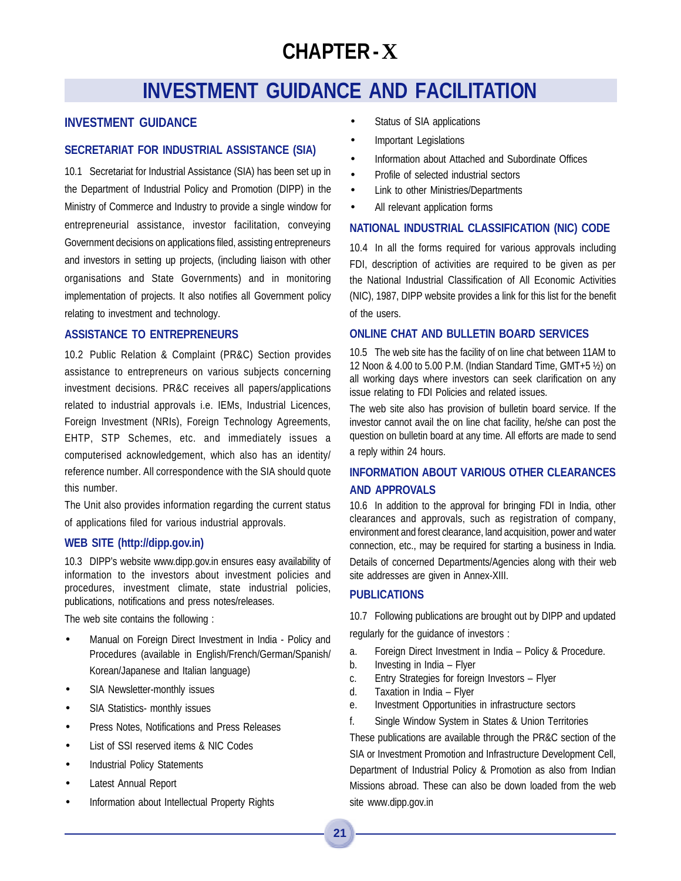# CHAPTER - X

# INVESTMENT GUIDANCE AND FACILITATION

## INVESTMENT GUIDANCE

### SECRETARIAT FOR INDUSTRIAL ASSISTANCE (SIA)

10.1 Secretariat for Industrial Assistance (SIA) has been set up in the Department of Industrial Policy and Promotion (DIPP) in the Ministry of Commerce and Industry to provide a single window for entrepreneurial assistance, investor facilitation, conveying Government decisions on applications filed, assisting entrepreneurs and investors in setting up projects, (including liaison with other organisations and State Governments) and in monitoring implementation of projects. It also notifies all Government policy relating to investment and technology.

### ASSISTANCE TO ENTREPRENEURS

10.2 Public Relation & Complaint (PR&C) Section provides assistance to entrepreneurs on various subjects concerning investment decisions. PR&C receives all papers/applications related to industrial approvals i.e. IEMs, Industrial Licences, Foreign Investment (NRIs), Foreign Technology Agreements, EHTP, STP Schemes, etc. and immediately issues a computerised acknowledgement, which also has an identity/ reference number. All correspondence with the SIA should quote this number.

The Unit also provides information regarding the current status of applications filed for various industrial approvals.

### WEB SITE (http://dipp.gov.in)

10.3 DIPP's website www.dipp.gov.in ensures easy availability of information to the investors about investment policies and procedures, investment climate, state industrial policies, publications, notifications and press notes/releases.

The web site contains the following :

- Manual on Foreign Direct Investment in India - Policy and Procedures (available in English/French/German/Spanish/ Korean/Japanese and Italian language)
- SIA Newsletter-monthly issues
- SIA Statistics- monthly issues
- Press Notes, Notifications and Press Releases
- List of SSI reserved items & NIC Codes
- Industrial Policy Statements
- Latest Annual Report
- Information about Intellectual Property Rights
- Status of SIA applications
- Important Legislations
- Information about Attached and Subordinate Offices
- Profile of selected industrial sectors
- Link to other Ministries/Departments
- All relevant application forms

### NATIONAL INDUSTRIAL CLASSIFICATION (NIC) CODE

10.4 In all the forms required for various approvals including FDI, description of activities are required to be given as per the National Industrial Classification of All Economic Activities (NIC), 1987, DIPP website provides a link for this list for the benefit of the users.

### ONLINE CHAT AND BULLETIN BOARD SERVICES

10.5 The web site has the facility of on line chat between 11AM to 12 Noon & 4.00 to 5.00 P.M. (Indian Standard Time, GMT+5 ½) on all working days where investors can seek clarification on any issue relating to FDI Policies and related issues.

The web site also has provision of bulletin board service. If the investor cannot avail the on line chat facility, he/she can post the question on bulletin board at any time. All efforts are made to send a reply within 24 hours.

### INFORMATION ABOUT VARIOUS OTHER CLEARANCES AND APPROVALS

10.6 In addition to the approval for bringing FDI in India, other clearances and approvals, such as registration of company, environment and forest clearance, land acquisition, power and water connection, etc., may be required for starting a business in India. Details of concerned Departments/Agencies along with their web site addresses are given in Annex-XIII.

### PUBLICATIONS

10.7 Following publications are brought out by DIPP and updated regularly for the guidance of investors :

a. Foreign Direct Investment in India – Policy & Procedure.
b. Investing in India – Flyer
c. Entry Strategies for foreign Investors – Flyer
d. Taxation in India – Flyer
e. Investment Opportunities in infrastructure sectors
f. Single Window System in States & Union Territories

These publications are available through the PR&C section of the SIA or Investment Promotion and Infrastructure Development Cell, Department of Industrial Policy & Promotion as also from Indian Missions abroad. These can also be down loaded from the web site www.dipp.gov.in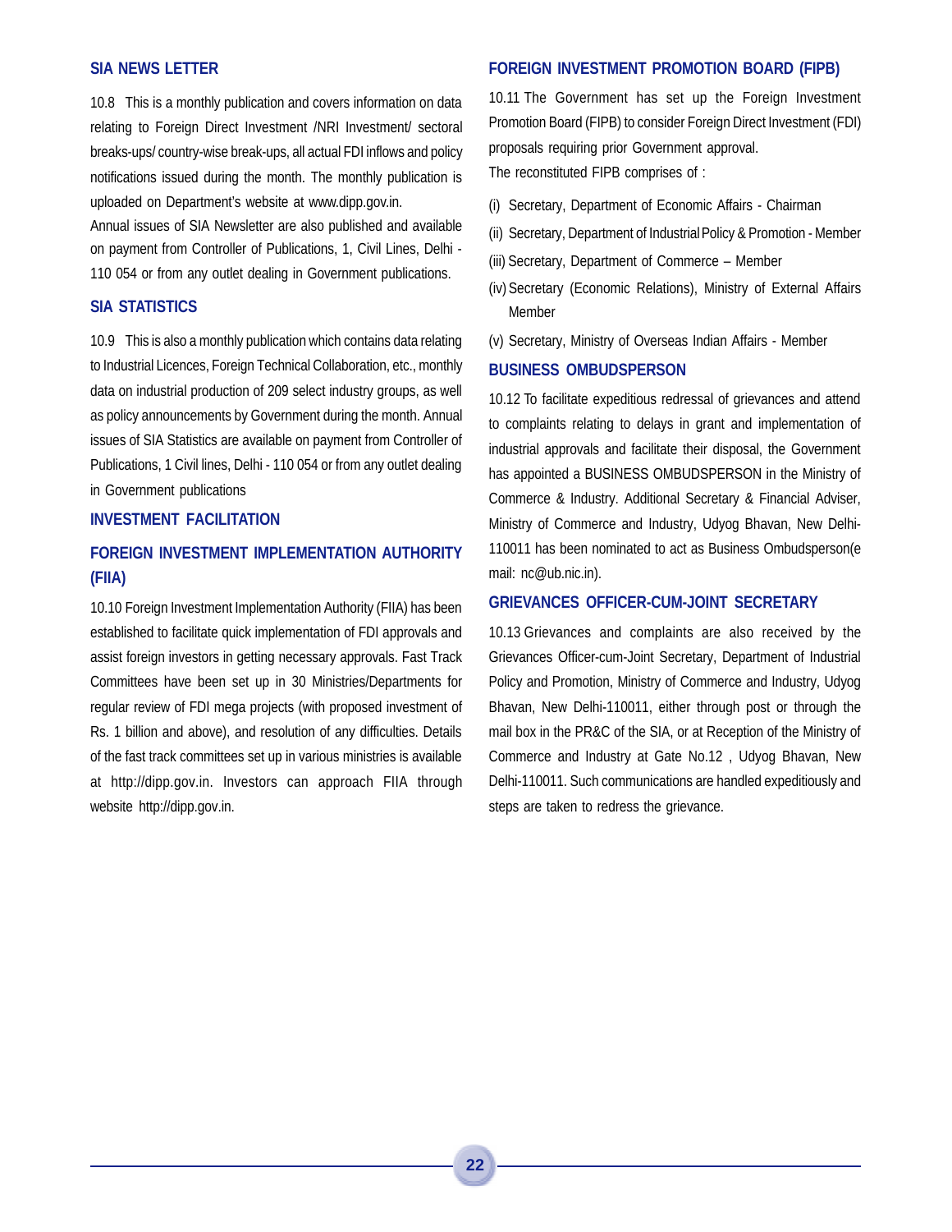## SIA NEWS LETTER

10.8 This is a monthly publication and covers information on data relating to Foreign Direct Investment /NRI Investment/ sectoral breaks-ups/ country-wise break-ups, all actual FDI inflows and policy notifications issued during the month. The monthly publication is uploaded on Department's website at www.dipp.gov.in.

Annual issues of SIA Newsletter are also published and available on payment from Controller of Publications, 1, Civil Lines, Delhi - 110 054 or from any outlet dealing in Government publications.

## SIA STATISTICS

10.9 This is also a monthly publication which contains data relating to Industrial Licences, Foreign Technical Collaboration, etc., monthly data on industrial production of 209 select industry groups, as well as policy announcements by Government during the month. Annual issues of SIA Statistics are available on payment from Controller of Publications, 1 Civil lines, Delhi - 110 054 or from any outlet dealing in Government publications

## INVESTMENT FACILITATION

## FOREIGN INVESTMENT IMPLEMENTATION AUTHORITY (FIIA)

10.10 Foreign Investment Implementation Authority (FIIA) has been established to facilitate quick implementation of FDI approvals and assist foreign investors in getting necessary approvals. Fast Track Committees have been set up in 30 Ministries/Departments for regular review of FDI mega projects (with proposed investment of Rs. 1 billion and above), and resolution of any difficulties. Details of the fast track committees set up in various ministries is available at http://dipp.gov.in. Investors can approach FIIA through website http://dipp.gov.in.

## FOREIGN INVESTMENT PROMOTION BOARD (FIPB)

10.11 The Government has set up the Foreign Investment Promotion Board (FIPB) to consider Foreign Direct Investment (FDI) proposals requiring prior Government approval.

The reconstituted FIPB comprises of :

(i) Secretary, Department of Economic Affairs - Chairman

(ii) Secretary, Department of Industrial Policy & Promotion - Member

(iii) Secretary, Department of Commerce – Member

(iv) Secretary (Economic Relations), Ministry of External Affairs Member

(v) Secretary, Ministry of Overseas Indian Affairs - Member

## BUSINESS OMBUDSPERSON

10.12 To facilitate expeditious redressal of grievances and attend to complaints relating to delays in grant and implementation of industrial approvals and facilitate their disposal, the Government has appointed a BUSINESS OMBUDSPERSON in the Ministry of Commerce & Industry. Additional Secretary & Financial Adviser, Ministry of Commerce and Industry, Udyog Bhavan, New Delhi-110011 has been nominated to act as Business Ombudsperson(e mail: nc@ub.nic.in).

## GRIEVANCES OFFICER-CUM-JOINT SECRETARY

10.13 Grievances and complaints are also received by the Grievances Officer-cum-Joint Secretary, Department of Industrial Policy and Promotion, Ministry of Commerce and Industry, Udyog Bhavan, New Delhi-110011, either through post or through the mail box in the PR&C of the SIA, or at Reception of the Ministry of Commerce and Industry at Gate No.12 , Udyog Bhavan, New Delhi-110011. Such communications are handled expeditiously and steps are taken to redress the grievance.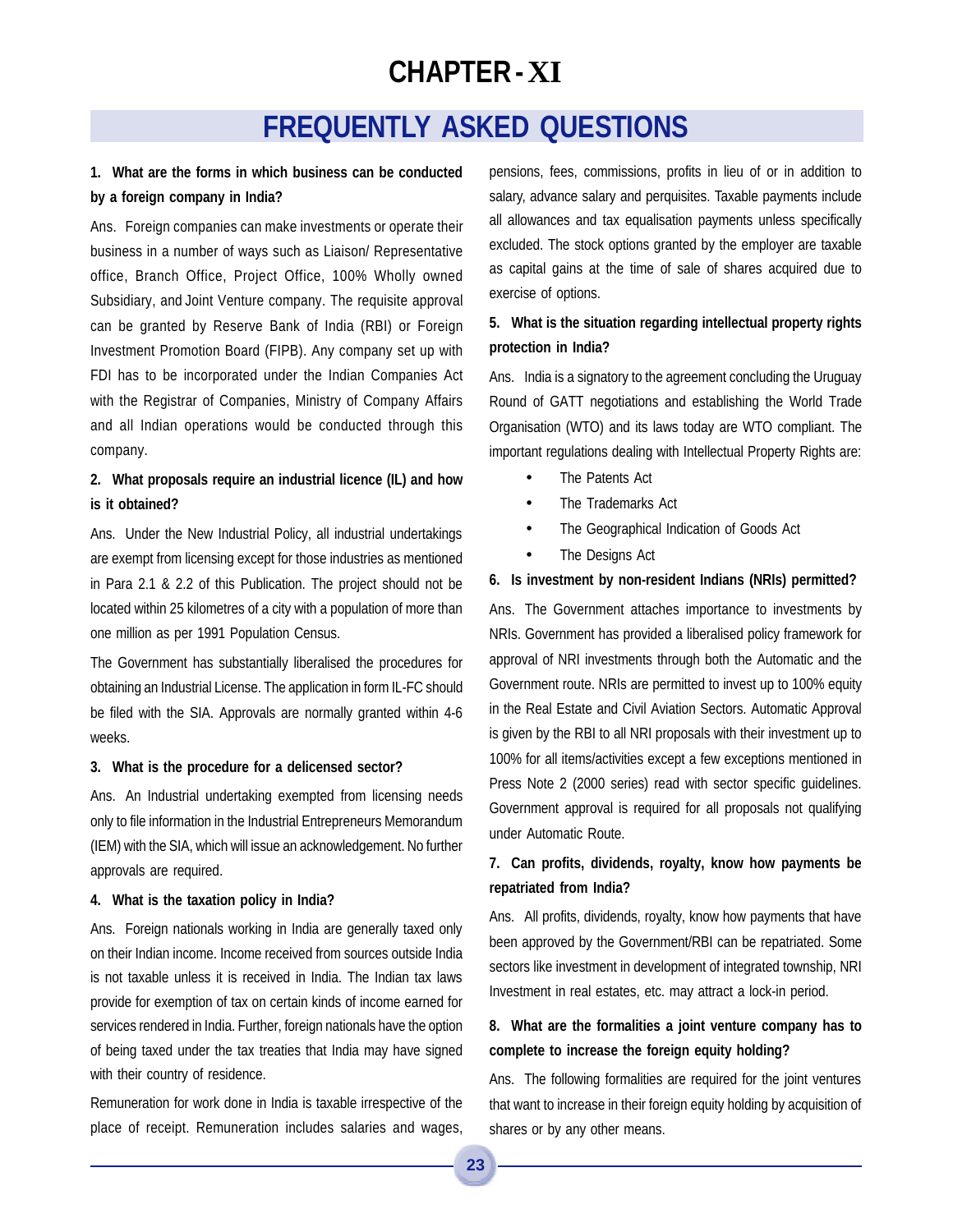# CHAPTER - XI

## FREQUENTLY ASKED QUESTIONS

**1. What are the forms in which business can be conducted by a foreign company in India?**

Ans. Foreign companies can make investments or operate their business in a number of ways such as Liaison/ Representative office, Branch Office, Project Office, 100% Wholly owned Subsidiary, and Joint Venture company. The requisite approval can be granted by Reserve Bank of India (RBI) or Foreign Investment Promotion Board (FIPB). Any company set up with FDI has to be incorporated under the Indian Companies Act with the Registrar of Companies, Ministry of Company Affairs and all Indian operations would be conducted through this company.

**2. What proposals require an industrial licence (IL) and how is it obtained?**

Ans. Under the New Industrial Policy, all industrial undertakings are exempt from licensing except for those industries as mentioned in Para 2.1 & 2.2 of this Publication. The project should not be located within 25 kilometres of a city with a population of more than one million as per 1991 Population Census.

The Government has substantially liberalised the procedures for obtaining an Industrial License. The application in form IL-FC should be filed with the SIA. Approvals are normally granted within 4-6 weeks.

**3. What is the procedure for a delicensed sector?**

Ans. An Industrial undertaking exempted from licensing needs only to file information in the Industrial Entrepreneurs Memorandum (IEM) with the SIA, which will issue an acknowledgement. No further approvals are required.

**4. What is the taxation policy in India?**

Ans. Foreign nationals working in India are generally taxed only on their Indian income. Income received from sources outside India is not taxable unless it is received in India. The Indian tax laws provide for exemption of tax on certain kinds of income earned for services rendered in India. Further, foreign nationals have the option of being taxed under the tax treaties that India may have signed with their country of residence.

Remuneration for work done in India is taxable irrespective of the place of receipt. Remuneration includes salaries and wages, pensions, fees, commissions, profits in lieu of or in addition to salary, advance salary and perquisites. Taxable payments include all allowances and tax equalisation payments unless specifically excluded. The stock options granted by the employer are taxable as capital gains at the time of sale of shares acquired due to exercise of options.

**5. What is the situation regarding intellectual property rights protection in India?**

Ans. India is a signatory to the agreement concluding the Uruguay Round of GATT negotiations and establishing the World Trade Organisation (WTO) and its laws today are WTO compliant. The important regulations dealing with Intellectual Property Rights are:

- The Patents Act
- The Trademarks Act
- The Geographical Indication of Goods Act
- The Designs Act

**6. Is investment by non-resident Indians (NRIs) permitted?**

Ans. The Government attaches importance to investments by NRIs. Government has provided a liberalised policy framework for approval of NRI investments through both the Automatic and the Government route. NRIs are permitted to invest up to 100% equity in the Real Estate and Civil Aviation Sectors. Automatic Approval is given by the RBI to all NRI proposals with their investment up to 100% for all items/activities except a few exceptions mentioned in Press Note 2 (2000 series) read with sector specific guidelines. Government approval is required for all proposals not qualifying under Automatic Route.

**7. Can profits, dividends, royalty, know how payments be repatriated from India?**

Ans. All profits, dividends, royalty, know how payments that have been approved by the Government/RBI can be repatriated. Some sectors like investment in development of integrated township, NRI Investment in real estates, etc. may attract a lock-in period.

**8. What are the formalities a joint venture company has to complete to increase the foreign equity holding?**

Ans. The following formalities are required for the joint ventures that want to increase in their foreign equity holding by acquisition of shares or by any other means.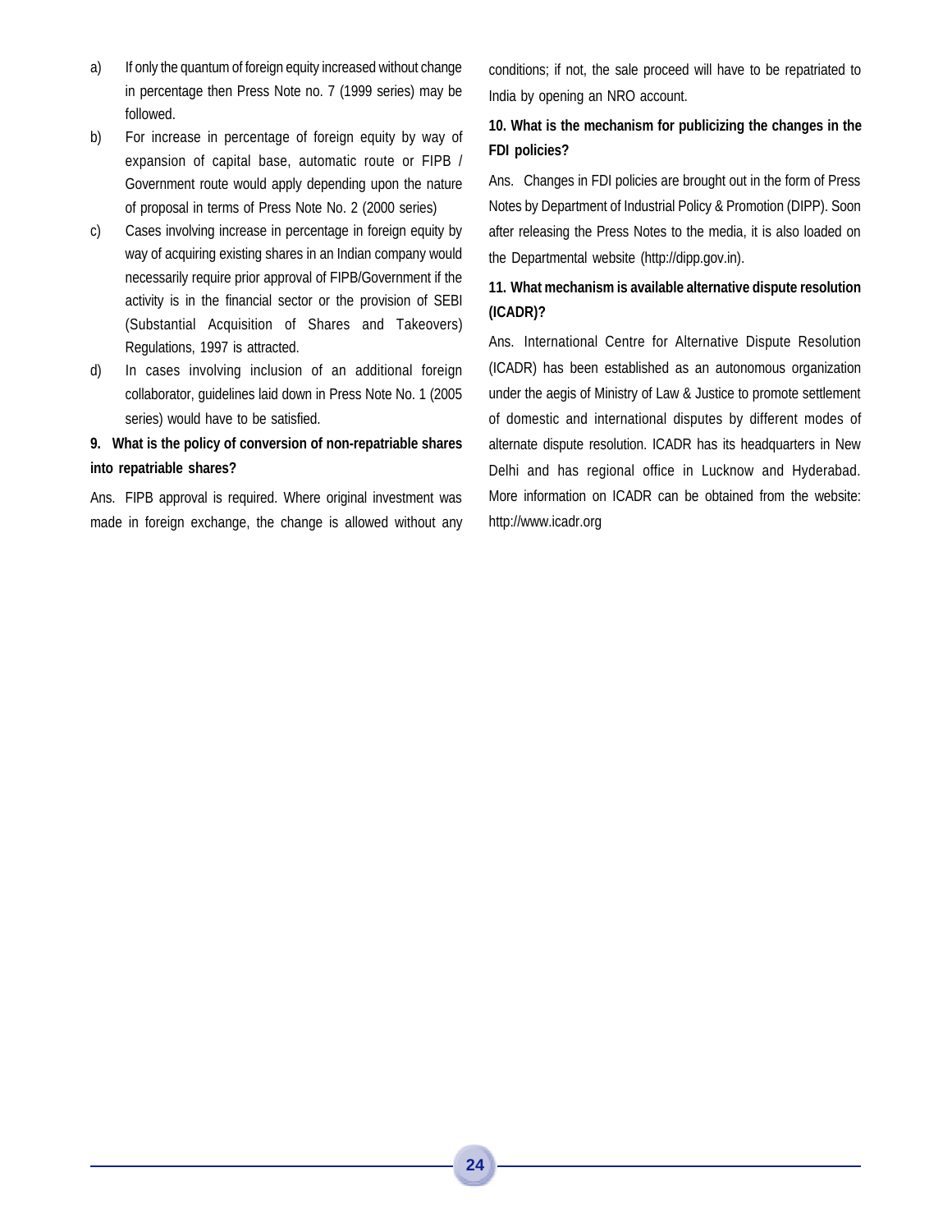a) If only the quantum of foreign equity increased without change in percentage then Press Note no. 7 (1999 series) may be followed.

b) For increase in percentage of foreign equity by way of expansion of capital base, automatic route or FIPB / Government route would apply depending upon the nature of proposal in terms of Press Note No. 2 (2000 series)

c) Cases involving increase in percentage in foreign equity by way of acquiring existing shares in an Indian company would necessarily require prior approval of FIPB/Government if the activity is in the financial sector or the provision of SEBI (Substantial Acquisition of Shares and Takeovers) Regulations, 1997 is attracted.

d) In cases involving inclusion of an additional foreign collaborator, guidelines laid down in Press Note No. 1 (2005 series) would have to be satisfied.

**9. What is the policy of conversion of non-repatriable shares into repatriable shares?**

Ans. FIPB approval is required. Where original investment was made in foreign exchange, the change is allowed without any conditions; if not, the sale proceed will have to be repatriated to India by opening an NRO account.

**10. What is the mechanism for publicizing the changes in the FDI policies?**

Ans. Changes in FDI policies are brought out in the form of Press Notes by Department of Industrial Policy & Promotion (DIPP). Soon after releasing the Press Notes to the media, it is also loaded on the Departmental website (http://dipp.gov.in).

**11. What mechanism is available alternative dispute resolution (ICADR)?**

Ans. International Centre for Alternative Dispute Resolution (ICADR) has been established as an autonomous organization under the aegis of Ministry of Law & Justice to promote settlement of domestic and international disputes by different modes of alternate dispute resolution. ICADR has its headquarters in New Delhi and has regional office in Lucknow and Hyderabad. More information on ICADR can be obtained from the website: http://www.icadr.org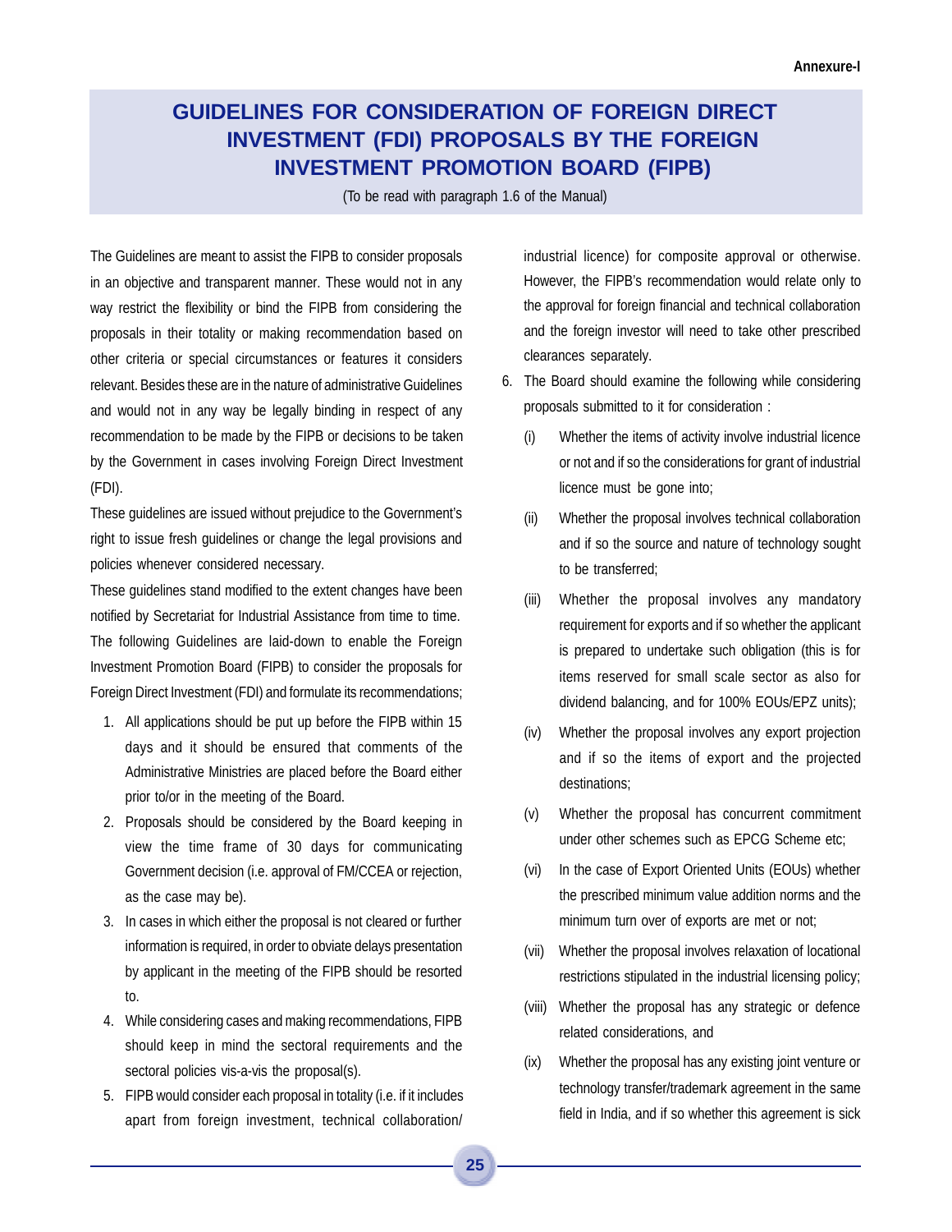Annexure-I

# GUIDELINES FOR CONSIDERATION OF FOREIGN DIRECT INVESTMENT (FDI) PROPOSALS BY THE FOREIGN INVESTMENT PROMOTION BOARD (FIPB)

(To be read with paragraph 1.6 of the Manual)

The Guidelines are meant to assist the FIPB to consider proposals in an objective and transparent manner. These would not in any way restrict the flexibility or bind the FIPB from considering the proposals in their totality or making recommendation based on other criteria or special circumstances or features it considers relevant. Besides these are in the nature of administrative Guidelines and would not in any way be legally binding in respect of any recommendation to be made by the FIPB or decisions to be taken by the Government in cases involving Foreign Direct Investment (FDI).

These guidelines are issued without prejudice to the Government's right to issue fresh guidelines or change the legal provisions and policies whenever considered necessary.

These guidelines stand modified to the extent changes have been notified by Secretariat for Industrial Assistance from time to time.

The following Guidelines are laid-down to enable the Foreign Investment Promotion Board (FIPB) to consider the proposals for Foreign Direct Investment (FDI) and formulate its recommendations;

1. All applications should be put up before the FIPB within 15 days and it should be ensured that comments of the Administrative Ministries are placed before the Board either prior to/or in the meeting of the Board.
2. Proposals should be considered by the Board keeping in view the time frame of 30 days for communicating Government decision (i.e. approval of FM/CCEA or rejection, as the case may be).
3. In cases in which either the proposal is not cleared or further information is required, in order to obviate delays presentation by applicant in the meeting of the FIPB should be resorted to.
4. While considering cases and making recommendations, FIPB should keep in mind the sectoral requirements and the sectoral policies vis-a-vis the proposal(s).
5. FIPB would consider each proposal in totality (i.e. if it includes apart from foreign investment, technical collaboration/ industrial licence) for composite approval or otherwise. However, the FIPB's recommendation would relate only to the approval for foreign financial and technical collaboration and the foreign investor will need to take other prescribed clearances separately.
6. The Board should examine the following while considering proposals submitted to it for consideration :
   - (i) Whether the items of activity involve industrial licence or not and if so the considerations for grant of industrial licence must be gone into;
   - (ii) Whether the proposal involves technical collaboration and if so the source and nature of technology sought to be transferred;
   - (iii) Whether the proposal involves any mandatory requirement for exports and if so whether the applicant is prepared to undertake such obligation (this is for items reserved for small scale sector as also for dividend balancing, and for 100% EOUs/EPZ units);
   - (iv) Whether the proposal involves any export projection and if so the items of export and the projected destinations;
   - (v) Whether the proposal has concurrent commitment under other schemes such as EPCG Scheme etc;
   - (vi) In the case of Export Oriented Units (EOUs) whether the prescribed minimum value addition norms and the minimum turn over of exports are met or not;
   - (vii) Whether the proposal involves relaxation of locational restrictions stipulated in the industrial licensing policy;
   - (viii) Whether the proposal has any strategic or defence related considerations, and
   - (ix) Whether the proposal has any existing joint venture or technology transfer/trademark agreement in the same field in India, and if so whether this agreement is sick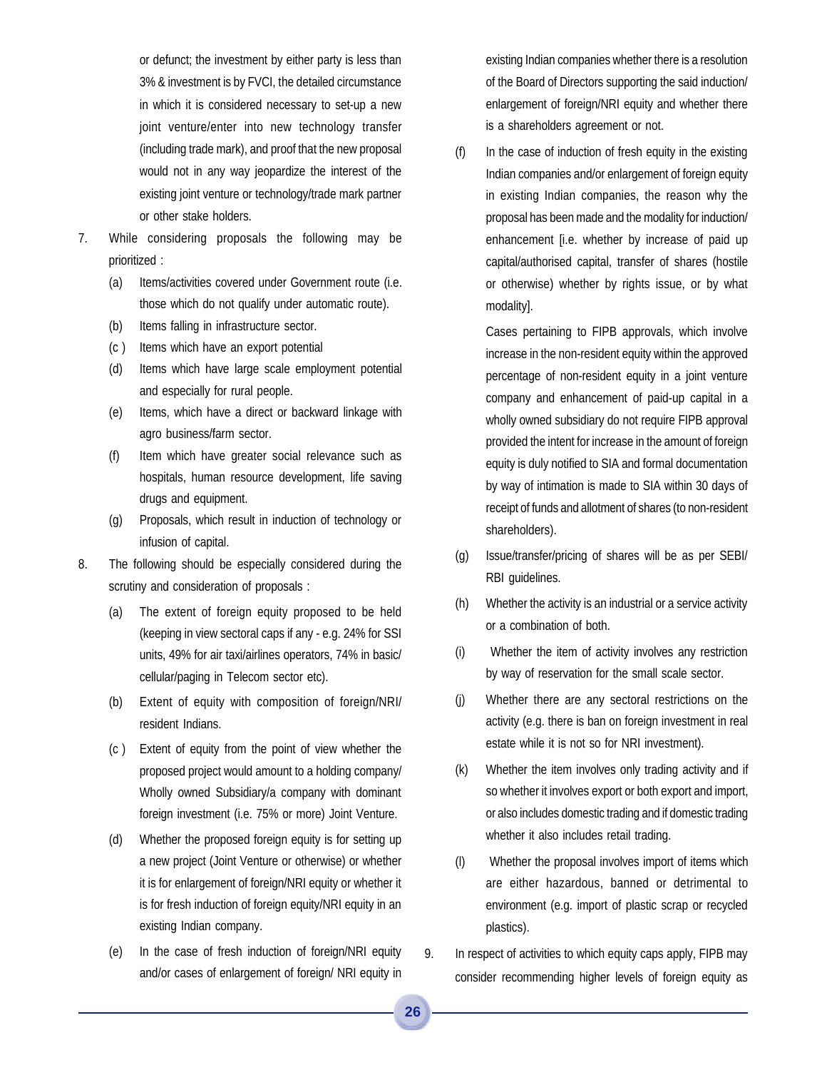or defunct; the investment by either party is less than 3% & investment is by FVCI, the detailed circumstance in which it is considered necessary to set-up a new joint venture/enter into new technology transfer (including trade mark), and proof that the new proposal would not in any way jeopardize the interest of the existing joint venture or technology/trade mark partner or other stake holders.

7. While considering proposals the following may be prioritized :

   (a) Items/activities covered under Government route (i.e. those which do not qualify under automatic route).

   (b) Items falling in infrastructure sector.

   (c ) Items which have an export potential

   (d) Items which have large scale employment potential and especially for rural people.

   (e) Items, which have a direct or backward linkage with agro business/farm sector.

   (f) Item which have greater social relevance such as hospitals, human resource development, life saving drugs and equipment.

   (g) Proposals, which result in induction of technology or infusion of capital.

8. The following should be especially considered during the scrutiny and consideration of proposals :

   (a) The extent of foreign equity proposed to be held (keeping in view sectoral caps if any - e.g. 24% for SSI units, 49% for air taxi/airlines operators, 74% in basic/ cellular/paging in Telecom sector etc).

   (b) Extent of equity with composition of foreign/NRI/ resident Indians.

   (c ) Extent of equity from the point of view whether the proposed project would amount to a holding company/ Wholly owned Subsidiary/a company with dominant foreign investment (i.e. 75% or more) Joint Venture.

   (d) Whether the proposed foreign equity is for setting up a new project (Joint Venture or otherwise) or whether it is for enlargement of foreign/NRI equity or whether it is for fresh induction of foreign equity/NRI equity in an existing Indian company.

   (e) In the case of fresh induction of foreign/NRI equity and/or cases of enlargement of foreign/ NRI equity in existing Indian companies whether there is a resolution of the Board of Directors supporting the said induction/ enlargement of foreign/NRI equity and whether there is a shareholders agreement or not.

   (f) In the case of induction of fresh equity in the existing Indian companies and/or enlargement of foreign equity in existing Indian companies, the reason why the proposal has been made and the modality for induction/ enhancement [i.e. whether by increase of paid up capital/authorised capital, transfer of shares (hostile or otherwise) whether by rights issue, or by what modality].

   Cases pertaining to FIPB approvals, which involve increase in the non-resident equity within the approved percentage of non-resident equity in a joint venture company and enhancement of paid-up capital in a wholly owned subsidiary do not require FIPB approval provided the intent for increase in the amount of foreign equity is duly notified to SIA and formal documentation by way of intimation is made to SIA within 30 days of receipt of funds and allotment of shares (to non-resident shareholders).

   (g) Issue/transfer/pricing of shares will be as per SEBI/ RBI guidelines.

   (h) Whether the activity is an industrial or a service activity or a combination of both.

   (i) Whether the item of activity involves any restriction by way of reservation for the small scale sector.

   (j) Whether there are any sectoral restrictions on the activity (e.g. there is ban on foreign investment in real estate while it is not so for NRI investment).

   (k) Whether the item involves only trading activity and if so whether it involves export or both export and import, or also includes domestic trading and if domestic trading whether it also includes retail trading.

   (l) Whether the proposal involves import of items which are either hazardous, banned or detrimental to environment (e.g. import of plastic scrap or recycled plastics).

9. In respect of activities to which equity caps apply, FIPB may consider recommending higher levels of foreign equity as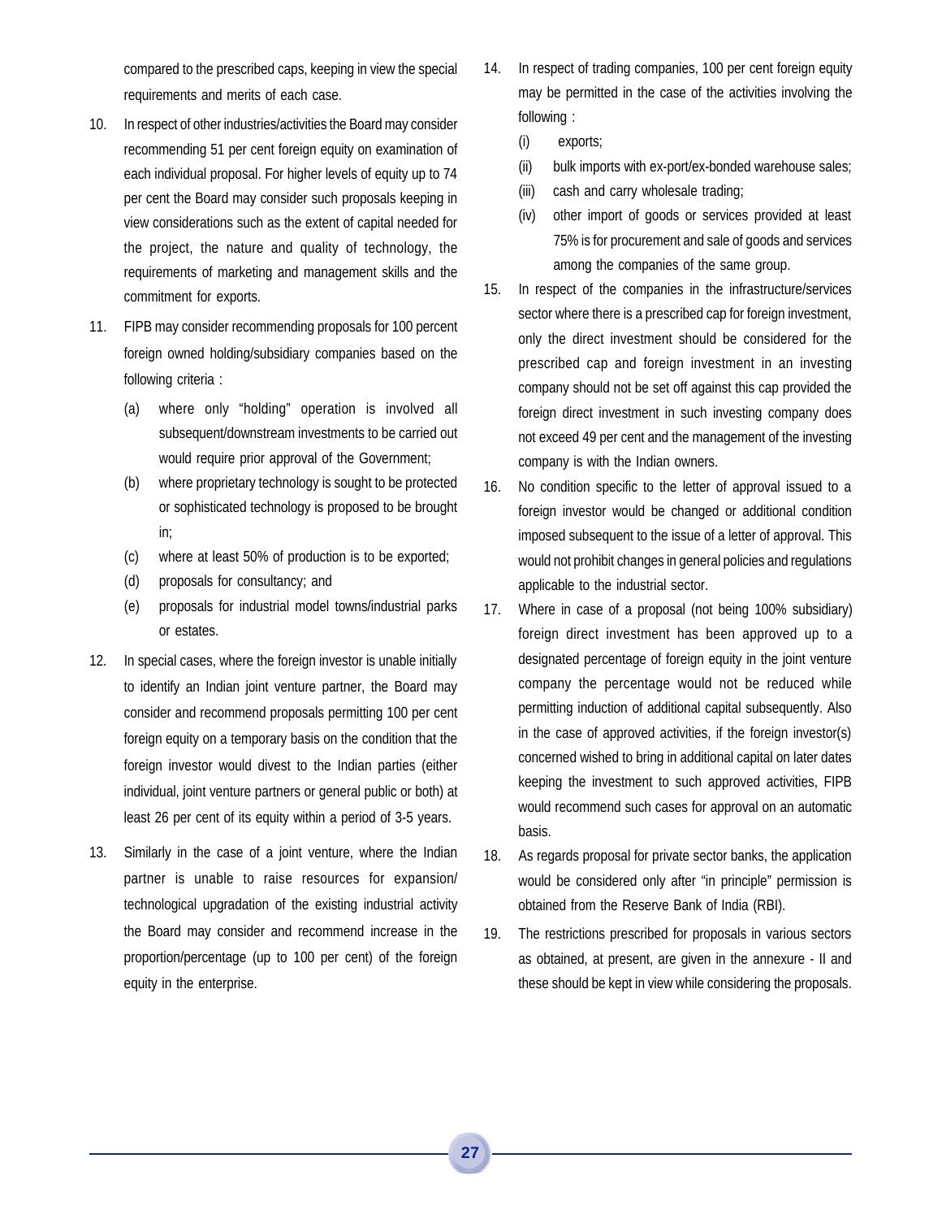compared to the prescribed caps, keeping in view the special requirements and merits of each case.

10. In respect of other industries/activities the Board may consider recommending 51 per cent foreign equity on examination of each individual proposal. For higher levels of equity up to 74 per cent the Board may consider such proposals keeping in view considerations such as the extent of capital needed for the project, the nature and quality of technology, the requirements of marketing and management skills and the commitment for exports.

11. FIPB may consider recommending proposals for 100 percent foreign owned holding/subsidiary companies based on the following criteria :

    (a) where only "holding" operation is involved all subsequent/downstream investments to be carried out would require prior approval of the Government;

    (b) where proprietary technology is sought to be protected or sophisticated technology is proposed to be brought in;

    (c) where at least 50% of production is to be exported;

    (d) proposals for consultancy; and

    (e) proposals for industrial model towns/industrial parks or estates.

12. In special cases, where the foreign investor is unable initially to identify an Indian joint venture partner, the Board may consider and recommend proposals permitting 100 per cent foreign equity on a temporary basis on the condition that the foreign investor would divest to the Indian parties (either individual, joint venture partners or general public or both) at least 26 per cent of its equity within a period of 3-5 years.

13. Similarly in the case of a joint venture, where the Indian partner is unable to raise resources for expansion/ technological upgradation of the existing industrial activity the Board may consider and recommend increase in the proportion/percentage (up to 100 per cent) of the foreign equity in the enterprise.

14. In respect of trading companies, 100 per cent foreign equity may be permitted in the case of the activities involving the following :

    (i) exports;

    (ii) bulk imports with ex-port/ex-bonded warehouse sales;

    (iii) cash and carry wholesale trading;

    (iv) other import of goods or services provided at least 75% is for procurement and sale of goods and services among the companies of the same group.

15. In respect of the companies in the infrastructure/services sector where there is a prescribed cap for foreign investment, only the direct investment should be considered for the prescribed cap and foreign investment in an investing company should not be set off against this cap provided the foreign direct investment in such investing company does not exceed 49 per cent and the management of the investing company is with the Indian owners.

16. No condition specific to the letter of approval issued to a foreign investor would be changed or additional condition imposed subsequent to the issue of a letter of approval. This would not prohibit changes in general policies and regulations applicable to the industrial sector.

17. Where in case of a proposal (not being 100% subsidiary) foreign direct investment has been approved up to a designated percentage of foreign equity in the joint venture company the percentage would not be reduced while permitting induction of additional capital subsequently. Also in the case of approved activities, if the foreign investor(s) concerned wished to bring in additional capital on later dates keeping the investment to such approved activities, FIPB would recommend such cases for approval on an automatic basis.

18. As regards proposal for private sector banks, the application would be considered only after "in principle" permission is obtained from the Reserve Bank of India (RBI).

19. The restrictions prescribed for proposals in various sectors as obtained, at present, are given in the annexure - II and these should be kept in view while considering the proposals.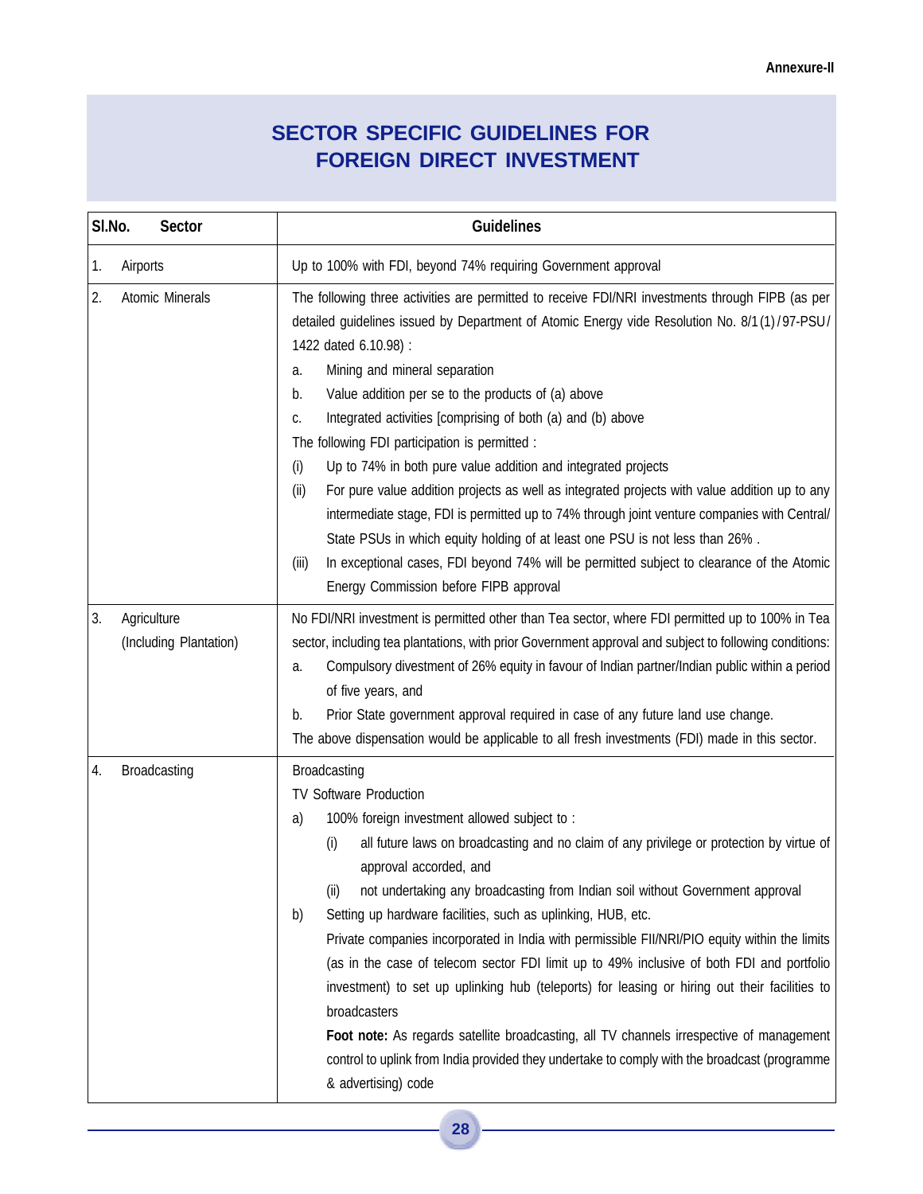Annexure-II

# SECTOR SPECIFIC GUIDELINES FOR FOREIGN DIRECT INVESTMENT

| Sl.No. | Sector | Guidelines |
|---|---|---|
| 1. | Airports | Up to 100% with FDI, beyond 74% requiring Government approval |
| 2. | Atomic Minerals | The following three activities are permitted to receive FDI/NRI investments through FIPB (as per detailed guidelines issued by Department of Atomic Energy vide Resolution No. 8/1(1)/97-PSU/ 1422 dated 6.10.98) :<br>a. Mining and mineral separation<br>b. Value addition per se to the products of (a) above<br>c. Integrated activities [comprising of both (a) and (b) above<br>The following FDI participation is permitted :<br>(i) Up to 74% in both pure value addition and integrated projects<br>(ii) For pure value addition projects as well as integrated projects with value addition up to any intermediate stage, FDI is permitted up to 74% through joint venture companies with Central/ State PSUs in which equity holding of at least one PSU is not less than 26% .<br>(iii) In exceptional cases, FDI beyond 74% will be permitted subject to clearance of the Atomic Energy Commission before FIPB approval |
| 3. | Agriculture (Including Plantation) | No FDI/NRI investment is permitted other than Tea sector, where FDI permitted up to 100% in Tea sector, including tea plantations, with prior Government approval and subject to following conditions:<br>a. Compulsory divestment of 26% equity in favour of Indian partner/Indian public within a period of five years, and<br>b. Prior State government approval required in case of any future land use change.<br>The above dispensation would be applicable to all fresh investments (FDI) made in this sector. |
| 4. | Broadcasting | Broadcasting<br>TV Software Production<br>a) 100% foreign investment allowed subject to :<br>(i) all future laws on broadcasting and no claim of any privilege or protection by virtue of approval accorded, and<br>(ii) not undertaking any broadcasting from Indian soil without Government approval<br>b) Setting up hardware facilities, such as uplinking, HUB, etc.<br>Private companies incorporated in India with permissible FII/NRI/PIO equity within the limits (as in the case of telecom sector FDI limit up to 49% inclusive of both FDI and portfolio investment) to set up uplinking hub (teleports) for leasing or hiring out their facilities to broadcasters<br>**Foot note:** As regards satellite broadcasting, all TV channels irrespective of management control to uplink from India provided they undertake to comply with the broadcast (programme & advertising) code |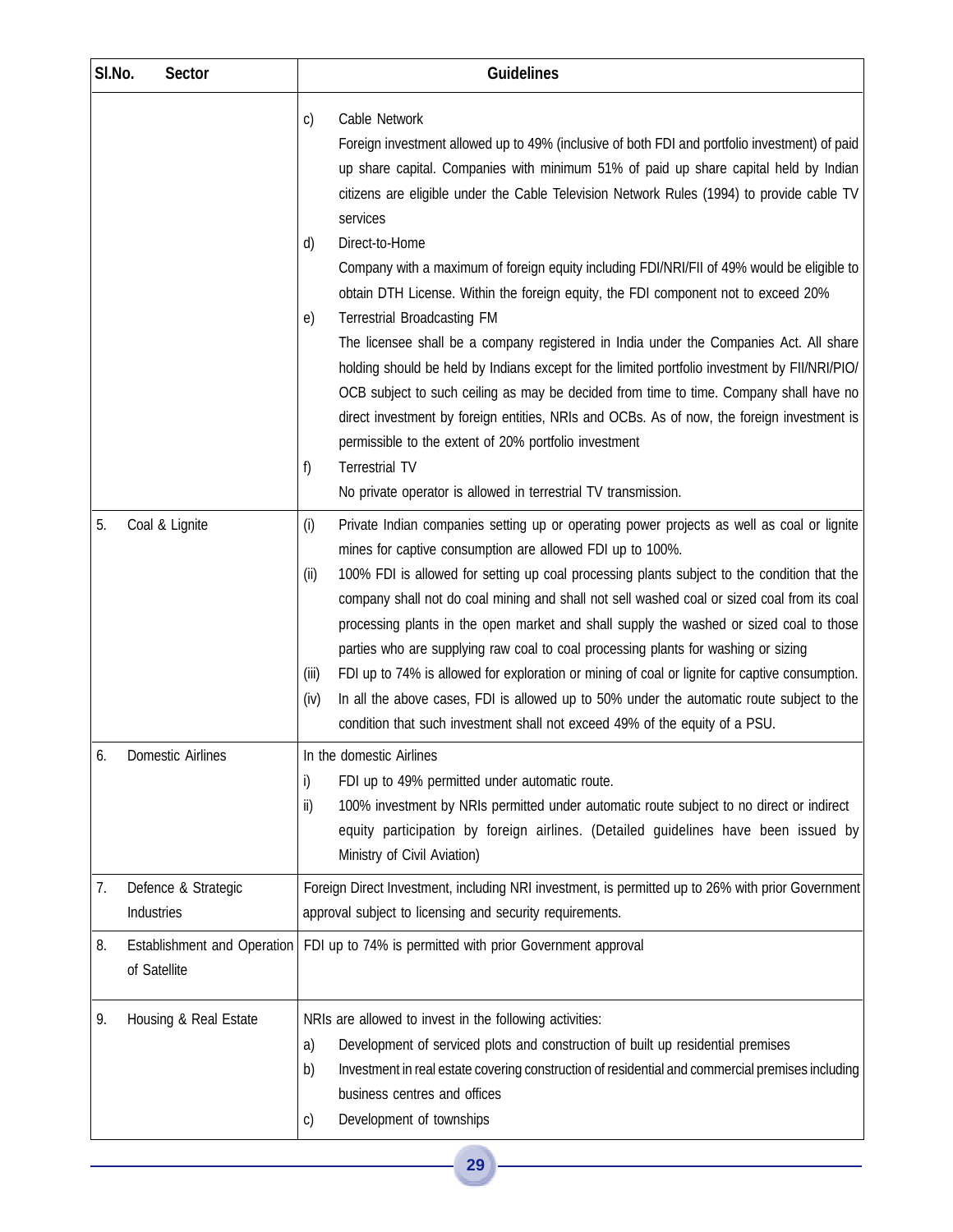| Sl.No. | Sector | Guidelines |
|---|---|---|
| | | c) Cable Network<br>Foreign investment allowed up to 49% (inclusive of both FDI and portfolio investment) of paid up share capital. Companies with minimum 51% of paid up share capital held by Indian citizens are eligible under the Cable Television Network Rules (1994) to provide cable TV services<br>d) Direct-to-Home<br>Company with a maximum of foreign equity including FDI/NRI/FII of 49% would be eligible to obtain DTH License. Within the foreign equity, the FDI component not to exceed 20%<br>e) Terrestrial Broadcasting FM<br>The licensee shall be a company registered in India under the Companies Act. All share holding should be held by Indians except for the limited portfolio investment by FII/NRI/PIO/ OCB subject to such ceiling as may be decided from time to time. Company shall have no direct investment by foreign entities, NRIs and OCBs. As of now, the foreign investment is permissible to the extent of 20% portfolio investment<br>f) Terrestrial TV<br>No private operator is allowed in terrestrial TV transmission. |
| 5. | Coal & Lignite | (i) Private Indian companies setting up or operating power projects as well as coal or lignite mines for captive consumption are allowed FDI up to 100%.<br>(ii) 100% FDI is allowed for setting up coal processing plants subject to the condition that the company shall not do coal mining and shall not sell washed coal or sized coal from its coal processing plants in the open market and shall supply the washed or sized coal to those parties who are supplying raw coal to coal processing plants for washing or sizing<br>(iii) FDI up to 74% is allowed for exploration or mining of coal or lignite for captive consumption.<br>(iv) In all the above cases, FDI is allowed up to 50% under the automatic route subject to the condition that such investment shall not exceed 49% of the equity of a PSU. |
| 6. | Domestic Airlines | In the domestic Airlines<br>i) FDI up to 49% permitted under automatic route.<br>ii) 100% investment by NRIs permitted under automatic route subject to no direct or indirect equity participation by foreign airlines. (Detailed guidelines have been issued by Ministry of Civil Aviation) |
| 7. | Defence & Strategic Industries | Foreign Direct Investment, including NRI investment, is permitted up to 26% with prior Government approval subject to licensing and security requirements. |
| 8. | Establishment and Operation of Satellite | FDI up to 74% is permitted with prior Government approval |
| 9. | Housing & Real Estate | NRIs are allowed to invest in the following activities:<br>a) Development of serviced plots and construction of built up residential premises<br>b) Investment in real estate covering construction of residential and commercial premises including business centres and offices<br>c) Development of townships |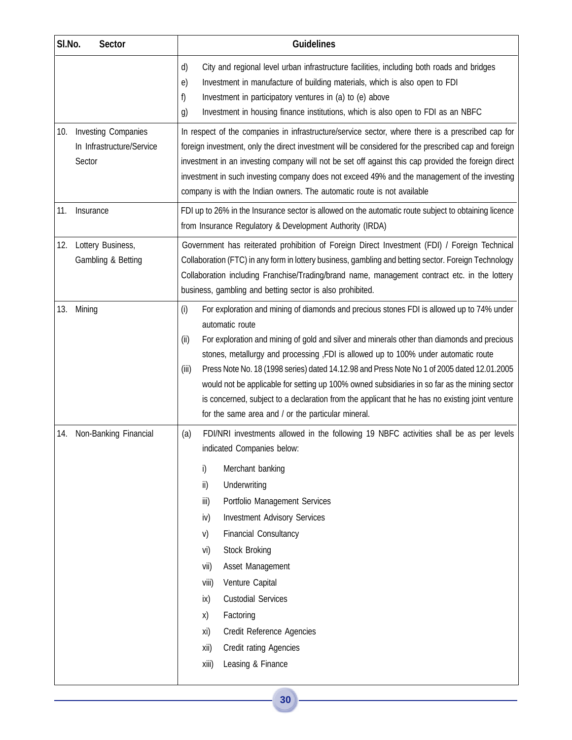| Sl.No. | Sector | Guidelines |
|---|---|---|
| | | d) City and regional level urban infrastructure facilities, including both roads and bridges<br>e) Investment in manufacture of building materials, which is also open to FDI<br>f) Investment in participatory ventures in (a) to (e) above<br>g) Investment in housing finance institutions, which is also open to FDI as an NBFC |
| 10. | Investing Companies In Infrastructure/Service Sector | In respect of the companies in infrastructure/service sector, where there is a prescribed cap for foreign investment, only the direct investment will be considered for the prescribed cap and foreign investment in an investing company will not be set off against this cap provided the foreign direct investment in such investing company does not exceed 49% and the management of the investing company is with the Indian owners. The automatic route is not available |
| 11. | Insurance | FDI up to 26% in the Insurance sector is allowed on the automatic route subject to obtaining licence from Insurance Regulatory & Development Authority (IRDA) |
| 12. | Lottery Business, Gambling & Betting | Government has reiterated prohibition of Foreign Direct Investment (FDI) / Foreign Technical Collaboration (FTC) in any form in lottery business, gambling and betting sector. Foreign Technology Collaboration including Franchise/Trading/brand name, management contract etc. in the lottery business, gambling and betting sector is also prohibited. |
| 13. | Mining | (i) For exploration and mining of diamonds and precious stones FDI is allowed up to 74% under automatic route<br>(ii) For exploration and mining of gold and silver and minerals other than diamonds and precious stones, metallurgy and processing ,FDI is allowed up to 100% under automatic route<br>(iii) Press Note No. 18 (1998 series) dated 14.12.98 and Press Note No 1 of 2005 dated 12.01.2005 would not be applicable for setting up 100% owned subsidiaries in so far as the mining sector is concerned, subject to a declaration from the applicant that he has no existing joint venture for the same area and / or the particular mineral. |
| 14. | Non-Banking Financial | (a) FDI/NRI investments allowed in the following 19 NBFC activities shall be as per levels indicated Companies below:<br>i) Merchant banking<br>ii) Underwriting<br>iii) Portfolio Management Services<br>iv) Investment Advisory Services<br>v) Financial Consultancy<br>vi) Stock Broking<br>vii) Asset Management<br>viii) Venture Capital<br>ix) Custodial Services<br>x) Factoring<br>xi) Credit Reference Agencies<br>xii) Credit rating Agencies<br>xiii) Leasing & Finance |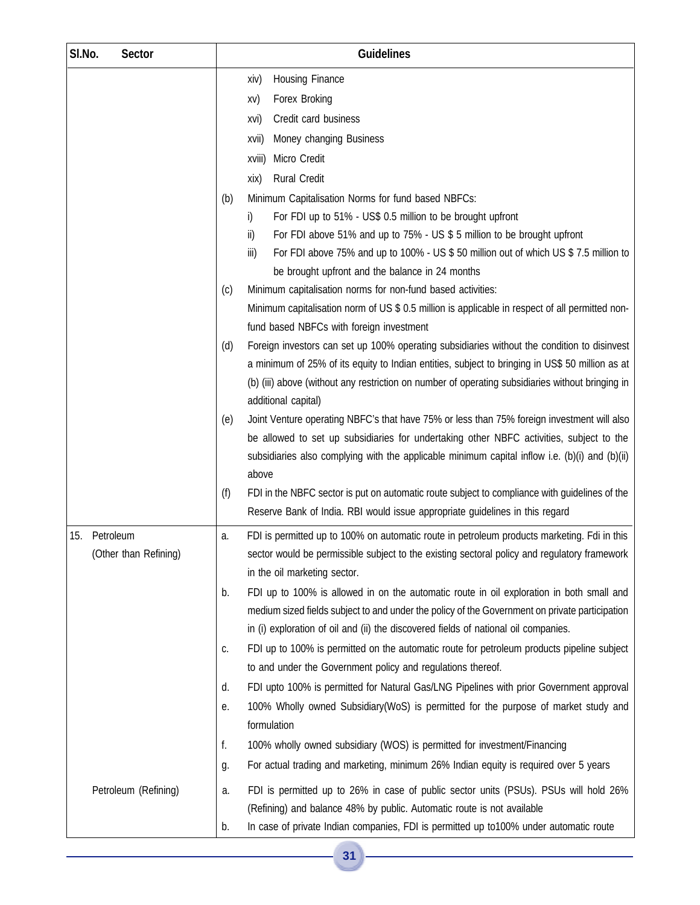| Sl.No. Sector | Guidelines |
|---|---|
| | xiv) Housing Finance<br>xv) Forex Broking<br>xvi) Credit card business<br>xvii) Money changing Business<br>xviii) Micro Credit<br>xix) Rural Credit<br>(b) Minimum Capitalisation Norms for fund based NBFCs:<br>i) For FDI up to 51% - US$ 0.5 million to be brought upfront<br>ii) For FDI above 51% and up to 75% - US $ 5 million to be brought upfront<br>iii) For FDI above 75% and up to 100% - US $ 50 million out of which US $ 7.5 million to be brought upfront and the balance in 24 months<br>(c) Minimum capitalisation norms for non-fund based activities:<br>Minimum capitalisation norm of US $ 0.5 million is applicable in respect of all permitted non-fund based NBFCs with foreign investment<br>(d) Foreign investors can set up 100% operating subsidiaries without the condition to disinvest a minimum of 25% of its equity to Indian entities, subject to bringing in US$ 50 million as at (b) (iii) above (without any restriction on number of operating subsidiaries without bringing in additional capital)<br>(e) Joint Venture operating NBFC's that have 75% or less than 75% foreign investment will also be allowed to set up subsidiaries for undertaking other NBFC activities, subject to the subsidiaries also complying with the applicable minimum capital inflow i.e. (b)(i) and (b)(ii) above<br>(f) FDI in the NBFC sector is put on automatic route subject to compliance with guidelines of the Reserve Bank of India. RBI would issue appropriate guidelines in this regard |
| 15. Petroleum (Other than Refining) | a. FDI is permitted up to 100% on automatic route in petroleum products marketing. Fdi in this sector would be permissible subject to the existing sectoral policy and regulatory framework in the oil marketing sector.<br>b. FDI up to 100% is allowed in on the automatic route in oil exploration in both small and medium sized fields subject to and under the policy of the Government on private participation in (i) exploration of oil and (ii) the discovered fields of national oil companies.<br>c. FDI up to 100% is permitted on the automatic route for petroleum products pipeline subject to and under the Government policy and regulations thereof.<br>d. FDI upto 100% is permitted for Natural Gas/LNG Pipelines with prior Government approval<br>e. 100% Wholly owned Subsidiary(WoS) is permitted for the purpose of market study and formulation<br>f. 100% wholly owned subsidiary (WOS) is permitted for investment/Financing<br>g. For actual trading and marketing, minimum 26% Indian equity is required over 5 years |
| Petroleum (Refining) | a. FDI is permitted up to 26% in case of public sector units (PSUs). PSUs will hold 26% (Refining) and balance 48% by public. Automatic route is not available<br>b. In case of private Indian companies, FDI is permitted up to100% under automatic route |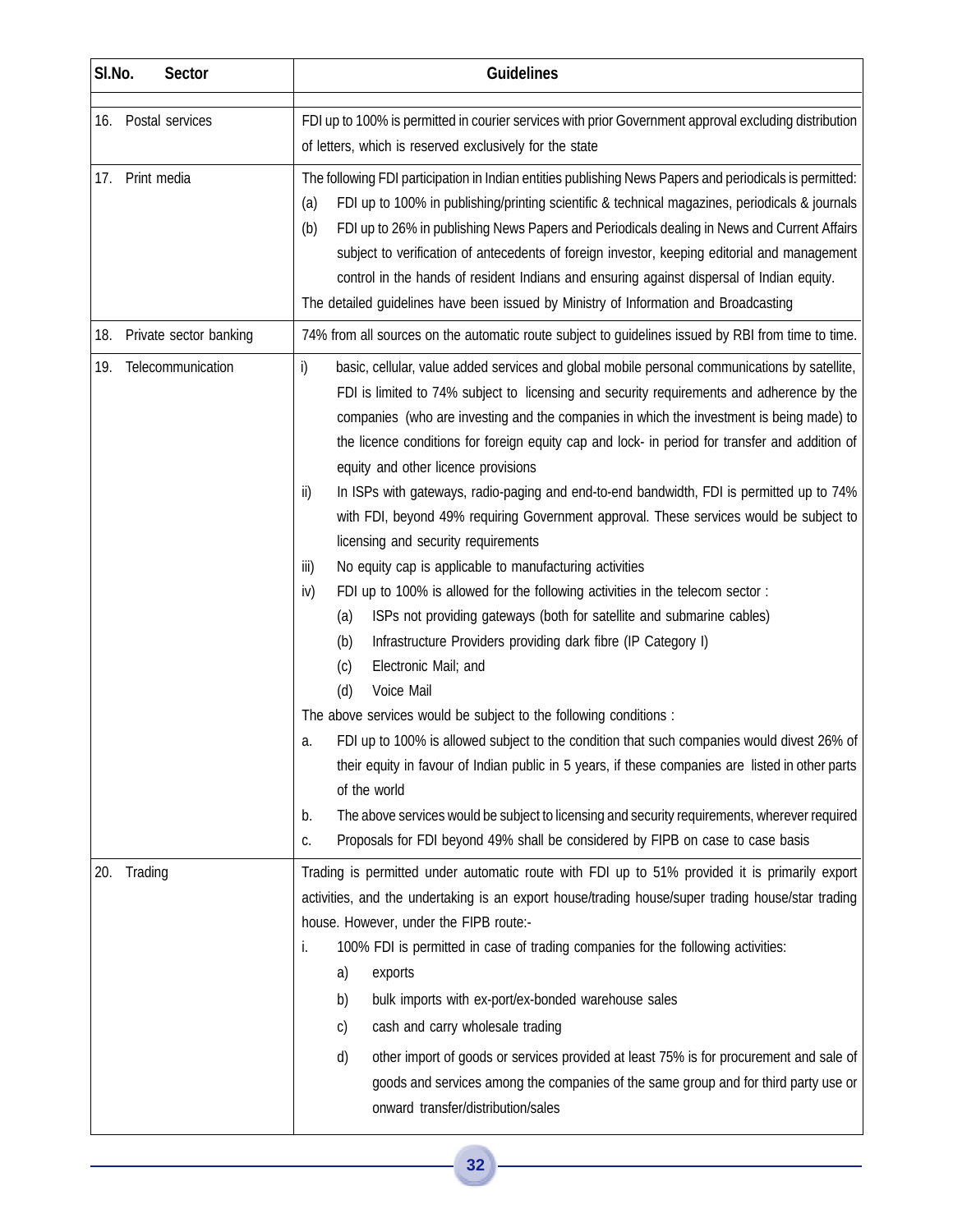| Sl.No. Sector | Guidelines |
|---|---|
| 16. Postal services | FDI up to 100% is permitted in courier services with prior Government approval excluding distribution of letters, which is reserved exclusively for the state |
| 17. Print media | The following FDI participation in Indian entities publishing News Papers and periodicals is permitted:<br>(a) FDI up to 100% in publishing/printing scientific & technical magazines, periodicals & journals<br>(b) FDI up to 26% in publishing News Papers and Periodicals dealing in News and Current Affairs subject to verification of antecedents of foreign investor, keeping editorial and management control in the hands of resident Indians and ensuring against dispersal of Indian equity.<br>The detailed guidelines have been issued by Ministry of Information and Broadcasting |
| 18. Private sector banking | 74% from all sources on the automatic route subject to guidelines issued by RBI from time to time. |
| 19. Telecommunication | i) basic, cellular, value added services and global mobile personal communications by satellite, FDI is limited to 74% subject to licensing and security requirements and adherence by the companies (who are investing and the companies in which the investment is being made) to the licence conditions for foreign equity cap and lock- in period for transfer and addition of equity and other licence provisions<br>ii) In ISPs with gateways, radio-paging and end-to-end bandwidth, FDI is permitted up to 74% with FDI, beyond 49% requiring Government approval. These services would be subject to licensing and security requirements<br>iii) No equity cap is applicable to manufacturing activities<br>iv) FDI up to 100% is allowed for the following activities in the telecom sector :<br>(a) ISPs not providing gateways (both for satellite and submarine cables)<br>(b) Infrastructure Providers providing dark fibre (IP Category I)<br>(c) Electronic Mail; and<br>(d) Voice Mail<br>The above services would be subject to the following conditions :<br>a. FDI up to 100% is allowed subject to the condition that such companies would divest 26% of their equity in favour of Indian public in 5 years, if these companies are listed in other parts of the world<br>b. The above services would be subject to licensing and security requirements, wherever required<br>c. Proposals for FDI beyond 49% shall be considered by FIPB on case to case basis |
| 20. Trading | Trading is permitted under automatic route with FDI up to 51% provided it is primarily export activities, and the undertaking is an export house/trading house/super trading house/star trading house. However, under the FIPB route:-<br>i. 100% FDI is permitted in case of trading companies for the following activities:<br>a) exports<br>b) bulk imports with ex-port/ex-bonded warehouse sales<br>c) cash and carry wholesale trading<br>d) other import of goods or services provided at least 75% is for procurement and sale of goods and services among the companies of the same group and for third party use or onward transfer/distribution/sales |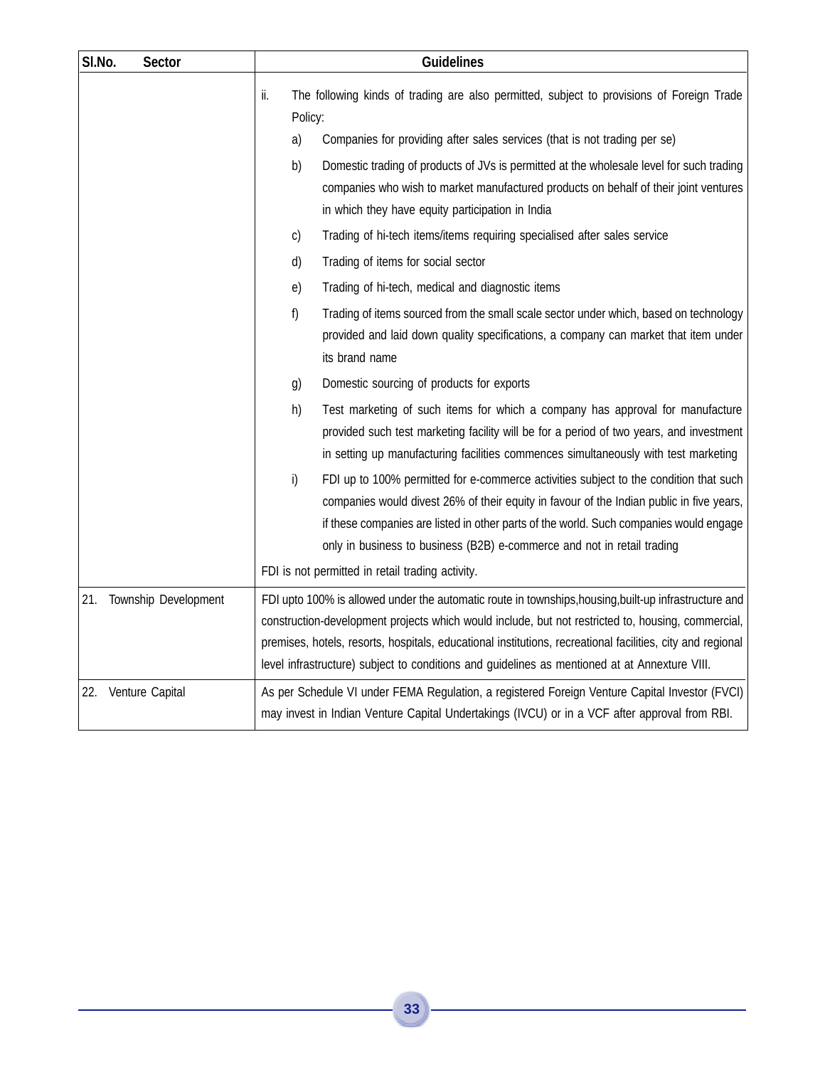| Sl.No. Sector | Guidelines |
|---|---|
| | ii. The following kinds of trading are also permitted, subject to provisions of Foreign Trade Policy:<br>a) Companies for providing after sales services (that is not trading per se)<br>b) Domestic trading of products of JVs is permitted at the wholesale level for such trading companies who wish to market manufactured products on behalf of their joint ventures in which they have equity participation in India<br>c) Trading of hi-tech items/items requiring specialised after sales service<br>d) Trading of items for social sector<br>e) Trading of hi-tech, medical and diagnostic items<br>f) Trading of items sourced from the small scale sector under which, based on technology provided and laid down quality specifications, a company can market that item under its brand name<br>g) Domestic sourcing of products for exports<br>h) Test marketing of such items for which a company has approval for manufacture provided such test marketing facility will be for a period of two years, and investment in setting up manufacturing facilities commences simultaneously with test marketing<br>i) FDI up to 100% permitted for e-commerce activities subject to the condition that such companies would divest 26% of their equity in favour of the Indian public in five years, if these companies are listed in other parts of the world. Such companies would engage only in business to business (B2B) e-commerce and not in retail trading<br>FDI is not permitted in retail trading activity. |
| 21. Township Development | FDI upto 100% is allowed under the automatic route in townships,housing,built-up infrastructure and construction-development projects which would include, but not restricted to, housing, commercial, premises, hotels, resorts, hospitals, educational institutions, recreational facilities, city and regional level infrastructure) subject to conditions and guidelines as mentioned at at Annexture VIII. |
| 22. Venture Capital | As per Schedule VI under FEMA Regulation, a registered Foreign Venture Capital Investor (FVCI) may invest in Indian Venture Capital Undertakings (IVCU) or in a VCF after approval from RBI. |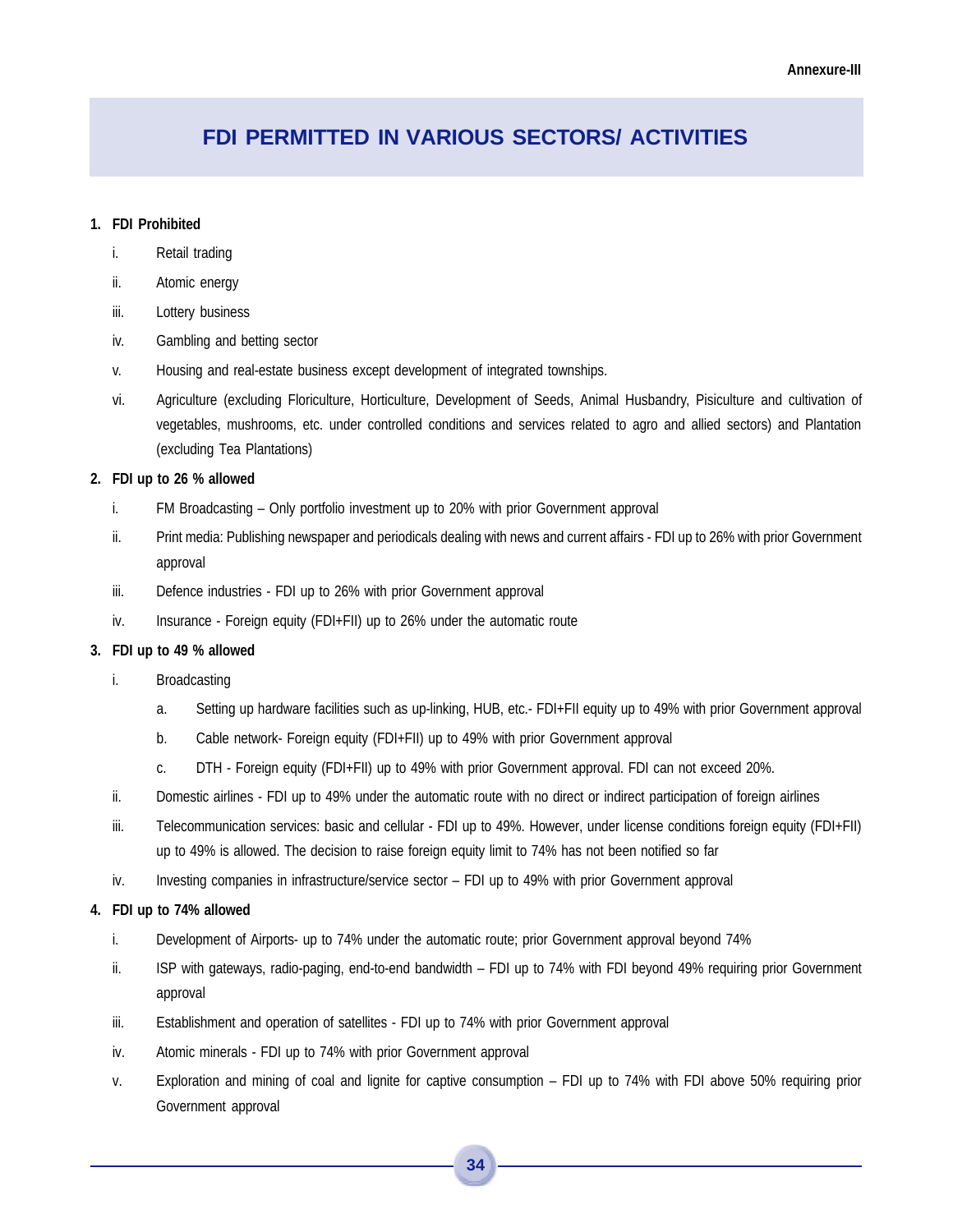Annexure-III

# FDI PERMITTED IN VARIOUS SECTORS/ ACTIVITIES

**1. FDI Prohibited**

- i. Retail trading
- ii. Atomic energy
- iii. Lottery business
- iv. Gambling and betting sector
- v. Housing and real-estate business except development of integrated townships.
- vi. Agriculture (excluding Floriculture, Horticulture, Development of Seeds, Animal Husbandry, Pisiculture and cultivation of vegetables, mushrooms, etc. under controlled conditions and services related to agro and allied sectors) and Plantation (excluding Tea Plantations)

**2. FDI up to 26 % allowed**

- i. FM Broadcasting – Only portfolio investment up to 20% with prior Government approval
- ii. Print media: Publishing newspaper and periodicals dealing with news and current affairs - FDI up to 26% with prior Government approval
- iii. Defence industries - FDI up to 26% with prior Government approval
- iv. Insurance - Foreign equity (FDI+FII) up to 26% under the automatic route

**3. FDI up to 49 % allowed**

- i. Broadcasting
  - a. Setting up hardware facilities such as up-linking, HUB, etc.- FDI+FII equity up to 49% with prior Government approval
  - b. Cable network- Foreign equity (FDI+FII) up to 49% with prior Government approval
  - c. DTH - Foreign equity (FDI+FII) up to 49% with prior Government approval. FDI can not exceed 20%.
- ii. Domestic airlines - FDI up to 49% under the automatic route with no direct or indirect participation of foreign airlines
- iii. Telecommunication services: basic and cellular - FDI up to 49%. However, under license conditions foreign equity (FDI+FII) up to 49% is allowed. The decision to raise foreign equity limit to 74% has not been notified so far
- iv. Investing companies in infrastructure/service sector – FDI up to 49% with prior Government approval

**4. FDI up to 74% allowed**

- i. Development of Airports- up to 74% under the automatic route; prior Government approval beyond 74%
- ii. ISP with gateways, radio-paging, end-to-end bandwidth – FDI up to 74% with FDI beyond 49% requiring prior Government approval
- iii. Establishment and operation of satellites - FDI up to 74% with prior Government approval
- iv. Atomic minerals - FDI up to 74% with prior Government approval
- v. Exploration and mining of coal and lignite for captive consumption – FDI up to 74% with FDI above 50% requiring prior Government approval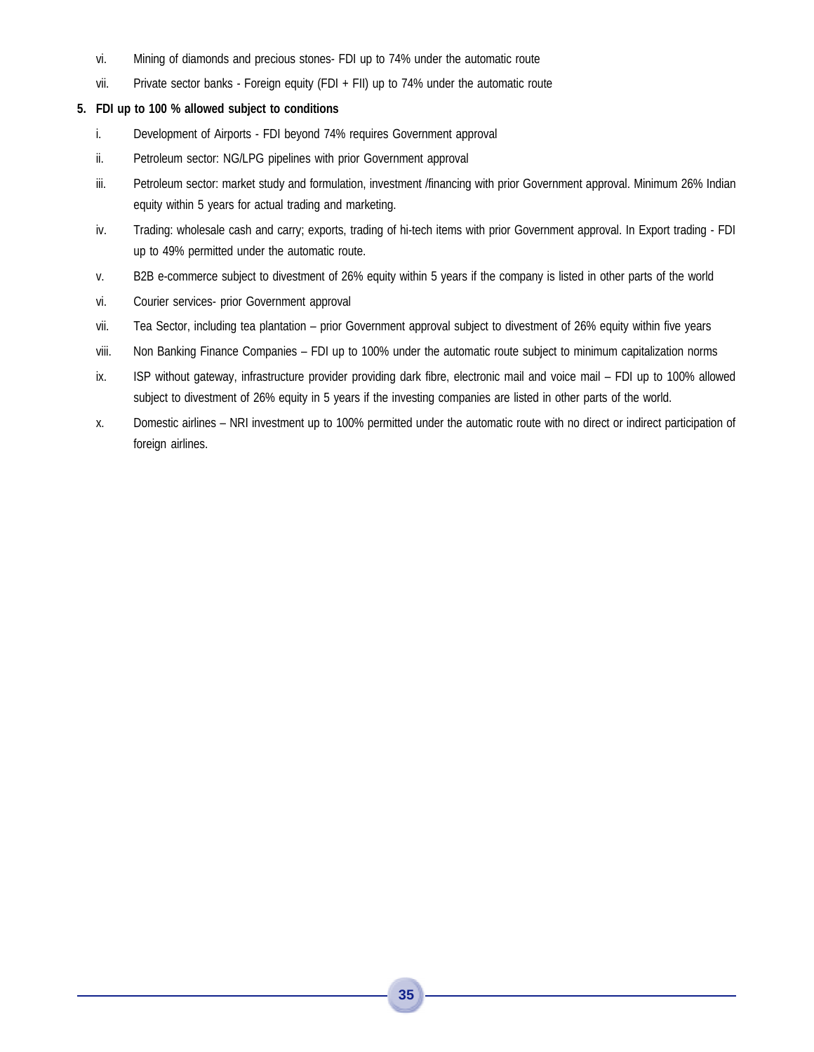vi. Mining of diamonds and precious stones- FDI up to 74% under the automatic route

vii. Private sector banks - Foreign equity (FDI + FII) up to 74% under the automatic route

**5. FDI up to 100 % allowed subject to conditions**

i. Development of Airports - FDI beyond 74% requires Government approval

ii. Petroleum sector: NG/LPG pipelines with prior Government approval

iii. Petroleum sector: market study and formulation, investment /financing with prior Government approval. Minimum 26% Indian equity within 5 years for actual trading and marketing.

iv. Trading: wholesale cash and carry; exports, trading of hi-tech items with prior Government approval. In Export trading - FDI up to 49% permitted under the automatic route.

v. B2B e-commerce subject to divestment of 26% equity within 5 years if the company is listed in other parts of the world

vi. Courier services- prior Government approval

vii. Tea Sector, including tea plantation – prior Government approval subject to divestment of 26% equity within five years

viii. Non Banking Finance Companies – FDI up to 100% under the automatic route subject to minimum capitalization norms

ix. ISP without gateway, infrastructure provider providing dark fibre, electronic mail and voice mail – FDI up to 100% allowed subject to divestment of 26% equity in 5 years if the investing companies are listed in other parts of the world.

x. Domestic airlines – NRI investment up to 100% permitted under the automatic route with no direct or indirect participation of foreign airlines.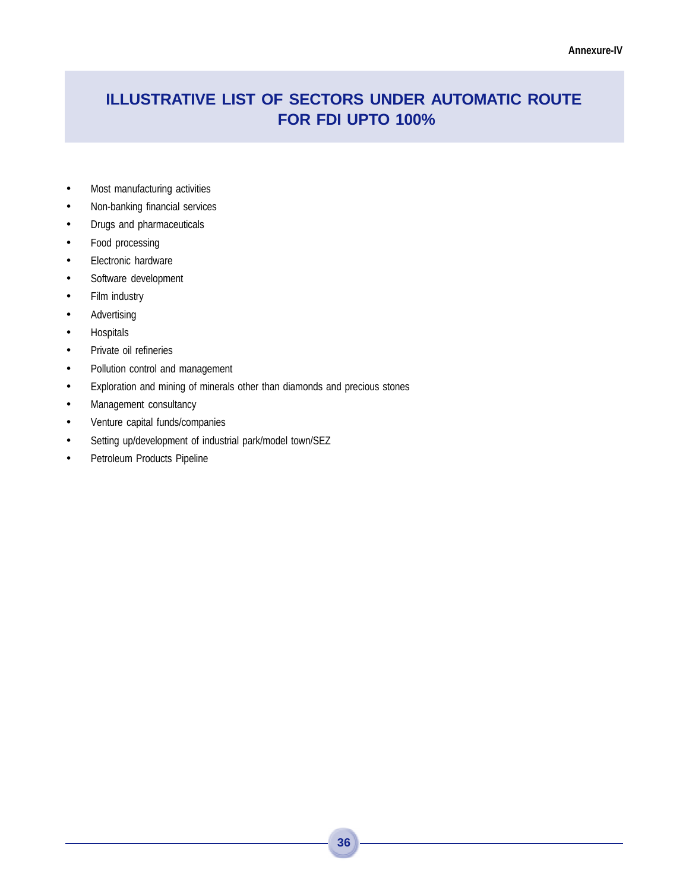Annexure-IV

# ILLUSTRATIVE LIST OF SECTORS UNDER AUTOMATIC ROUTE FOR FDI UPTO 100%

- Most manufacturing activities
- Non-banking financial services
- Drugs and pharmaceuticals
- Food processing
- Electronic hardware
- Software development
- Film industry
- Advertising
- Hospitals
- Private oil refineries
- Pollution control and management
- Exploration and mining of minerals other than diamonds and precious stones
- Management consultancy
- Venture capital funds/companies
- Setting up/development of industrial park/model town/SEZ
- Petroleum Products Pipeline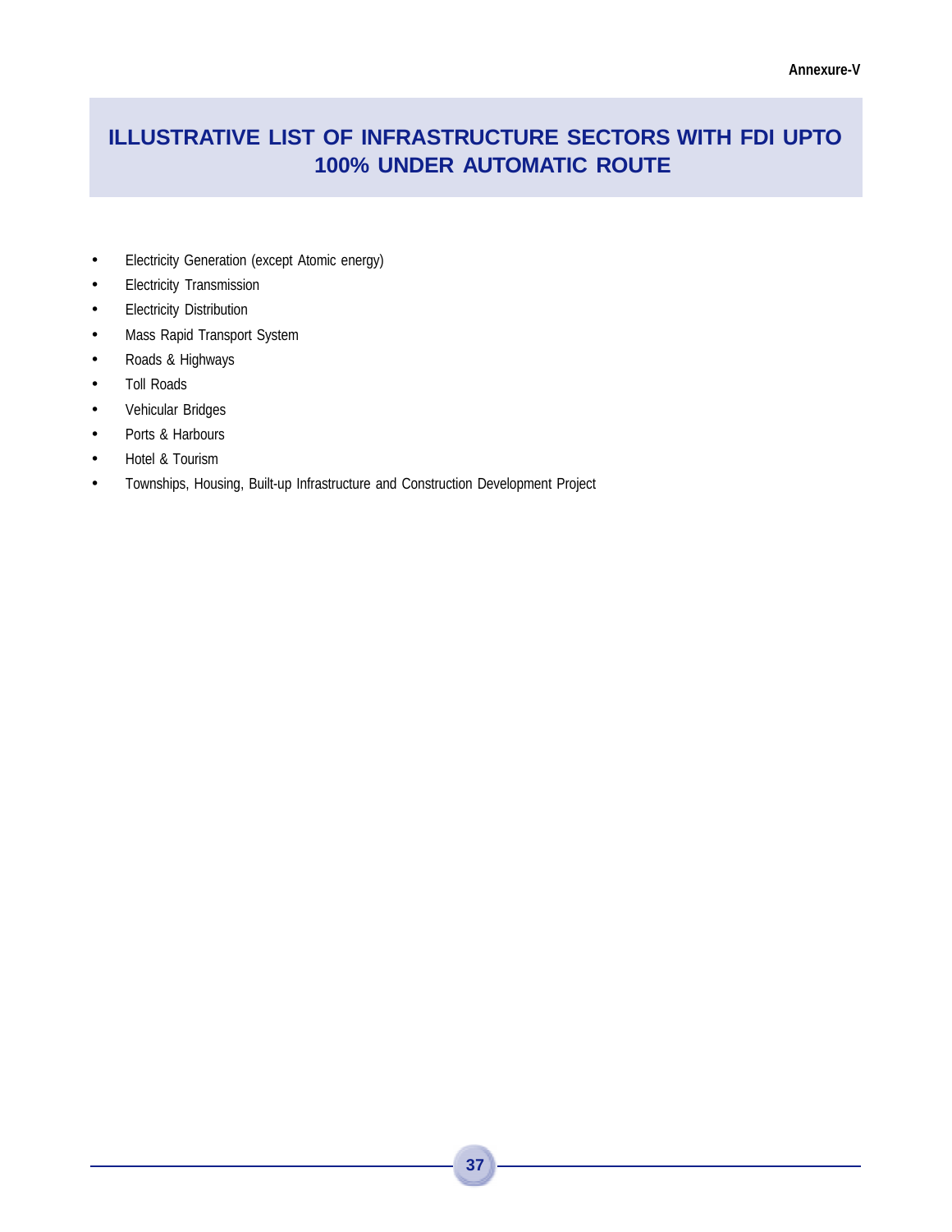Annexure-V

# ILLUSTRATIVE LIST OF INFRASTRUCTURE SECTORS WITH FDI UPTO 100% UNDER AUTOMATIC ROUTE

- Electricity Generation (except Atomic energy)
- Electricity Transmission
- Electricity Distribution
- Mass Rapid Transport System
- Roads & Highways
- Toll Roads
- Vehicular Bridges
- Ports & Harbours
- Hotel & Tourism
- Townships, Housing, Built-up Infrastructure and Construction Development Project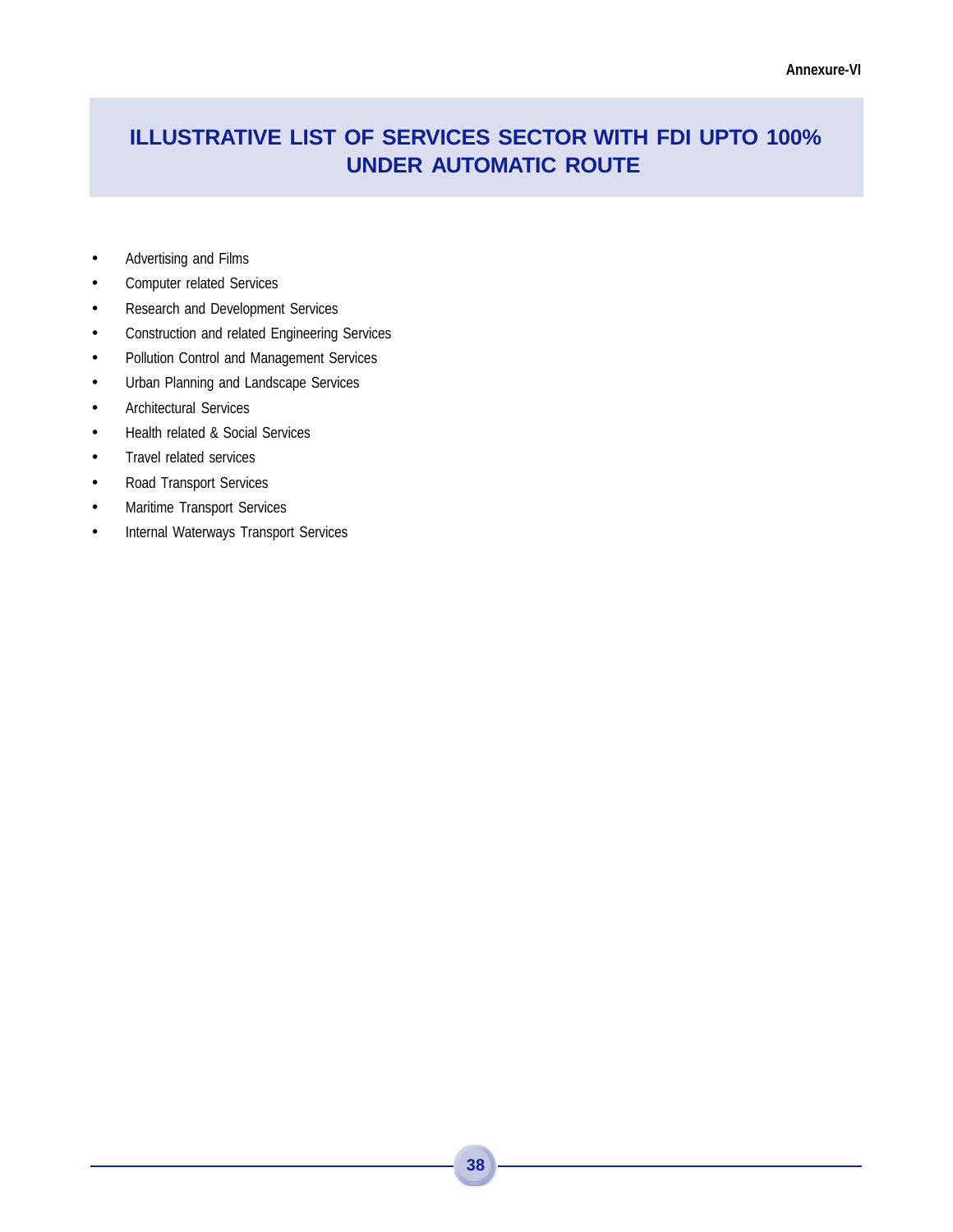Annexure-VI

# ILLUSTRATIVE LIST OF SERVICES SECTOR WITH FDI UPTO 100% UNDER AUTOMATIC ROUTE

- Advertising and Films
- Computer related Services
- Research and Development Services
- Construction and related Engineering Services
- Pollution Control and Management Services
- Urban Planning and Landscape Services
- Architectural Services
- Health related & Social Services
- Travel related services
- Road Transport Services
- Maritime Transport Services
- Internal Waterways Transport Services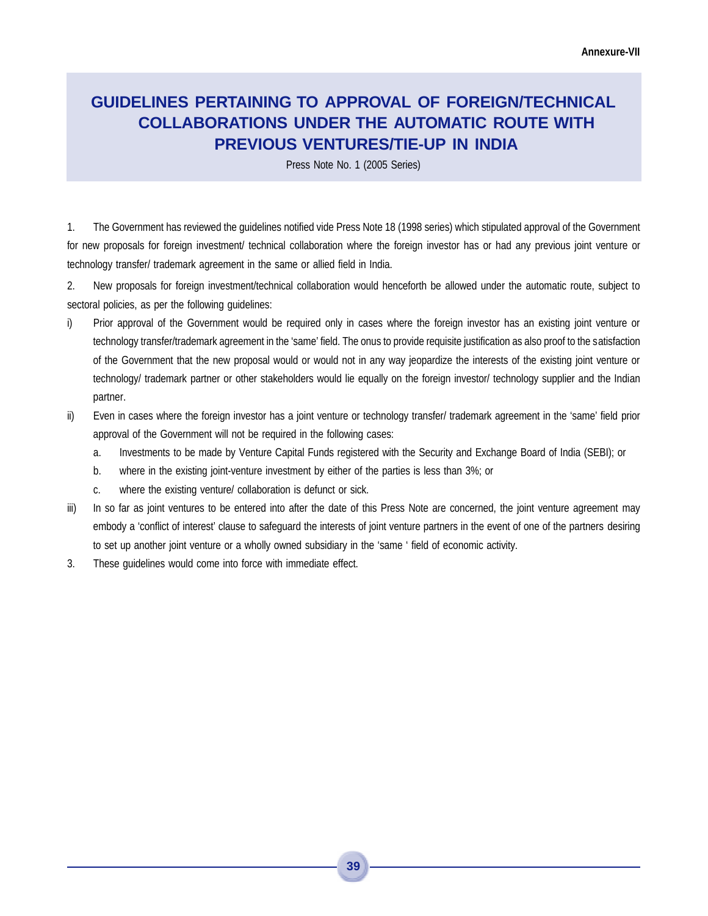Annexure-VII

# GUIDELINES PERTAINING TO APPROVAL OF FOREIGN/TECHNICAL COLLABORATIONS UNDER THE AUTOMATIC ROUTE WITH PREVIOUS VENTURES/TIE-UP IN INDIA

Press Note No. 1 (2005 Series)

1. The Government has reviewed the guidelines notified vide Press Note 18 (1998 series) which stipulated approval of the Government for new proposals for foreign investment/ technical collaboration where the foreign investor has or had any previous joint venture or technology transfer/ trademark agreement in the same or allied field in India.

2. New proposals for foreign investment/technical collaboration would henceforth be allowed under the automatic route, subject to sectoral policies, as per the following guidelines:

i) Prior approval of the Government would be required only in cases where the foreign investor has an existing joint venture or technology transfer/trademark agreement in the 'same' field. The onus to provide requisite justification as also proof to the satisfaction of the Government that the new proposal would or would not in any way jeopardize the interests of the existing joint venture or technology/ trademark partner or other stakeholders would lie equally on the foreign investor/ technology supplier and the Indian partner.

ii) Even in cases where the foreign investor has a joint venture or technology transfer/ trademark agreement in the 'same' field prior approval of the Government will not be required in the following cases:

   a. Investments to be made by Venture Capital Funds registered with the Security and Exchange Board of India (SEBI); or

   b. where in the existing joint-venture investment by either of the parties is less than 3%; or

   c. where the existing venture/ collaboration is defunct or sick.

iii) In so far as joint ventures to be entered into after the date of this Press Note are concerned, the joint venture agreement may embody a 'conflict of interest' clause to safeguard the interests of joint venture partners in the event of one of the partners desiring to set up another joint venture or a wholly owned subsidiary in the 'same ' field of economic activity.

3. These guidelines would come into force with immediate effect.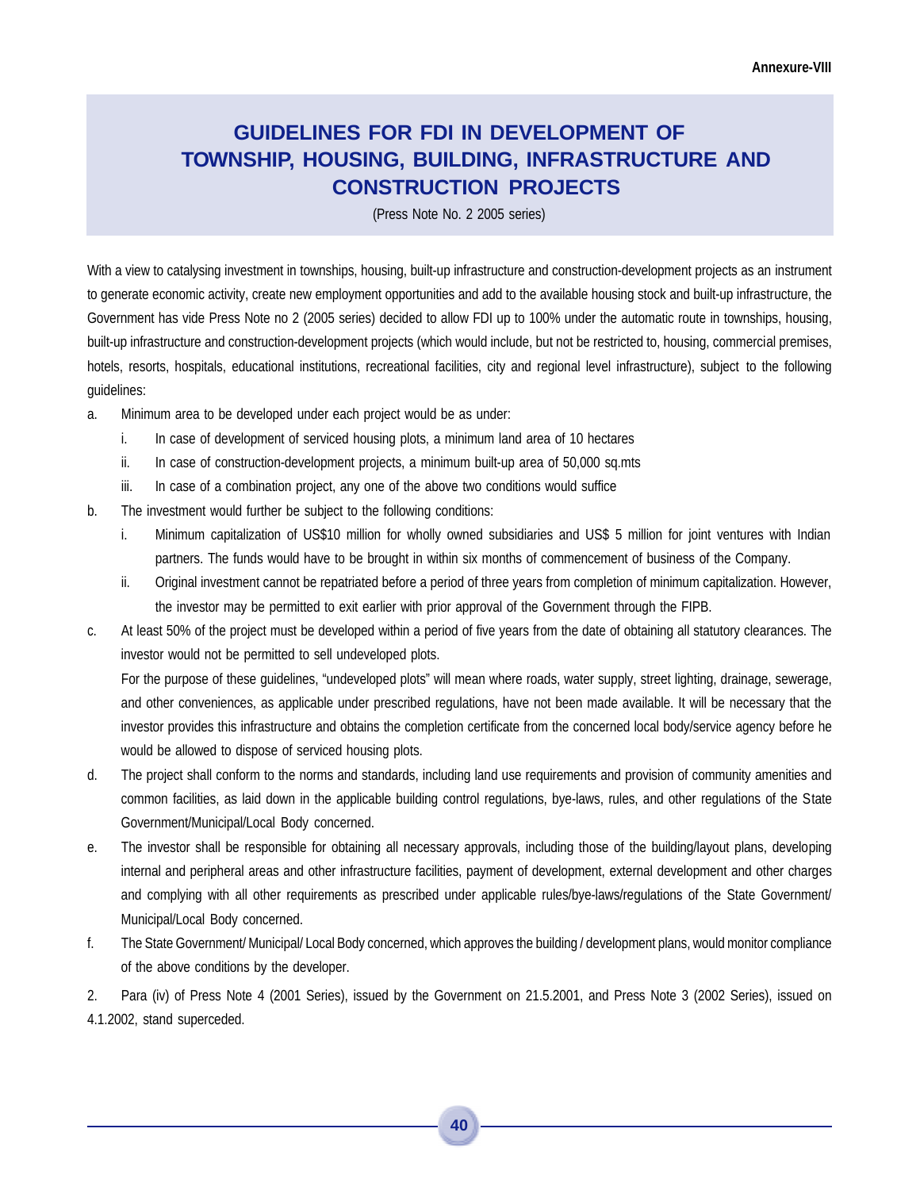Annexure-VIII

# GUIDELINES FOR FDI IN DEVELOPMENT OF TOWNSHIP, HOUSING, BUILDING, INFRASTRUCTURE AND CONSTRUCTION PROJECTS

(Press Note No. 2 2005 series)

With a view to catalysing investment in townships, housing, built-up infrastructure and construction-development projects as an instrument to generate economic activity, create new employment opportunities and add to the available housing stock and built-up infrastructure, the Government has vide Press Note no 2 (2005 series) decided to allow FDI up to 100% under the automatic route in townships, housing, built-up infrastructure and construction-development projects (which would include, but not be restricted to, housing, commercial premises, hotels, resorts, hospitals, educational institutions, recreational facilities, city and regional level infrastructure), subject to the following guidelines:

a. Minimum area to be developed under each project would be as under:
   i. In case of development of serviced housing plots, a minimum land area of 10 hectares
   ii. In case of construction-development projects, a minimum built-up area of 50,000 sq.mts
   iii. In case of a combination project, any one of the above two conditions would suffice

b. The investment would further be subject to the following conditions:
   i. Minimum capitalization of US$10 million for wholly owned subsidiaries and US$ 5 million for joint ventures with Indian partners. The funds would have to be brought in within six months of commencement of business of the Company.
   ii. Original investment cannot be repatriated before a period of three years from completion of minimum capitalization. However, the investor may be permitted to exit earlier with prior approval of the Government through the FIPB.

c. At least 50% of the project must be developed within a period of five years from the date of obtaining all statutory clearances. The investor would not be permitted to sell undeveloped plots.

   For the purpose of these guidelines, "undeveloped plots" will mean where roads, water supply, street lighting, drainage, sewerage, and other conveniences, as applicable under prescribed regulations, have not been made available. It will be necessary that the investor provides this infrastructure and obtains the completion certificate from the concerned local body/service agency before he would be allowed to dispose of serviced housing plots.

d. The project shall conform to the norms and standards, including land use requirements and provision of community amenities and common facilities, as laid down in the applicable building control regulations, bye-laws, rules, and other regulations of the State Government/Municipal/Local Body concerned.

e. The investor shall be responsible for obtaining all necessary approvals, including those of the building/layout plans, developing internal and peripheral areas and other infrastructure facilities, payment of development, external development and other charges and complying with all other requirements as prescribed under applicable rules/bye-laws/regulations of the State Government/ Municipal/Local Body concerned.

f. The State Government/ Municipal/ Local Body concerned, which approves the building / development plans, would monitor compliance of the above conditions by the developer.

2. Para (iv) of Press Note 4 (2001 Series), issued by the Government on 21.5.2001, and Press Note 3 (2002 Series), issued on 4.1.2002, stand superceded.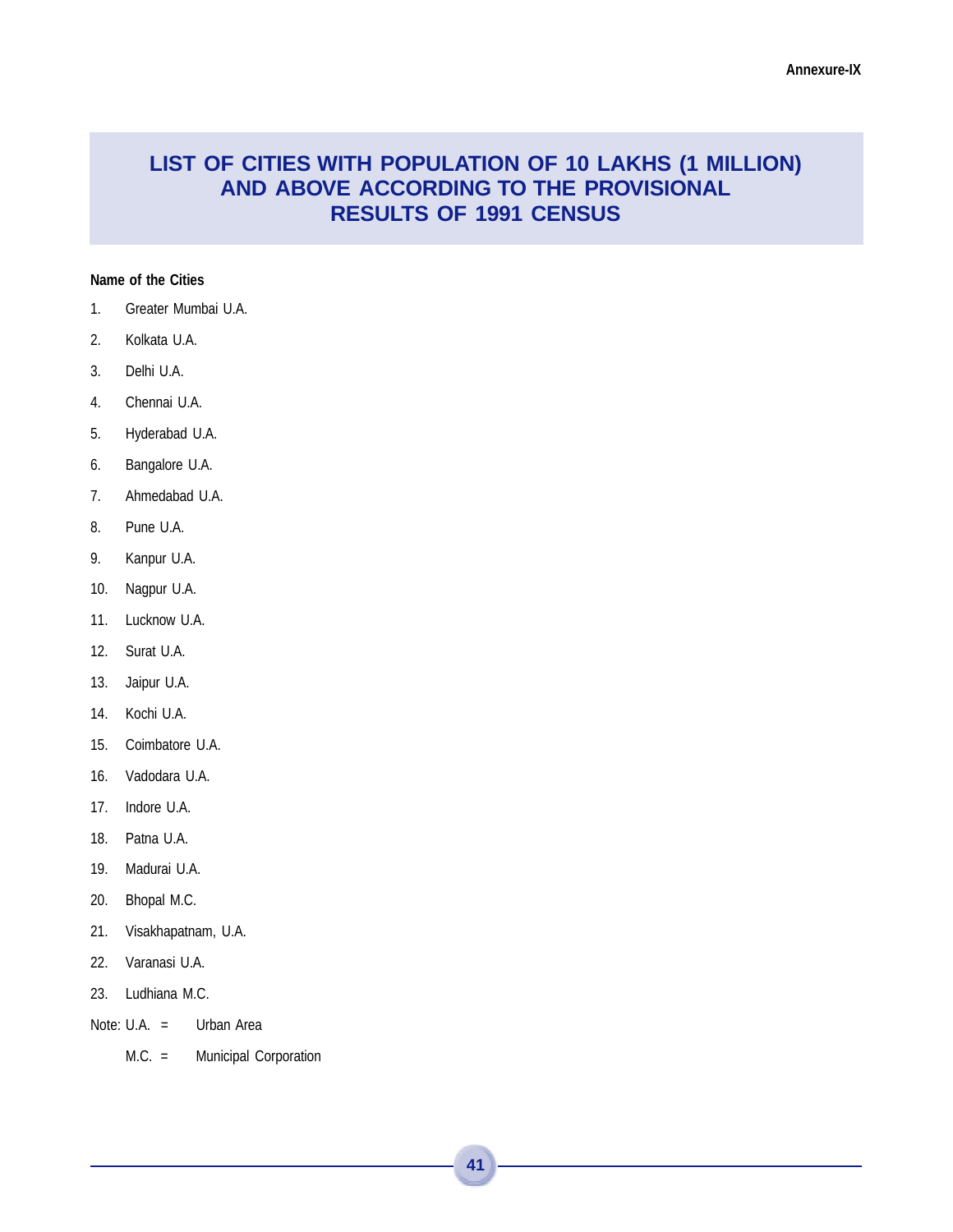Annexure-IX

# LIST OF CITIES WITH POPULATION OF 10 LAKHS (1 MILLION) AND ABOVE ACCORDING TO THE PROVISIONAL RESULTS OF 1991 CENSUS

**Name of the Cities**

1. Greater Mumbai U.A.
2. Kolkata U.A.
3. Delhi U.A.
4. Chennai U.A.
5. Hyderabad U.A.
6. Bangalore U.A.
7. Ahmedabad U.A.
8. Pune U.A.
9. Kanpur U.A.
10. Nagpur U.A.
11. Lucknow U.A.
12. Surat U.A.
13. Jaipur U.A.
14. Kochi U.A.
15. Coimbatore U.A.
16. Vadodara U.A.
17. Indore U.A.
18. Patna U.A.
19. Madurai U.A.
20. Bhopal M.C.
21. Visakhapatnam, U.A.
22. Varanasi U.A.
23. Ludhiana M.C.

Note: U.A. = Urban Area

M.C. = Municipal Corporation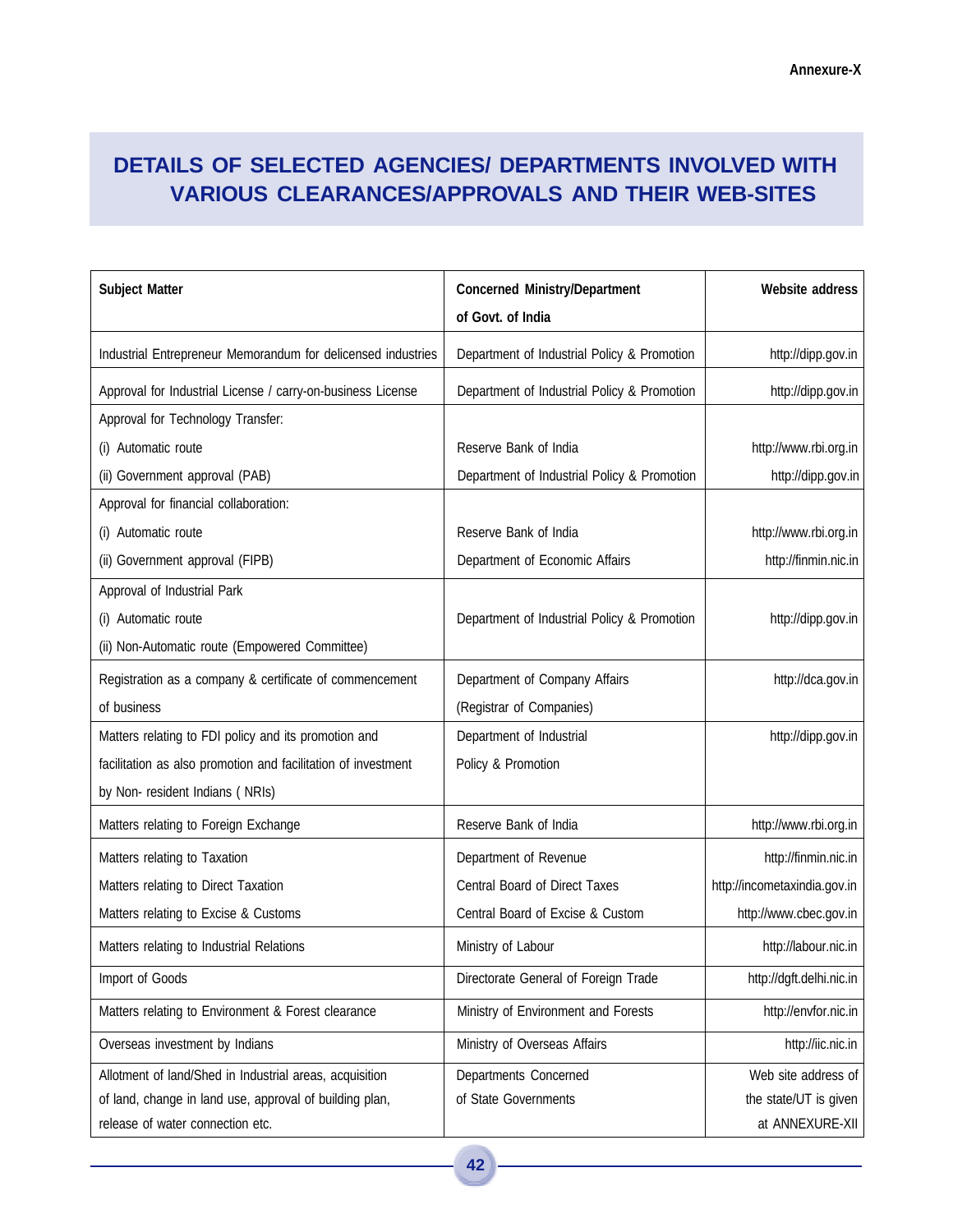Annexure-X

# DETAILS OF SELECTED AGENCIES/ DEPARTMENTS INVOLVED WITH VARIOUS CLEARANCES/APPROVALS AND THEIR WEB-SITES

| Subject Matter | Concerned Ministry/Department of Govt. of India | Website address |
|---|---|---|
| Industrial Entrepreneur Memorandum for delicensed industries | Department of Industrial Policy & Promotion | http://dipp.gov.in |
| Approval for Industrial License / carry-on-business License | Department of Industrial Policy & Promotion | http://dipp.gov.in |
| Approval for Technology Transfer: | | |
| (i) Automatic route | Reserve Bank of India | http://www.rbi.org.in |
| (ii) Government approval (PAB) | Department of Industrial Policy & Promotion | http://dipp.gov.in |
| Approval for financial collaboration: | | |
| (i) Automatic route | Reserve Bank of India | http://www.rbi.org.in |
| (ii) Government approval (FIPB) | Department of Economic Affairs | http://finmin.nic.in |
| Approval of Industrial Park<br>(i) Automatic route<br>(ii) Non-Automatic route (Empowered Committee) | Department of Industrial Policy & Promotion | http://dipp.gov.in |
| Registration as a company & certificate of commencement of business | Department of Company Affairs (Registrar of Companies) | http://dca.gov.in |
| Matters relating to FDI policy and its promotion and facilitation as also promotion and facilitation of investment by Non- resident Indians ( NRIs) | Department of Industrial Policy & Promotion | http://dipp.gov.in |
| Matters relating to Foreign Exchange | Reserve Bank of India | http://www.rbi.org.in |
| Matters relating to Taxation | Department of Revenue | http://finmin.nic.in |
| Matters relating to Direct Taxation | Central Board of Direct Taxes | http://incometaxindia.gov.in |
| Matters relating to Excise & Customs | Central Board of Excise & Custom | http://www.cbec.gov.in |
| Matters relating to Industrial Relations | Ministry of Labour | http://labour.nic.in |
| Import of Goods | Directorate General of Foreign Trade | http://dgft.delhi.nic.in |
| Matters relating to Environment & Forest clearance | Ministry of Environment and Forests | http://envfor.nic.in |
| Overseas investment by Indians | Ministry of Overseas Affairs | http://iic.nic.in |
| Allotment of land/Shed in Industrial areas, acquisition of land, change in land use, approval of building plan, release of water connection etc. | Departments Concerned of State Governments | Web site address of the state/UT is given at ANNEXURE-XII |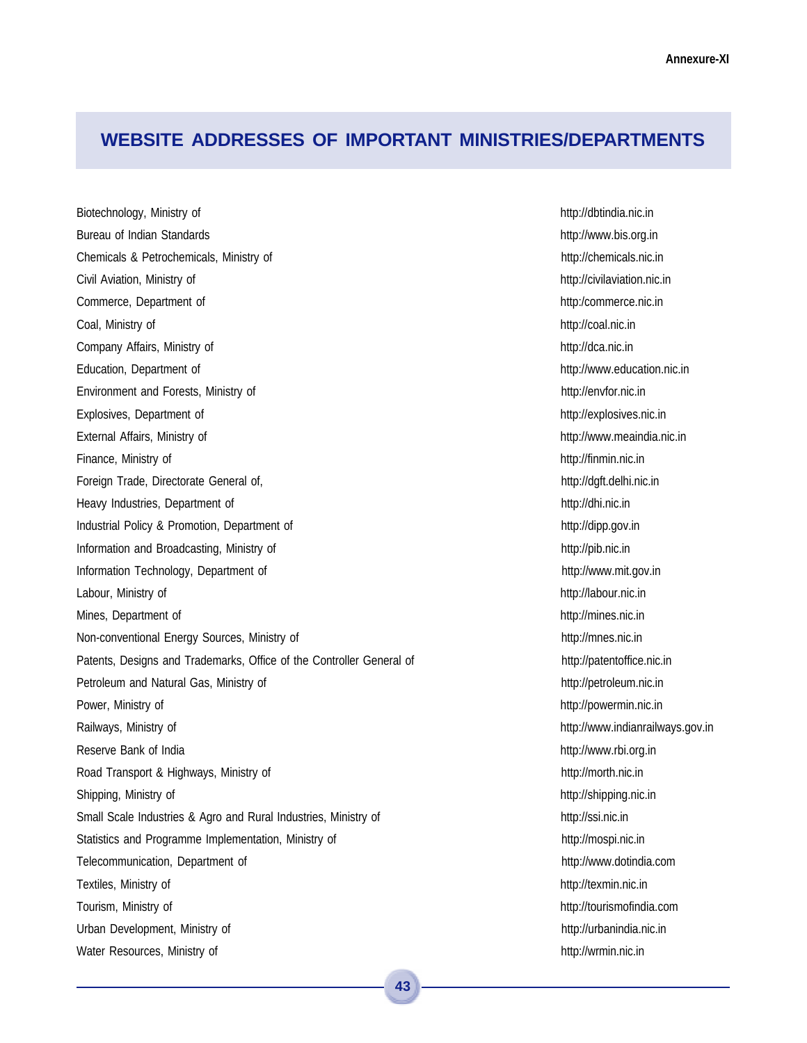Annexure-XI

# WEBSITE ADDRESSES OF IMPORTANT MINISTRIES/DEPARTMENTS

| | |
|---|---|
| Biotechnology, Ministry of | http://dbtindia.nic.in |
| Bureau of Indian Standards | http://www.bis.org.in |
| Chemicals & Petrochemicals, Ministry of | http://chemicals.nic.in |
| Civil Aviation, Ministry of | http://civilaviation.nic.in |
| Commerce, Department of | http:/commerce.nic.in |
| Coal, Ministry of | http://coal.nic.in |
| Company Affairs, Ministry of | http://dca.nic.in |
| Education, Department of | http://www.education.nic.in |
| Environment and Forests, Ministry of | http://envfor.nic.in |
| Explosives, Department of | http://explosives.nic.in |
| External Affairs, Ministry of | http://www.meaindia.nic.in |
| Finance, Ministry of | http://finmin.nic.in |
| Foreign Trade, Directorate General of, | http://dgft.delhi.nic.in |
| Heavy Industries, Department of | http://dhi.nic.in |
| Industrial Policy & Promotion, Department of | http://dipp.gov.in |
| Information and Broadcasting, Ministry of | http://pib.nic.in |
| Information Technology, Department of | http://www.mit.gov.in |
| Labour, Ministry of | http://labour.nic.in |
| Mines, Department of | http://mines.nic.in |
| Non-conventional Energy Sources, Ministry of | http://mnes.nic.in |
| Patents, Designs and Trademarks, Office of the Controller General of | http://patentoffice.nic.in |
| Petroleum and Natural Gas, Ministry of | http://petroleum.nic.in |
| Power, Ministry of | http://powermin.nic.in |
| Railways, Ministry of | http://www.indianrailways.gov.in |
| Reserve Bank of India | http://www.rbi.org.in |
| Road Transport & Highways, Ministry of | http://morth.nic.in |
| Shipping, Ministry of | http://shipping.nic.in |
| Small Scale Industries & Agro and Rural Industries, Ministry of | http://ssi.nic.in |
| Statistics and Programme Implementation, Ministry of | http://mospi.nic.in |
| Telecommunication, Department of | http://www.dotindia.com |
| Textiles, Ministry of | http://texmin.nic.in |
| Tourism, Ministry of | http://tourismofindia.com |
| Urban Development, Ministry of | http://urbanindia.nic.in |
| Water Resources, Ministry of | http://wrmin.nic.in |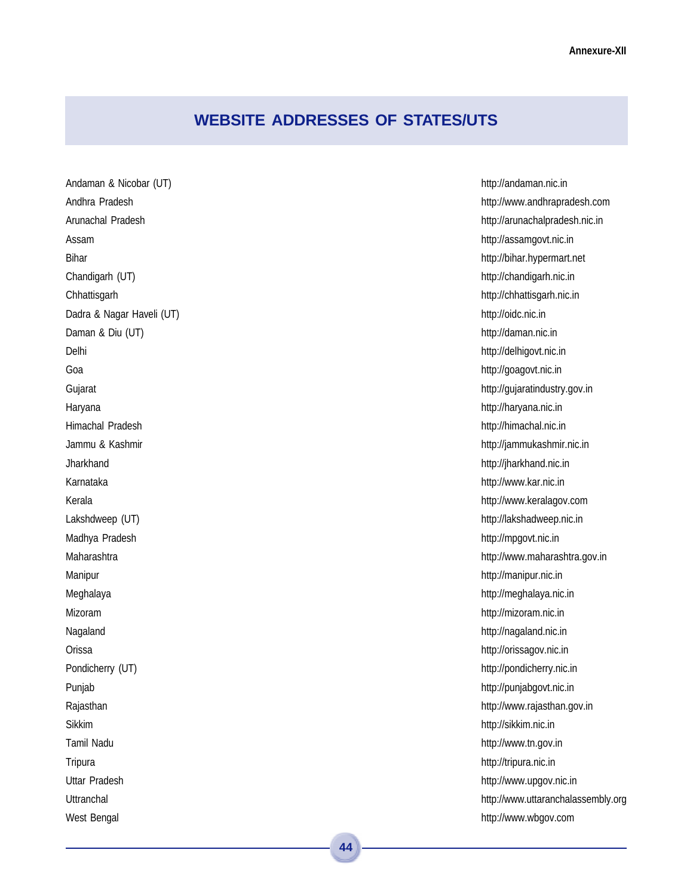Annexure-XII

# WEBSITE ADDRESSES OF STATES/UTS

| | |
|---|---|
| Andaman & Nicobar (UT) | http://andaman.nic.in |
| Andhra Pradesh | http://www.andhrapradesh.com |
| Arunachal Pradesh | http://arunachalpradesh.nic.in |
| Assam | http://assamgovt.nic.in |
| Bihar | http://bihar.hypermart.net |
| Chandigarh (UT) | http://chandigarh.nic.in |
| Chhattisgarh | http://chhattisgarh.nic.in |
| Dadra & Nagar Haveli (UT) | http://oidc.nic.in |
| Daman & Diu (UT) | http://daman.nic.in |
| Delhi | http://delhigovt.nic.in |
| Goa | http://goagovt.nic.in |
| Gujarat | http://gujaratindustry.gov.in |
| Haryana | http://haryana.nic.in |
| Himachal Pradesh | http://himachal.nic.in |
| Jammu & Kashmir | http://jammukashmir.nic.in |
| Jharkhand | http://jharkhand.nic.in |
| Karnataka | http://www.kar.nic.in |
| Kerala | http://www.keralagov.com |
| Lakshdweep (UT) | http://lakshadweep.nic.in |
| Madhya Pradesh | http://mpgovt.nic.in |
| Maharashtra | http://www.maharashtra.gov.in |
| Manipur | http://manipur.nic.in |
| Meghalaya | http://meghalaya.nic.in |
| Mizoram | http://mizoram.nic.in |
| Nagaland | http://nagaland.nic.in |
| Orissa | http://orissagov.nic.in |
| Pondicherry (UT) | http://pondicherry.nic.in |
| Punjab | http://punjabgovt.nic.in |
| Rajasthan | http://www.rajasthan.gov.in |
| Sikkim | http://sikkim.nic.in |
| Tamil Nadu | http://www.tn.gov.in |
| Tripura | http://tripura.nic.in |
| Uttar Pradesh | http://www.upgov.nic.in |
| Uttranchal | http://www.uttaranchalassembly.org |
| West Bengal | http://www.wbgov.com |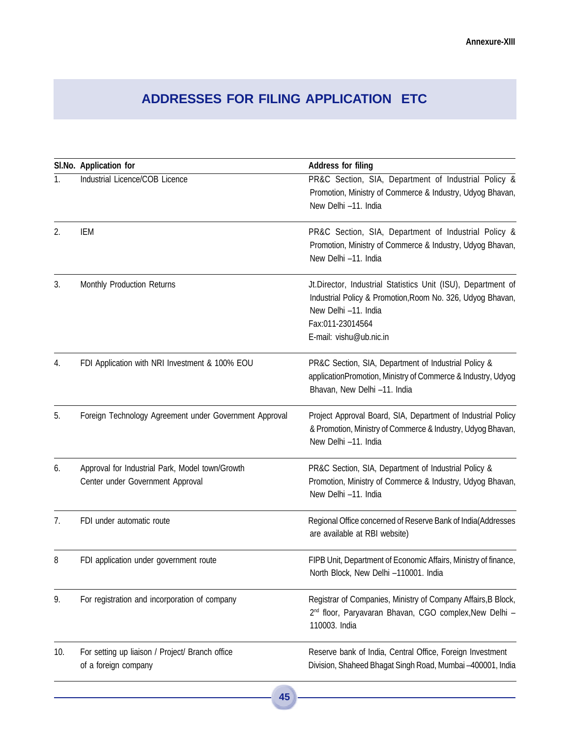Annexure-XIII

# ADDRESSES FOR FILING APPLICATION ETC

| Sl.No. | Application for | Address for filing |
|---|---|---|
| 1. | Industrial Licence/COB Licence | PR&C Section, SIA, Department of Industrial Policy & Promotion, Ministry of Commerce & Industry, Udyog Bhavan, New Delhi –11. India |
| 2. | IEM | PR&C Section, SIA, Department of Industrial Policy & Promotion, Ministry of Commerce & Industry, Udyog Bhavan, New Delhi –11. India |
| 3. | Monthly Production Returns | Jt.Director, Industrial Statistics Unit (ISU), Department of Industrial Policy & Promotion,Room No. 326, Udyog Bhavan, New Delhi –11. India<br>Fax:011-23014564<br>E-mail: vishu@ub.nic.in |
| 4. | FDI Application with NRI Investment & 100% EOU | PR&C Section, SIA, Department of Industrial Policy & applicationPromotion, Ministry of Commerce & Industry, Udyog Bhavan, New Delhi –11. India |
| 5. | Foreign Technology Agreement under Government Approval | Project Approval Board, SIA, Department of Industrial Policy & Promotion, Ministry of Commerce & Industry, Udyog Bhavan, New Delhi –11. India |
| 6. | Approval for Industrial Park, Model town/Growth Center under Government Approval | PR&C Section, SIA, Department of Industrial Policy & Promotion, Ministry of Commerce & Industry, Udyog Bhavan, New Delhi –11. India |
| 7. | FDI under automatic route | Regional Office concerned of Reserve Bank of India(Addresses are available at RBI website) |
| 8 | FDI application under government route | FIPB Unit, Department of Economic Affairs, Ministry of finance, North Block, New Delhi –110001. India |
| 9. | For registration and incorporation of company | Registrar of Companies, Ministry of Company Affairs,B Block, 2nd floor, Paryavaran Bhavan, CGO complex,New Delhi –110003. India |
| 10. | For setting up liaison / Project/ Branch office of a foreign company | Reserve bank of India, Central Office, Foreign Investment Division, Shaheed Bhagat Singh Road, Mumbai –400001, India |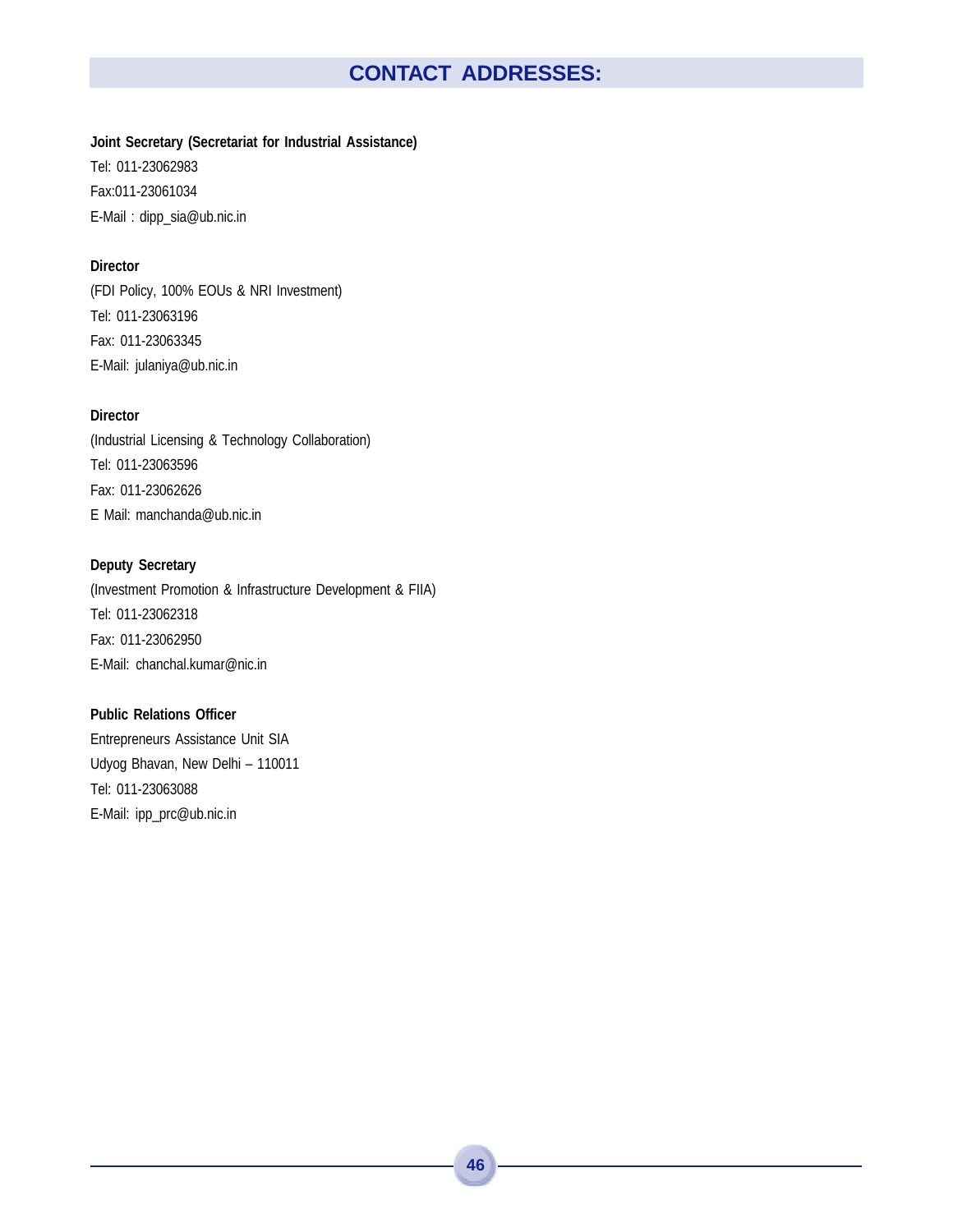# CONTACT ADDRESSES:

**Joint Secretary (Secretariat for Industrial Assistance)**
Tel: 011-23062983
Fax:011-23061034
E-Mail : dipp_sia@ub.nic.in

**Director**
(FDI Policy, 100% EOUs & NRI Investment)
Tel: 011-23063196
Fax: 011-23063345
E-Mail: julaniya@ub.nic.in

**Director**
(Industrial Licensing & Technology Collaboration)
Tel: 011-23063596
Fax: 011-23062626
E Mail: manchanda@ub.nic.in

**Deputy Secretary**
(Investment Promotion & Infrastructure Development & FIIA)
Tel: 011-23062318
Fax: 011-23062950
E-Mail: chanchal.kumar@nic.in

**Public Relations Officer**
Entrepreneurs Assistance Unit SIA
Udyog Bhavan, New Delhi – 110011
Tel: 011-23063088
E-Mail: ipp_prc@ub.nic.in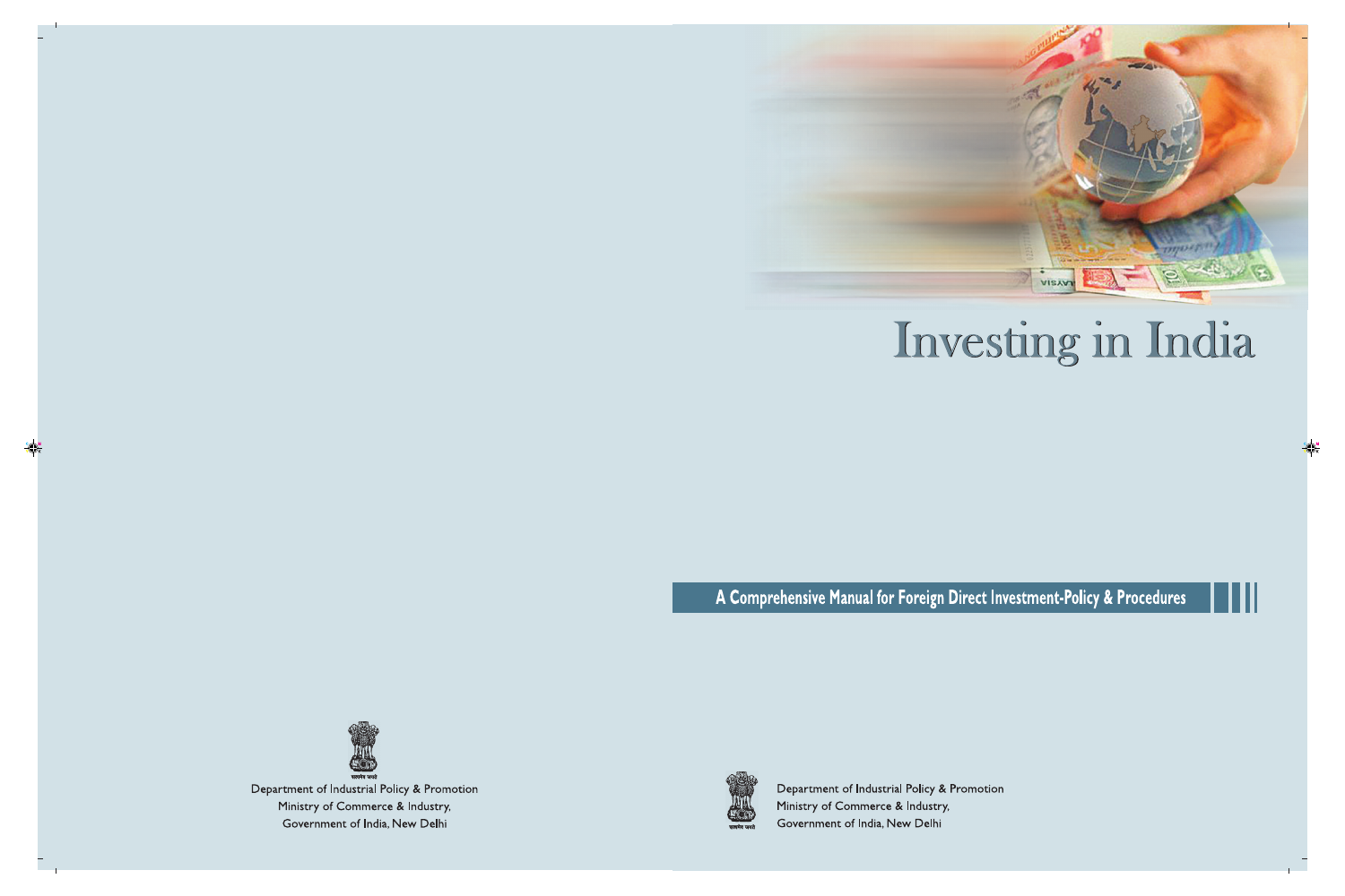# Investing in India

## A Comprehensive Manual for Foreign Direct Investment-Policy & Procedures

Department of Industrial Policy & Promotion
Ministry of Commerce & Industry,
Government of India, New Delhi

Department of Industrial Policy & Promotion
Ministry of Commerce & Industry,
Government of India, New Delhi